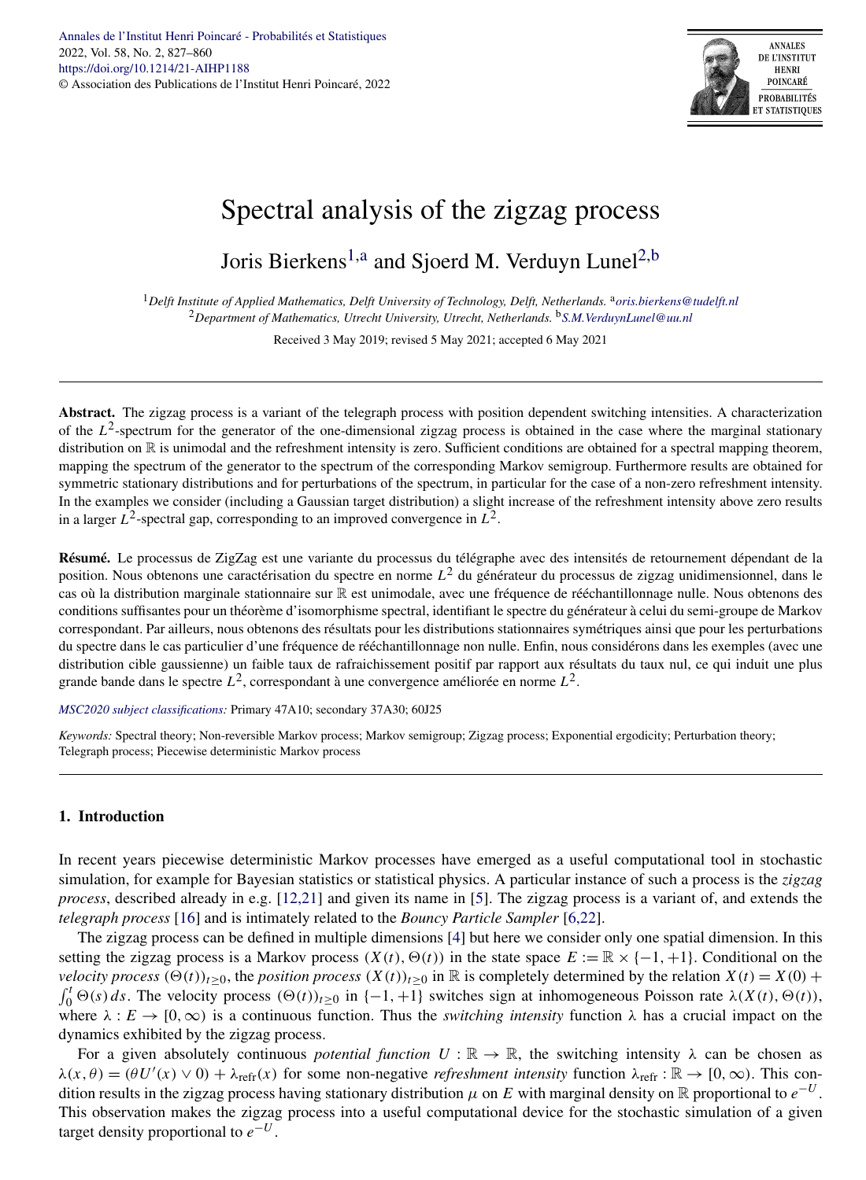# Spectral analysis of the zigzag process

Joris Bierkens[1,a] and Sjoerd M. Verduyn Lunel[2,b]

[1]*Delft Institute of Applied Mathematics, Delft University of Technology, Delft, Netherlands.* [a]*oris.bierkens@tudelft.nl*
[2]*Department of Mathematics, Utrecht University, Utrecht, Netherlands.* [b]*S.M.VerduynLunel@uu.nl*

Received 3 May 2019; revised 5 May 2021; accepted 6 May 2021

**Abstract.** The zigzag process is a variant of the telegraph process with position dependent switching intensities. A characterization of the $L^2$-spectrum for the generator of the one-dimensional zigzag process is obtained in the case where the marginal stationary distribution on $\mathbb{R}$ is unimodal and the refreshment intensity is zero. Sufficient conditions are obtained for a spectral mapping theorem, mapping the spectrum of the generator to the spectrum of the corresponding Markov semigroup. Furthermore results are obtained for symmetric stationary distributions and for perturbations of the spectrum, in particular for the case of a non-zero refreshment intensity. In the examples we consider (including a Gaussian target distribution) a slight increase of the refreshment intensity above zero results in a larger $L^2$-spectral gap, corresponding to an improved convergence in $L^2$.

**Résumé.** Le processus de ZigZag est une variante du processus du télégraphe avec des intensités de retournement dépendant de la position. Nous obtenons une caractérisation du spectre en norme $L^2$ du générateur du processus de zigzag unidimensionnel, dans le cas où la distribution marginale stationnaire sur $\mathbb{R}$ est unimodale, avec une fréquence de rééchantillonnage nulle. Nous obtenons des conditions suffisantes pour un théorème d'isomorphisme spectral, identifiant le spectre du générateur à celui du semi-groupe de Markov correspondant. Par ailleurs, nous obtenons des résultats pour les distributions stationnaires symétriques ainsi que pour les perturbations du spectre dans le cas particulier d'une fréquence de rééchantillonnage non nulle. Enfin, nous considérons dans les exemples (avec une distribution cible gaussienne) un faible taux de rafraichissement positif par rapport aux résultats du taux nul, ce qui induit une plus grande bande dans le spectre $L^2$, correspondant à une convergence améliorée en norme $L^2$.

*MSC2020 subject classifications:* Primary 47A10; secondary 37A30; 60J25

*Keywords:* Spectral theory; Non-reversible Markov process; Markov semigroup; Zigzag process; Exponential ergodicity; Perturbation theory; Telegraph process; Piecewise deterministic Markov process

## 1. Introduction

In recent years piecewise deterministic Markov processes have emerged as a useful computational tool in stochastic simulation, for example for Bayesian statistics or statistical physics. A particular instance of such a process is the *zigzag process*, described already in e.g. [12,21] and given its name in [5]. The zigzag process is a variant of, and extends the *telegraph process* [16] and is intimately related to the *Bouncy Particle Sampler* [6,22].

The zigzag process can be defined in multiple dimensions [4] but here we consider only one spatial dimension. In this setting the zigzag process is a Markov process $(X(t), \Theta(t))$ in the state space $E := \mathbb{R} \times \{-1, +1\}$. Conditional on the *velocity process* $(\Theta(t))_{t\geq 0}$, the *position process* $(X(t))_{t\geq 0}$ in $\mathbb{R}$ is completely determined by the relation $X(t) = X(0) + \int_0^t \Theta(s)\,ds$. The velocity process $(\Theta(t))_{t\geq 0}$ in $\{-1, +1\}$ switches sign at inhomogeneous Poisson rate $\lambda(X(t), \Theta(t))$, where $\lambda : E \to [0, \infty)$ is a continuous function. Thus the *switching intensity* function $\lambda$ has a crucial impact on the dynamics exhibited by the zigzag process.

For a given absolutely continuous *potential function* $U : \mathbb{R} \to \mathbb{R}$, the switching intensity $\lambda$ can be chosen as $\lambda(x, \theta) = (\theta U'(x) \vee 0) + \lambda_{\text{refr}}(x)$ for some non-negative *refreshment intensity* function $\lambda_{\text{refr}} : \mathbb{R} \to [0, \infty)$. This condition results in the zigzag process having stationary distribution $\mu$ on $E$ with marginal density on $\mathbb{R}$ proportional to $e^{-U}$. This observation makes the zigzag process into a useful computational device for the stochastic simulation of a given target density proportional to $e^{-U}$.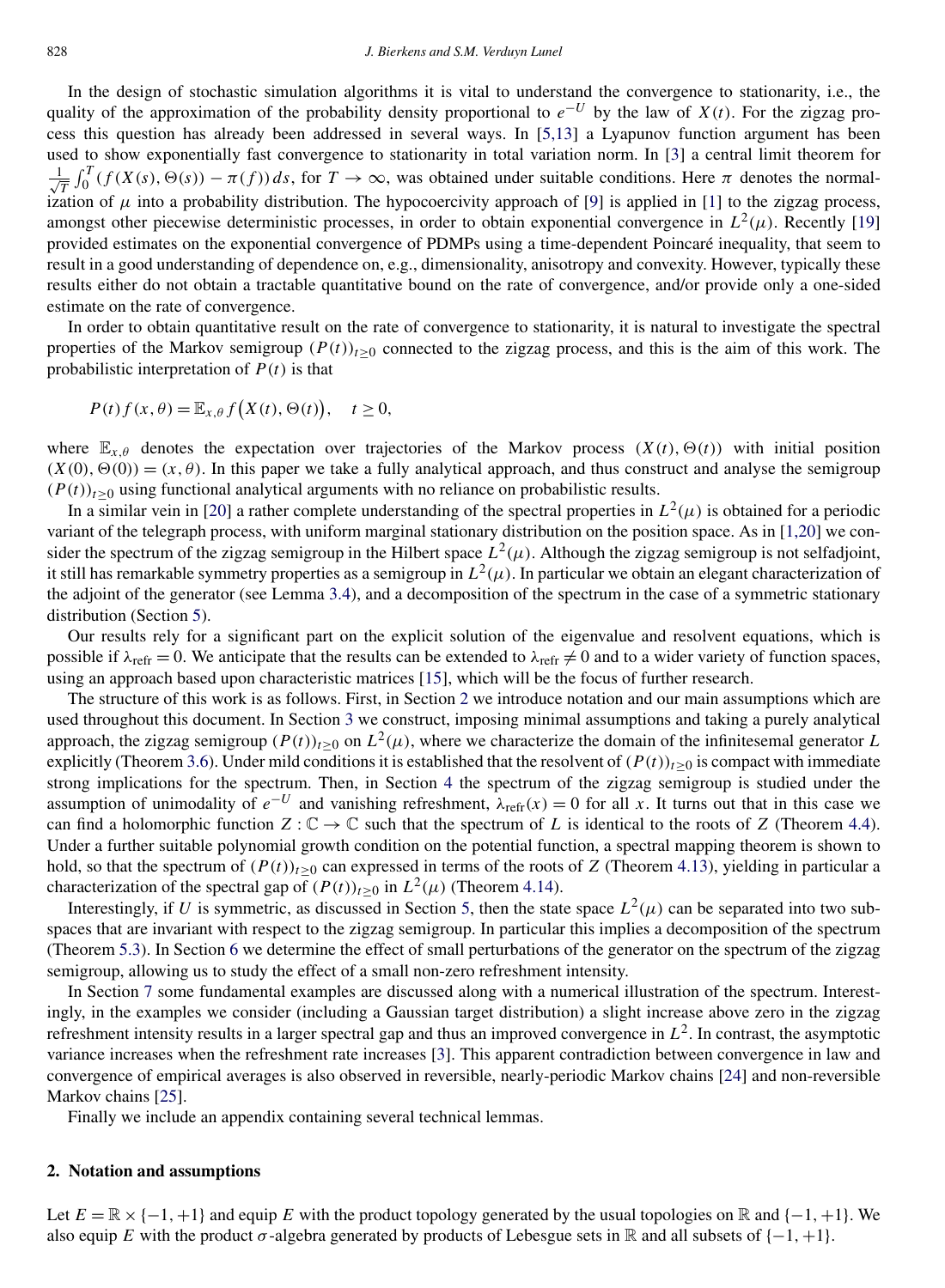In the design of stochastic simulation algorithms it is vital to understand the convergence to stationarity, i.e., the quality of the approximation of the probability density proportional to $e^{-U}$ by the law of $X(t)$. For the zigzag process this question has already been addressed in several ways. In [5,13] a Lyapunov function argument has been used to show exponentially fast convergence to stationarity in total variation norm. In [3] a central limit theorem for $\frac{1}{\sqrt{T}}\int_0^T (f(X(s),\Theta(s)) - \pi(f))\,ds$, for $T \to \infty$, was obtained under suitable conditions. Here $\pi$ denotes the normalization of $\mu$ into a probability distribution. The hypocoercivity approach of [9] is applied in [1] to the zigzag process, amongst other piecewise deterministic processes, in order to obtain exponential convergence in $L^2(\mu)$. Recently [19] provided estimates on the exponential convergence of PDMPs using a time-dependent Poincaré inequality, that seem to result in a good understanding of dependence on, e.g., dimensionality, anisotropy and convexity. However, typically these results either do not obtain a tractable quantitative bound on the rate of convergence, and/or provide only a one-sided estimate on the rate of convergence.

In order to obtain quantitative result on the rate of convergence to stationarity, it is natural to investigate the spectral properties of the Markov semigroup $(P(t))_{t\geq 0}$ connected to the zigzag process, and this is the aim of this work. The probabilistic interpretation of $P(t)$ is that

$$P(t)f(x,\theta) = \mathbb{E}_{x,\theta} f\big(X(t),\Theta(t)\big), \quad t \geq 0,$$

where $\mathbb{E}_{x,\theta}$ denotes the expectation over trajectories of the Markov process $(X(t),\Theta(t))$ with initial position $(X(0),\Theta(0)) = (x,\theta)$. In this paper we take a fully analytical approach, and thus construct and analyse the semigroup $(P(t))_{t\geq 0}$ using functional analytical arguments with no reliance on probabilistic results.

In a similar vein in [20] a rather complete understanding of the spectral properties in $L^2(\mu)$ is obtained for a periodic variant of the telegraph process, with uniform marginal stationary distribution on the position space. As in [1,20] we consider the spectrum of the zigzag semigroup in the Hilbert space $L^2(\mu)$. Although the zigzag semigroup is not selfadjoint, it still has remarkable symmetry properties as a semigroup in $L^2(\mu)$. In particular we obtain an elegant characterization of the adjoint of the generator (see Lemma 3.4), and a decomposition of the spectrum in the case of a symmetric stationary distribution (Section 5).

Our results rely for a significant part on the explicit solution of the eigenvalue and resolvent equations, which is possible if $\lambda_{\text{refr}} = 0$. We anticipate that the results can be extended to $\lambda_{\text{refr}} \neq 0$ and to a wider variety of function spaces, using an approach based upon characteristic matrices [15], which will be the focus of further research.

The structure of this work is as follows. First, in Section 2 we introduce notation and our main assumptions which are used throughout this document. In Section 3 we construct, imposing minimal assumptions and taking a purely analytical approach, the zigzag semigroup $(P(t))_{t\geq 0}$ on $L^2(\mu)$, where we characterize the domain of the infinitesemal generator $L$ explicitly (Theorem 3.6). Under mild conditions it is established that the resolvent of $(P(t))_{t\geq 0}$ is compact with immediate strong implications for the spectrum. Then, in Section 4 the spectrum of the zigzag semigroup is studied under the assumption of unimodality of $e^{-U}$ and vanishing refreshment, $\lambda_{\text{refr}}(x) = 0$ for all $x$. It turns out that in this case we can find a holomorphic function $Z : \mathbb{C} \to \mathbb{C}$ such that the spectrum of $L$ is identical to the roots of $Z$ (Theorem 4.4). Under a further suitable polynomial growth condition on the potential function, a spectral mapping theorem is shown to hold, so that the spectrum of $(P(t))_{t\geq 0}$ can expressed in terms of the roots of $Z$ (Theorem 4.13), yielding in particular a characterization of the spectral gap of $(P(t))_{t\geq 0}$ in $L^2(\mu)$ (Theorem 4.14).

Interestingly, if $U$ is symmetric, as discussed in Section 5, then the state space $L^2(\mu)$ can be separated into two subspaces that are invariant with respect to the zigzag semigroup. In particular this implies a decomposition of the spectrum (Theorem 5.3). In Section 6 we determine the effect of small perturbations of the generator on the spectrum of the zigzag semigroup, allowing us to study the effect of a small non-zero refreshment intensity.

In Section 7 some fundamental examples are discussed along with a numerical illustration of the spectrum. Interestingly, in the examples we consider (including a Gaussian target distribution) a slight increase above zero in the zigzag refreshment intensity results in a larger spectral gap and thus an improved convergence in $L^2$. In contrast, the asymptotic variance increases when the refreshment rate increases [3]. This apparent contradiction between convergence in law and convergence of empirical averages is also observed in reversible, nearly-periodic Markov chains [24] and non-reversible Markov chains [25].

Finally we include an appendix containing several technical lemmas.

## 2. Notation and assumptions

Let $E = \mathbb{R} \times \{-1,+1\}$ and equip $E$ with the product topology generated by the usual topologies on $\mathbb{R}$ and $\{-1,+1\}$. We also equip $E$ with the product $\sigma$-algebra generated by products of Lebesgue sets in $\mathbb{R}$ and all subsets of $\{-1,+1\}$.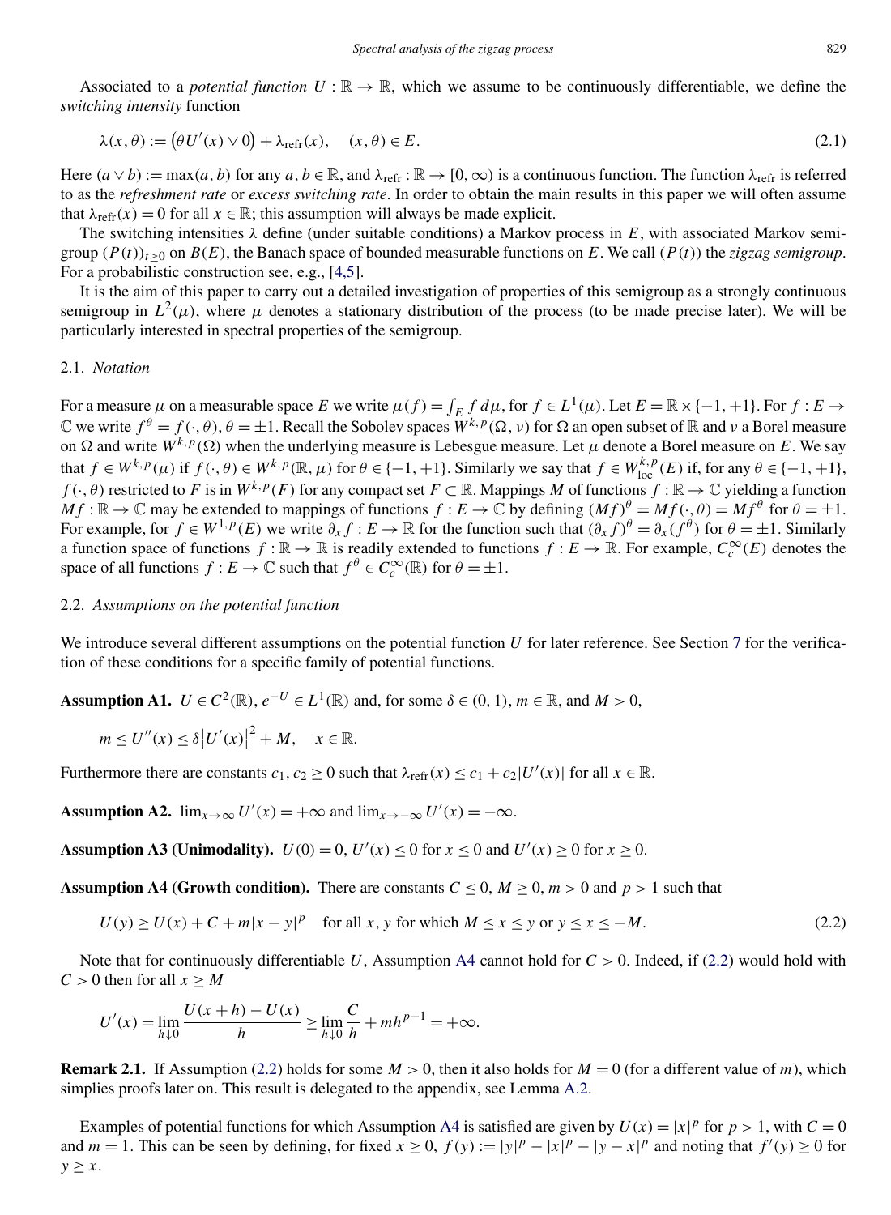Associated to a *potential function* $U : \mathbb{R} \to \mathbb{R}$, which we assume to be continuously differentiable, we define the *switching intensity* function

$$\lambda(x, \theta) := \big(\theta U'(x) \vee 0\big) + \lambda_{\text{refr}}(x), \quad (x, \theta) \in E. \tag{2.1}$$

Here $(a \vee b) := \max(a, b)$ for any $a, b \in \mathbb{R}$, and $\lambda_{\text{refr}} : \mathbb{R} \to [0, \infty)$ is a continuous function. The function $\lambda_{\text{refr}}$ is referred to as the *refreshment rate* or *excess switching rate*. In order to obtain the main results in this paper we will often assume that $\lambda_{\text{refr}}(x) = 0$ for all $x \in \mathbb{R}$; this assumption will always be made explicit.

The switching intensities $\lambda$ define (under suitable conditions) a Markov process in $E$, with associated Markov semigroup $(P(t))_{t \geq 0}$ on $B(E)$, the Banach space of bounded measurable functions on $E$. We call $(P(t))$ the *zigzag semigroup*. For a probabilistic construction see, e.g., [4,5].

It is the aim of this paper to carry out a detailed investigation of properties of this semigroup as a strongly continuous semigroup in $L^2(\mu)$, where $\mu$ denotes a stationary distribution of the process (to be made precise later). We will be particularly interested in spectral properties of the semigroup.

## 2.1. *Notation*

For a measure $\mu$ on a measurable space $E$ we write $\mu(f) = \int_E f \, d\mu$, for $f \in L^1(\mu)$. Let $E = \mathbb{R} \times \{-1, +1\}$. For $f : E \to \mathbb{C}$ we write $f^\theta = f(\cdot, \theta)$, $\theta = \pm 1$. Recall the Sobolev spaces $W^{k,p}(\Omega, \nu)$ for $\Omega$ an open subset of $\mathbb{R}$ and $\nu$ a Borel measure on $\Omega$ and write $W^{k,p}(\Omega)$ when the underlying measure is Lebesgue measure. Let $\mu$ denote a Borel measure on $E$. We say that $f \in W^{k,p}(\mu)$ if $f(\cdot, \theta) \in W^{k,p}(\mathbb{R}, \mu)$ for $\theta \in \{-1, +1\}$. Similarly we say that $f \in W^{k,p}_{\text{loc}}(E)$ if, for any $\theta \in \{-1, +1\}$, $f(\cdot, \theta)$ restricted to $F$ is in $W^{k,p}(F)$ for any compact set $F \subset \mathbb{R}$. Mappings $M$ of functions $f : \mathbb{R} \to \mathbb{C}$ yielding a function $Mf : \mathbb{R} \to \mathbb{C}$ may be extended to mappings of functions $f : E \to \mathbb{C}$ by defining $(Mf)^\theta = Mf(\cdot, \theta) = Mf^\theta$ for $\theta = \pm 1$. For example, for $f \in W^{1,p}(E)$ we write $\partial_x f : E \to \mathbb{R}$ for the function such that $(\partial_x f)^\theta = \partial_x(f^\theta)$ for $\theta = \pm 1$. Similarly a function space of functions $f : \mathbb{R} \to \mathbb{R}$ is readily extended to functions $f : E \to \mathbb{R}$. For example, $C_c^\infty(E)$ denotes the space of all functions $f : E \to \mathbb{C}$ such that $f^\theta \in C_c^\infty(\mathbb{R})$ for $\theta = \pm 1$.

## 2.2. *Assumptions on the potential function*

We introduce several different assumptions on the potential function $U$ for later reference. See Section 7 for the verification of these conditions for a specific family of potential functions.

**Assumption A1.** $U \in C^2(\mathbb{R})$, $e^{-U} \in L^1(\mathbb{R})$ and, for some $\delta \in (0, 1)$, $m \in \mathbb{R}$, and $M > 0$,

$$m \leq U''(x) \leq \delta \big|U'(x)\big|^2 + M, \quad x \in \mathbb{R}.$$

Furthermore there are constants $c_1, c_2 \geq 0$ such that $\lambda_{\text{refr}}(x) \leq c_1 + c_2 |U'(x)|$ for all $x \in \mathbb{R}$.

**Assumption A2.** $\lim_{x \to \infty} U'(x) = +\infty$ and $\lim_{x \to -\infty} U'(x) = -\infty$.

**Assumption A3 (Unimodality).** $U(0) = 0$, $U'(x) \leq 0$ for $x \leq 0$ and $U'(x) \geq 0$ for $x \geq 0$.

**Assumption A4 (Growth condition).** There are constants $C \leq 0$, $M \geq 0$, $m > 0$ and $p > 1$ such that

$$U(y) \geq U(x) + C + m|x - y|^p \quad \text{for all } x, y \text{ for which } M \leq x \leq y \text{ or } y \leq x \leq -M. \tag{2.2}$$

Note that for continuously differentiable $U$, Assumption A4 cannot hold for $C > 0$. Indeed, if (2.2) would hold with $C > 0$ then for all $x \geq M$

$$U'(x) = \lim_{h \downarrow 0} \frac{U(x + h) - U(x)}{h} \geq \lim_{h \downarrow 0} \frac{C}{h} + m h^{p-1} = +\infty.$$

**Remark 2.1.** If Assumption (2.2) holds for some $M > 0$, then it also holds for $M = 0$ (for a different value of $m$), which simplies proofs later on. This result is delegated to the appendix, see Lemma A.2.

Examples of potential functions for which Assumption A4 is satisfied are given by $U(x) = |x|^p$ for $p > 1$, with $C = 0$ and $m = 1$. This can be seen by defining, for fixed $x \geq 0$, $f(y) := |y|^p - |x|^p - |y - x|^p$ and noting that $f'(y) \geq 0$ for $y \geq x$.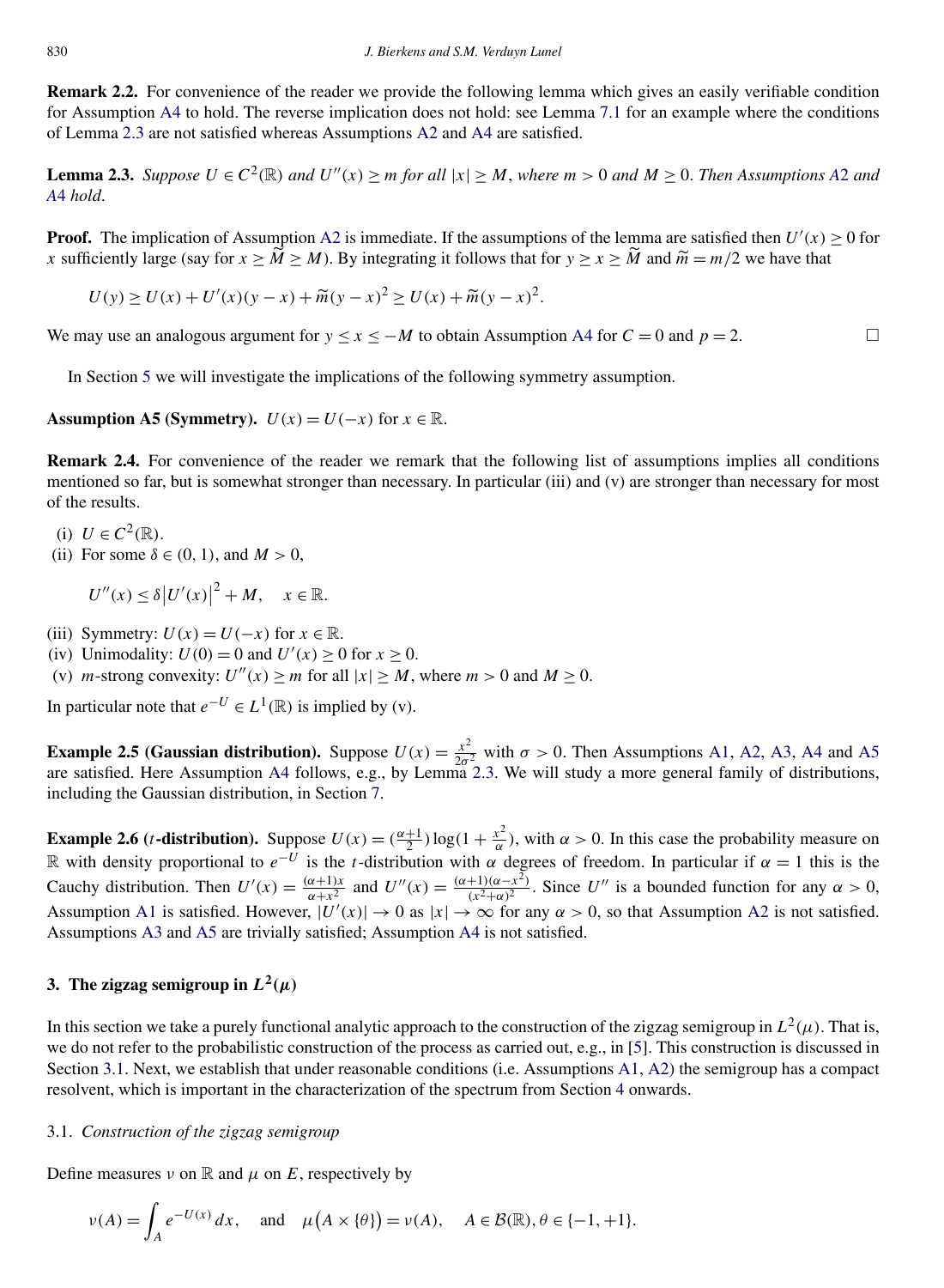**Remark 2.2.** For convenience of the reader we provide the following lemma which gives an easily verifiable condition for Assumption A4 to hold. The reverse implication does not hold: see Lemma 7.1 for an example where the conditions of Lemma 2.3 are not satisfied whereas Assumptions A2 and A4 are satisfied.

**Lemma 2.3.** *Suppose $U \in C^2(\mathbb{R})$ and $U''(x) \geq m$ for all $|x| \geq M$, where $m > 0$ and $M \geq 0$. Then Assumptions A2 and A4 hold.*

**Proof.** The implication of Assumption A2 is immediate. If the assumptions of the lemma are satisfied then $U'(x) \geq 0$ for $x$ sufficiently large (say for $x \geq \widetilde{M} \geq M$). By integrating it follows that for $y \geq x \geq \widetilde{M}$ and $\widetilde{m} = m/2$ we have that

$$U(y) \geq U(x) + U'(x)(y-x) + \widetilde{m}(y-x)^2 \geq U(x) + \widetilde{m}(y-x)^2.$$

We may use an analogous argument for $y \leq x \leq -M$ to obtain Assumption A4 for $C = 0$ and $p = 2$. $\square$

In Section 5 we will investigate the implications of the following symmetry assumption.

**Assumption A5 (Symmetry).** $U(x) = U(-x)$ for $x \in \mathbb{R}$.

**Remark 2.4.** For convenience of the reader we remark that the following list of assumptions implies all conditions mentioned so far, but is somewhat stronger than necessary. In particular (iii) and (v) are stronger than necessary for most of the results.

(i) $U \in C^2(\mathbb{R})$.
(ii) For some $\delta \in (0,1)$, and $M > 0$,

$$U''(x) \leq \delta |U'(x)|^2 + M, \quad x \in \mathbb{R}.$$

(iii) Symmetry: $U(x) = U(-x)$ for $x \in \mathbb{R}$.
(iv) Unimodality: $U(0) = 0$ and $U'(x) \geq 0$ for $x \geq 0$.
(v) $m$-strong convexity: $U''(x) \geq m$ for all $|x| \geq M$, where $m > 0$ and $M \geq 0$.

In particular note that $e^{-U} \in L^1(\mathbb{R})$ is implied by (v).

**Example 2.5 (Gaussian distribution).** Suppose $U(x) = \frac{x^2}{2\sigma^2}$ with $\sigma > 0$. Then Assumptions A1, A2, A3, A4 and A5 are satisfied. Here Assumption A4 follows, e.g., by Lemma 2.3. We will study a more general family of distributions, including the Gaussian distribution, in Section 7.

**Example 2.6 ($t$-distribution).** Suppose $U(x) = (\frac{\alpha+1}{2})\log(1 + \frac{x^2}{\alpha})$, with $\alpha > 0$. In this case the probability measure on $\mathbb{R}$ with density proportional to $e^{-U}$ is the $t$-distribution with $\alpha$ degrees of freedom. In particular if $\alpha = 1$ this is the Cauchy distribution. Then $U'(x) = \frac{(\alpha+1)x}{\alpha + x^2}$ and $U''(x) = \frac{(\alpha+1)(\alpha - x^2)}{(x^2+\alpha)^2}$. Since $U''$ is a bounded function for any $\alpha > 0$, Assumption A1 is satisfied. However, $|U'(x)| \to 0$ as $|x| \to \infty$ for any $\alpha > 0$, so that Assumption A2 is not satisfied. Assumptions A3 and A5 are trivially satisfied; Assumption A4 is not satisfied.

## 3. The zigzag semigroup in $L^2(\mu)$

In this section we take a purely functional analytic approach to the construction of the zigzag semigroup in $L^2(\mu)$. That is, we do not refer to the probabilistic construction of the process as carried out, e.g., in [5]. This construction is discussed in Section 3.1. Next, we establish that under reasonable conditions (i.e. Assumptions A1, A2) the semigroup has a compact resolvent, which is important in the characterization of the spectrum from Section 4 onwards.

### 3.1. *Construction of the zigzag semigroup*

Define measures $\nu$ on $\mathbb{R}$ and $\mu$ on $E$, respectively by

$$\nu(A) = \int_A e^{-U(x)}\,dx, \quad \text{and} \quad \mu\big(A \times \{\theta\}\big) = \nu(A), \quad A \in \mathcal{B}(\mathbb{R}), \theta \in \{-1, +1\}.$$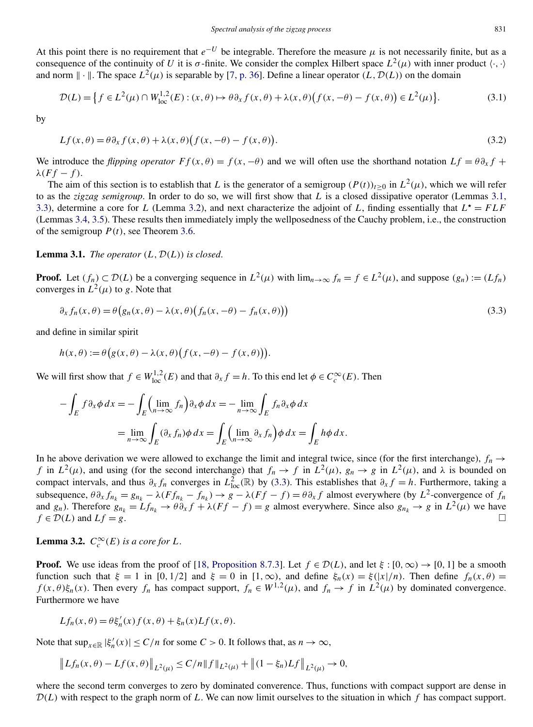At this point there is no requirement that $e^{-U}$ be integrable. Therefore the measure $\mu$ is not necessarily finite, but as a consequence of the continuity of $U$ it is $\sigma$-finite. We consider the complex Hilbert space $L^2(\mu)$ with inner product $\langle \cdot, \cdot \rangle$ and norm $\| \cdot \|$. The space $L^2(\mu)$ is separable by [7, p. 36]. Define a linear operator $(L, \mathcal{D}(L))$ on the domain

$$\mathcal{D}(L) = \left\{ f \in L^2(\mu) \cap W^{1,2}_{\mathrm{loc}}(E) : (x, \theta) \mapsto \theta \partial_x f(x, \theta) + \lambda(x, \theta)\big(f(x, -\theta) - f(x, \theta)\big) \in L^2(\mu) \right\}. \tag{3.1}$$

by

$$Lf(x, \theta) = \theta \partial_x f(x, \theta) + \lambda(x, \theta)\big(f(x, -\theta) - f(x, \theta)\big). \tag{3.2}$$

We introduce the *flipping operator* $Ff(x, \theta) = f(x, -\theta)$ and we will often use the shorthand notation $Lf = \theta \partial_x f + \lambda(Ff - f)$.

The aim of this section is to establish that $L$ is the generator of a semigroup $(P(t))_{t \geq 0}$ in $L^2(\mu)$, which we will refer to as the *zigzag semigroup*. In order to do so, we will first show that $L$ is a closed dissipative operator (Lemmas 3.1, 3.3), determine a core for $L$ (Lemma 3.2), and next characterize the adjoint of $L$, finding essentially that $L^\star = FLF$ (Lemmas 3.4, 3.5). These results then immediately imply the wellposedness of the Cauchy problem, i.e., the construction of the semigroup $P(t)$, see Theorem 3.6.

**Lemma 3.1.** *The operator $(L, \mathcal{D}(L))$ is closed.*

**Proof.** Let $(f_n) \subset \mathcal{D}(L)$ be a converging sequence in $L^2(\mu)$ with $\lim_{n \to \infty} f_n = f \in L^2(\mu)$, and suppose $(g_n) := (Lf_n)$ converges in $L^2(\mu)$ to $g$. Note that

$$\partial_x f_n(x, \theta) = \theta\big(g_n(x, \theta) - \lambda(x, \theta)\big(f_n(x, -\theta) - f_n(x, \theta)\big)\big) \tag{3.3}$$

and define in similar spirit

$$h(x, \theta) := \theta\big(g(x, \theta) - \lambda(x, \theta)\big(f(x, -\theta) - f(x, \theta)\big)\big).$$

We will first show that $f \in W^{1,2}_{\mathrm{loc}}(E)$ and that $\partial_x f = h$. To this end let $\phi \in C_c^\infty(E)$. Then

$$\begin{aligned}
-\int_E f \partial_x \phi \, dx &= -\int_E \Big(\lim_{n \to \infty} f_n\Big) \partial_x \phi \, dx = -\lim_{n \to \infty} \int_E f_n \partial_x \phi \, dx \\
&= \lim_{n \to \infty} \int_E (\partial_x f_n) \phi \, dx = \int_E \Big(\lim_{n \to \infty} \partial_x f_n\Big) \phi \, dx = \int_E h \phi \, dx.
\end{aligned}$$

In he above derivation we were allowed to exchange the limit and integral twice, since (for the first interchange), $f_n \to f$ in $L^2(\mu)$, and using (for the second interchange) that $f_n \to f$ in $L^2(\mu)$, $g_n \to g$ in $L^2(\mu)$, and $\lambda$ is bounded on compact intervals, and thus $\partial_x f_n$ converges in $L^2_{\mathrm{loc}}(\mathbb{R})$ by (3.3). This establishes that $\partial_x f = h$. Furthermore, taking a subsequence, $\theta \partial_x f_{n_k} = g_{n_k} - \lambda(F f_{n_k} - f_{n_k}) \to g - \lambda(Ff - f) = \theta \partial_x f$ almost everywhere (by $L^2$-convergence of $f_n$ and $g_n$). Therefore $g_{n_k} = Lf_{n_k} \to \theta \partial_x f + \lambda(Ff - f) = g$ almost everywhere. Since also $g_{n_k} \to g$ in $L^2(\mu)$ we have $f \in \mathcal{D}(L)$ and $Lf = g$. □

**Lemma 3.2.** *$C_c^\infty(E)$ is a core for $L$.*

**Proof.** We use ideas from the proof of [18, Proposition 8.7.3]. Let $f \in \mathcal{D}(L)$, and let $\xi : [0, \infty) \to [0, 1]$ be a smooth function such that $\xi = 1$ in $[0, 1/2]$ and $\xi = 0$ in $[1, \infty)$, and define $\xi_n(x) = \xi(|x|/n)$. Then define $f_n(x, \theta) = f(x, \theta)\xi_n(x)$. Then every $f_n$ has compact support, $f_n \in W^{1,2}(\mu)$, and $f_n \to f$ in $L^2(\mu)$ by dominated convergence. Furthermore we have

$$Lf_n(x, \theta) = \theta \xi_n'(x) f(x, \theta) + \xi_n(x) Lf(x, \theta).$$

Note that $\sup_{x \in \mathbb{R}} |\xi_n'(x)| \leq C/n$ for some $C > 0$. It follows that, as $n \to \infty$,

$$\big\| Lf_n(x, \theta) - Lf(x, \theta) \big\|_{L^2(\mu)} \leq C/n \|f\|_{L^2(\mu)} + \big\| (1 - \xi_n) Lf \big\|_{L^2(\mu)} \to 0,$$

where the second term converges to zero by dominated converence. Thus, functions with compact support are dense in $\mathcal{D}(L)$ with respect to the graph norm of $L$. We can now limit ourselves to the situation in which $f$ has compact support.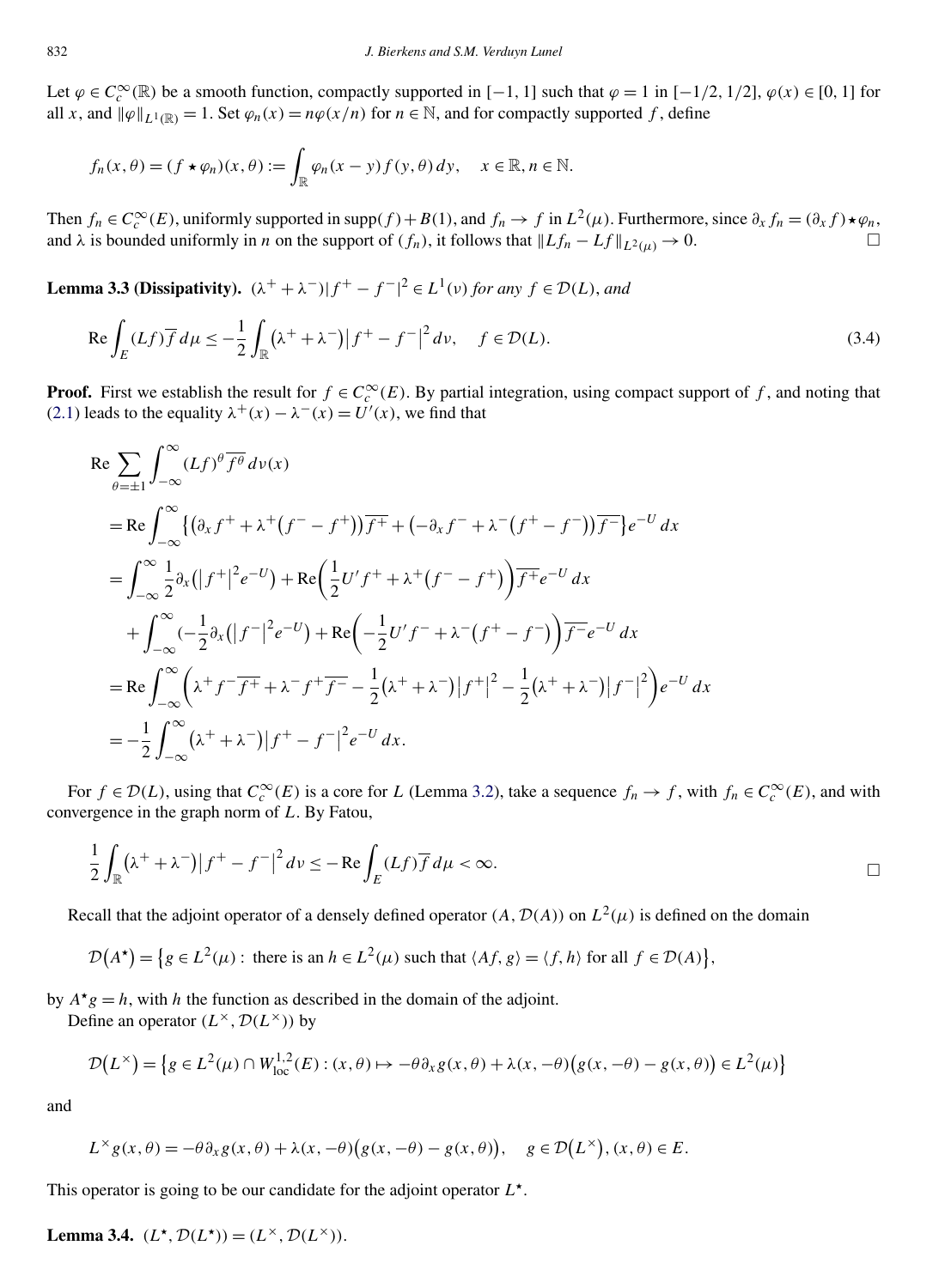Let $\varphi \in C_c^\infty(\mathbb{R})$ be a smooth function, compactly supported in $[-1,1]$ such that $\varphi = 1$ in $[-1/2, 1/2]$, $\varphi(x) \in [0,1]$ for all $x$, and $\|\varphi\|_{L^1(\mathbb{R})} = 1$. Set $\varphi_n(x) = n\varphi(x/n)$ for $n \in \mathbb{N}$, and for compactly supported $f$, define

$$f_n(x,\theta) = (f \star \varphi_n)(x,\theta) := \int_{\mathbb{R}} \varphi_n(x-y) f(y,\theta)\,dy, \quad x \in \mathbb{R}, n \in \mathbb{N}.$$

Then $f_n \in C_c^\infty(E)$, uniformly supported in $\operatorname{supp}(f) + B(1)$, and $f_n \to f$ in $L^2(\mu)$. Furthermore, since $\partial_x f_n = (\partial_x f) \star \varphi_n$, and $\lambda$ is bounded uniformly in $n$ on the support of $(f_n)$, it follows that $\|Lf_n - Lf\|_{L^2(\mu)} \to 0$. $\square$

**Lemma 3.3 (Dissipativity).** *$(\lambda^+ + \lambda^-)|f^+ - f^-|^2 \in L^1(\nu)$ for any $f \in \mathcal{D}(L)$, and*

$$\operatorname{Re} \int_E (Lf)\overline{f}\,d\mu \le -\frac{1}{2}\int_{\mathbb{R}} (\lambda^+ + \lambda^-)|f^+ - f^-|^2\,d\nu, \quad f \in \mathcal{D}(L). \tag{3.4}$$

**Proof.** First we establish the result for $f \in C_c^\infty(E)$. By partial integration, using compact support of $f$, and noting that (2.1) leads to the equality $\lambda^+(x) - \lambda^-(x) = U'(x)$, we find that

$$\begin{aligned}
&\operatorname{Re}\sum_{\theta=\pm 1}\int_{-\infty}^{\infty} (Lf)^\theta \overline{f^\theta}\,d\nu(x) \\
&= \operatorname{Re}\int_{-\infty}^{\infty} \left\{ \left(\partial_x f^+ + \lambda^+(f^- - f^+)\right)\overline{f^+} + \left(-\partial_x f^- + \lambda^-(f^+ - f^-)\right)\overline{f^-} \right\} e^{-U}\,dx \\
&= \int_{-\infty}^{\infty} \frac{1}{2}\partial_x\left(|f^+|^2 e^{-U}\right) + \operatorname{Re}\left(\frac{1}{2}U' f^+ + \lambda^+(f^- - f^+)\right)\overline{f^+} e^{-U}\,dx \\
&\quad + \int_{-\infty}^{\infty} \left(-\frac{1}{2}\partial_x\left(|f^-|^2 e^{-U}\right)\right) + \operatorname{Re}\left(-\frac{1}{2}U' f^- + \lambda^-(f^+ - f^-)\right)\overline{f^-} e^{-U}\,dx \\
&= \operatorname{Re}\int_{-\infty}^{\infty} \left(\lambda^+ f^- \overline{f^+} + \lambda^- f^+ \overline{f^-} - \frac{1}{2}(\lambda^+ + \lambda^-)|f^+|^2 - \frac{1}{2}(\lambda^+ + \lambda^-)|f^-|^2\right) e^{-U}\,dx \\
&= -\frac{1}{2}\int_{-\infty}^{\infty} (\lambda^+ + \lambda^-)|f^+ - f^-|^2 e^{-U}\,dx.
\end{aligned}$$

For $f \in \mathcal{D}(L)$, using that $C_c^\infty(E)$ is a core for $L$ (Lemma 3.2), take a sequence $f_n \to f$, with $f_n \in C_c^\infty(E)$, and with convergence in the graph norm of $L$. By Fatou,

$$\frac{1}{2}\int_{\mathbb{R}} (\lambda^+ + \lambda^-)|f^+ - f^-|^2\,d\nu \le -\operatorname{Re}\int_E (Lf)\overline{f}\,d\mu < \infty. \qquad \square$$

Recall that the adjoint operator of a densely defined operator $(A, \mathcal{D}(A))$ on $L^2(\mu)$ is defined on the domain

$$\mathcal{D}(A^\star) = \left\{ g \in L^2(\mu) : \text{there is an } h \in L^2(\mu) \text{ such that } \langle Af, g\rangle = \langle f, h\rangle \text{ for all } f \in \mathcal{D}(A) \right\},$$

by $A^\star g = h$, with $h$ the function as described in the domain of the adjoint.

Define an operator $(L^\times, \mathcal{D}(L^\times))$ by

$$\mathcal{D}(L^\times) = \left\{ g \in L^2(\mu) \cap W^{1,2}_{\mathrm{loc}}(E) : (x,\theta) \mapsto -\theta\partial_x g(x,\theta) + \lambda(x,-\theta)\left(g(x,-\theta) - g(x,\theta)\right) \in L^2(\mu) \right\}$$

and

$$L^\times g(x,\theta) = -\theta\partial_x g(x,\theta) + \lambda(x,-\theta)\left(g(x,-\theta) - g(x,\theta)\right), \quad g \in \mathcal{D}(L^\times), (x,\theta) \in E.$$

This operator is going to be our candidate for the adjoint operator $L^\star$.

**Lemma 3.4.** $(L^\star, \mathcal{D}(L^\star)) = (L^\times, \mathcal{D}(L^\times))$.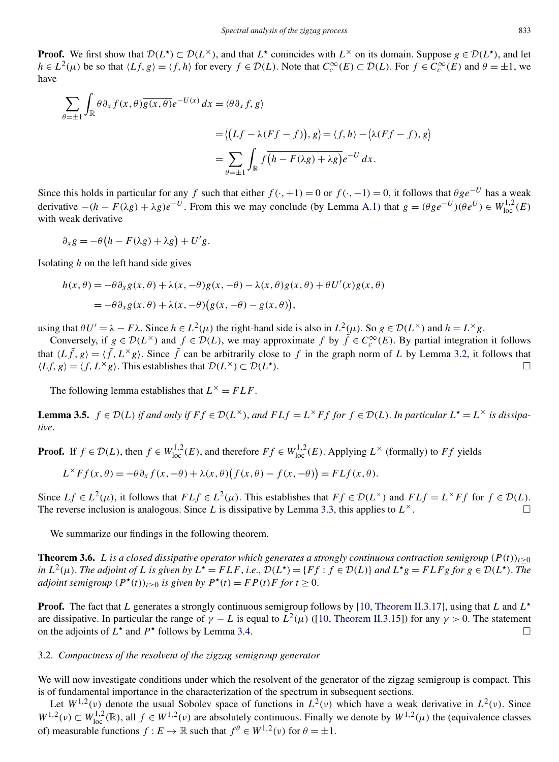**Proof.** We first show that $\mathcal{D}(L^\star) \subset \mathcal{D}(L^\times)$, and that $L^\star$ conincides with $L^\times$ on its domain. Suppose $g \in \mathcal{D}(L^\star)$, and let $h \in L^2(\mu)$ be so that $\langle Lf, g\rangle = \langle f, h\rangle$ for every $f \in \mathcal{D}(L)$. Note that $C_c^\infty(E) \subset \mathcal{D}(L)$. For $f \in C_c^\infty(E)$ and $\theta = \pm 1$, we have

$$
\begin{aligned}
\sum_{\theta=\pm 1} \int_{\mathbb{R}} \theta \partial_x f(x,\theta) \overline{g(x,\theta)} e^{-U(x)}\, dx &= \langle \theta \partial_x f, g\rangle \\
&= \bigl\langle \bigl(Lf - \lambda(Ff - f)\bigr), g\bigr\rangle = \langle f, h\rangle - \bigl\langle \lambda(Ff - f), g\bigr\rangle \\
&= \sum_{\theta=\pm 1} \int_{\mathbb{R}} f \overline{\bigl(h - F(\lambda g) + \lambda g\bigr)} e^{-U}\, dx.
\end{aligned}
$$

Since this holds in particular for any $f$ such that either $f(\cdot, +1) = 0$ or $f(\cdot, -1) = 0$, it follows that $\theta g e^{-U}$ has a weak derivative $-(h - F(\lambda g) + \lambda g)e^{-U}$. From this we may conclude (by Lemma A.1) that $g = (\theta g e^{-U})(\theta e^U) \in W^{1,2}_{\mathrm{loc}}(E)$ with weak derivative

$$
\partial_x g = -\theta\bigl(h - F(\lambda g) + \lambda g\bigr) + U' g.
$$

Isolating $h$ on the left hand side gives

$$
\begin{aligned}
h(x,\theta) &= -\theta \partial_x g(x,\theta) + \lambda(x,-\theta) g(x,-\theta) - \lambda(x,\theta) g(x,\theta) + \theta U'(x) g(x,\theta) \\
&= -\theta \partial_x g(x,\theta) + \lambda(x,-\theta)\bigl(g(x,-\theta) - g(x,\theta)\bigr),
\end{aligned}
$$

using that $\theta U' = \lambda - F\lambda$. Since $h \in L^2(\mu)$ the right-hand side is also in $L^2(\mu)$. So $g \in \mathcal{D}(L^\times)$ and $h = L^\times g$.

Conversely, if $g \in \mathcal{D}(L^\times)$ and $f \in \mathcal{D}(L)$, we may approximate $f$ by $\tilde{f} \in C_c^\infty(E)$. By partial integration it follows that $\langle L\tilde{f}, g\rangle = \langle \tilde{f}, L^\times g\rangle$. Since $\tilde{f}$ can be arbitrarily close to $f$ in the graph norm of $L$ by Lemma 3.2, it follows that $\langle Lf, g\rangle = \langle f, L^\times g\rangle$. This establishes that $\mathcal{D}(L^\times) \subset \mathcal{D}(L^\star)$. □

The following lemma establishes that $L^\times = FLF$.

**Lemma 3.5.** *$f \in \mathcal{D}(L)$ if and only if $Ff \in \mathcal{D}(L^\times)$, and $FLf = L^\times Ff$ for $f \in \mathcal{D}(L)$. In particular $L^\star = L^\times$ is dissipative.*

**Proof.** If $f \in \mathcal{D}(L)$, then $f \in W^{1,2}_{\mathrm{loc}}(E)$, and therefore $Ff \in W^{1,2}_{\mathrm{loc}}(E)$. Applying $L^\times$ (formally) to $Ff$ yields

$$
L^\times Ff(x,\theta) = -\theta \partial_x f(x,-\theta) + \lambda(x,\theta)\bigl(f(x,\theta) - f(x,-\theta)\bigr) = FLf(x,\theta).
$$

Since $Lf \in L^2(\mu)$, it follows that $FLf \in L^2(\mu)$. This establishes that $Ff \in \mathcal{D}(L^\times)$ and $FLf = L^\times Ff$ for $f \in \mathcal{D}(L)$. The reverse inclusion is analogous. Since $L$ is dissipative by Lemma 3.3, this applies to $L^\times$. □

We summarize our findings in the following theorem.

**Theorem 3.6.** *$L$ is a closed dissipative operator which generates a strongly continuous contraction semigroup $(P(t))_{t\geq 0}$ in $L^2(\mu)$. The adjoint of $L$ is given by $L^\star = FLF$, i.e., $\mathcal{D}(L^\star) = \{Ff : f \in \mathcal{D}(L)\}$ and $L^\star g = FLFg$ for $g \in \mathcal{D}(L^\star)$. The adjoint semigroup $(P^\star(t))_{t\geq 0}$ is given by $P^\star(t) = FP(t)F$ for $t \geq 0$.*

**Proof.** The fact that $L$ generates a strongly continuous semigroup follows by [10, Theorem II.3.17], using that $L$ and $L^\star$ are dissipative. In particular the range of $\gamma - L$ is equal to $L^2(\mu)$ ([10, Theorem II.3.15]) for any $\gamma > 0$. The statement on the adjoints of $L^\star$ and $P^\star$ follows by Lemma 3.4. □

### 3.2. *Compactness of the resolvent of the zigzag semigroup generator*

We will now investigate conditions under which the resolvent of the generator of the zigzag semigroup is compact. This is of fundamental importance in the characterization of the spectrum in subsequent sections.

Let $W^{1,2}(\nu)$ denote the usual Sobolev space of functions in $L^2(\nu)$ which have a weak derivative in $L^2(\nu)$. Since $W^{1,2}(\nu) \subset W^{1,2}_{\mathrm{loc}}(\mathbb{R})$, all $f \in W^{1,2}(\nu)$ are absolutely continuous. Finally we denote by $W^{1,2}(\mu)$ the (equivalence classes of) measurable functions $f : E \to \mathbb{R}$ such that $f^\theta \in W^{1,2}(\nu)$ for $\theta = \pm 1$.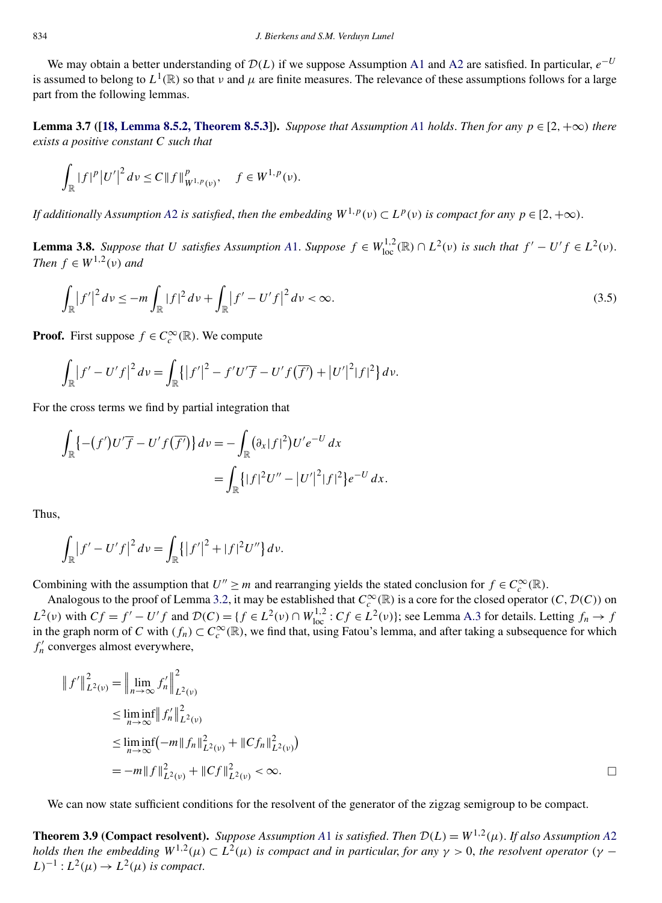We may obtain a better understanding of $\mathcal{D}(L)$ if we suppose Assumption A1 and A2 are satisfied. In particular, $e^{-U}$ is assumed to belong to $L^1(\mathbb{R})$ so that $\nu$ and $\mu$ are finite measures. The relevance of these assumptions follows for a large part from the following lemmas.

**Lemma 3.7 ([18, Lemma 8.5.2, Theorem 8.5.3]).** *Suppose that Assumption A1 holds. Then for any $p \in [2, +\infty)$ there exists a positive constant $C$ such that*

$$\int_{\mathbb{R}} |f|^p |U'|^2 \, d\nu \leq C \|f\|^p_{W^{1,p}(\nu)}, \quad f \in W^{1,p}(\nu).$$

*If additionally Assumption A2 is satisfied, then the embedding $W^{1,p}(\nu) \subset L^p(\nu)$ is compact for any $p \in [2, +\infty)$.*

**Lemma 3.8.** *Suppose that $U$ satisfies Assumption A1. Suppose $f \in W^{1,2}_{\mathrm{loc}}(\mathbb{R}) \cap L^2(\nu)$ is such that $f' - U'f \in L^2(\nu)$. Then $f \in W^{1,2}(\nu)$ and*

$$\int_{\mathbb{R}} |f'|^2 \, d\nu \leq -m \int_{\mathbb{R}} |f|^2 \, d\nu + \int_{\mathbb{R}} |f' - U'f|^2 \, d\nu < \infty. \tag{3.5}$$

**Proof.** First suppose $f \in C_c^\infty(\mathbb{R})$. We compute

$$\int_{\mathbb{R}} |f' - U'f|^2 \, d\nu = \int_{\mathbb{R}} \{ |f'|^2 - f'U'\overline{f} - U'f(\overline{f'}) + |U'|^2 |f|^2 \} \, d\nu.$$

For the cross terms we find by partial integration that

$$\begin{aligned}
\int_{\mathbb{R}} \{ -(f')U'\overline{f} - U'f(\overline{f'}) \} \, d\nu &= -\int_{\mathbb{R}} (\partial_x |f|^2) U' e^{-U} \, dx \\
&= \int_{\mathbb{R}} \{ |f|^2 U'' - |U'|^2 |f|^2 \} e^{-U} \, dx.
\end{aligned}$$

Thus,

$$\int_{\mathbb{R}} |f' - U'f|^2 \, d\nu = \int_{\mathbb{R}} \{ |f'|^2 + |f|^2 U'' \} \, d\nu.$$

Combining with the assumption that $U'' \geq m$ and rearranging yields the stated conclusion for $f \in C_c^\infty(\mathbb{R})$.

Analogous to the proof of Lemma 3.2, it may be established that $C_c^\infty(\mathbb{R})$ is a core for the closed operator $(C, \mathcal{D}(C))$ on $L^2(\nu)$ with $Cf = f' - U'f$ and $\mathcal{D}(C) = \{ f \in L^2(\nu) \cap W^{1,2}_{\mathrm{loc}} : Cf \in L^2(\nu) \}$; see Lemma A.3 for details. Letting $f_n \to f$ in the graph norm of $C$ with $(f_n) \subset C_c^\infty(\mathbb{R})$, we find that, using Fatou's lemma, and after taking a subsequence for which $f_n'$ converges almost everywhere,

$$\begin{aligned}
\|f'\|^2_{L^2(\nu)} &= \left\| \lim_{n \to \infty} f_n' \right\|^2_{L^2(\nu)} \\
&\leq \liminf_{n \to \infty} \|f_n'\|^2_{L^2(\nu)} \\
&\leq \liminf_{n \to \infty} \left( -m \|f_n\|^2_{L^2(\nu)} + \|Cf_n\|^2_{L^2(\nu)} \right) \\
&= -m \|f\|^2_{L^2(\nu)} + \|Cf\|^2_{L^2(\nu)} < \infty.
\end{aligned}$$

□

We can now state sufficient conditions for the resolvent of the generator of the zigzag semigroup to be compact.

**Theorem 3.9 (Compact resolvent).** *Suppose Assumption A1 is satisfied. Then $\mathcal{D}(L) = W^{1,2}(\mu)$. If also Assumption A2 holds then the embedding $W^{1,2}(\mu) \subset L^2(\mu)$ is compact and in particular, for any $\gamma > 0$, the resolvent operator $(\gamma - L)^{-1} : L^2(\mu) \to L^2(\mu)$ is compact.*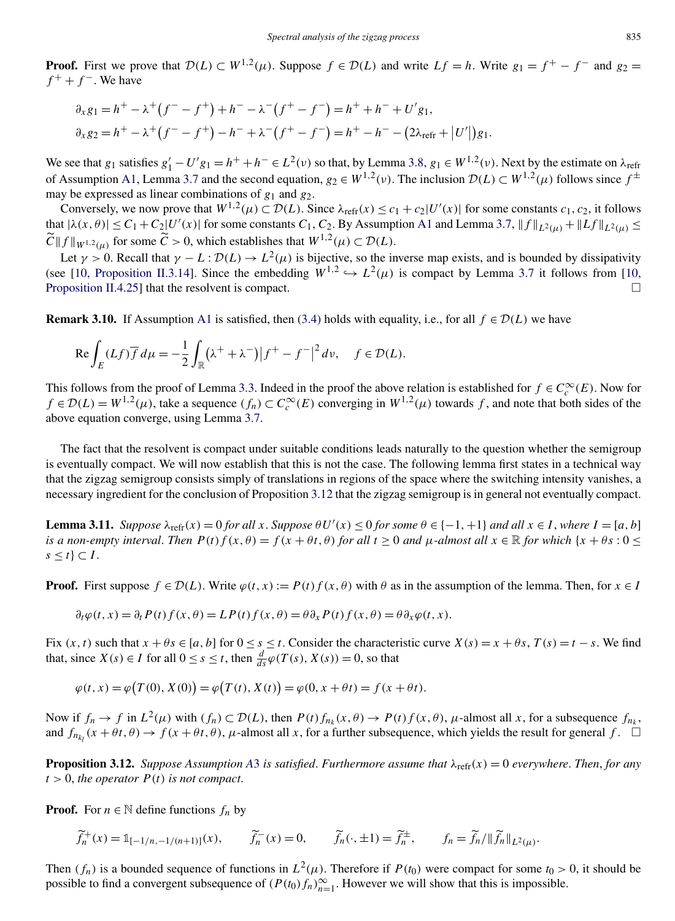**Proof.** First we prove that $\mathcal{D}(L) \subset W^{1,2}(\mu)$. Suppose $f \in \mathcal{D}(L)$ and write $Lf = h$. Write $g_1 = f^+ - f^-$ and $g_2 = f^+ + f^-$. We have

$$
\begin{aligned}
\partial_x g_1 &= h^+ - \lambda^+\big(f^- - f^+\big) + h^- - \lambda^-\big(f^+ - f^-\big) = h^+ + h^- + U' g_1,\\
\partial_x g_2 &= h^+ - \lambda^+\big(f^- - f^+\big) - h^- + \lambda^-\big(f^+ - f^-\big) = h^+ - h^- - \big(2\lambda_{\mathrm{refr}} + |U'|\big) g_1.
\end{aligned}
$$

We see that $g_1$ satisfies $g_1' - U' g_1 = h^+ + h^- \in L^2(\nu)$ so that, by Lemma 3.8, $g_1 \in W^{1,2}(\nu)$. Next by the estimate on $\lambda_{\mathrm{refr}}$ of Assumption A1, Lemma 3.7 and the second equation, $g_2 \in W^{1,2}(\nu)$. The inclusion $\mathcal{D}(L) \subset W^{1,2}(\mu)$ follows since $f^\pm$ may be expressed as linear combinations of $g_1$ and $g_2$.

Conversely, we now prove that $W^{1,2}(\mu) \subset \mathcal{D}(L)$. Since $\lambda_{\mathrm{refr}}(x) \le c_1 + c_2|U'(x)|$ for some constants $c_1, c_2$, it follows that $|\lambda(x,\theta)| \le C_1 + C_2|U'(x)|$ for some constants $C_1, C_2$. By Assumption A1 and Lemma 3.7, $\|f\|_{L^2(\mu)} + \|Lf\|_{L^2(\mu)} \le \widetilde{C}\|f\|_{W^{1,2}(\mu)}$ for some $\widetilde{C} > 0$, which establishes that $W^{1,2}(\mu) \subset \mathcal{D}(L)$.

Let $\gamma > 0$. Recall that $\gamma - L : \mathcal{D}(L) \to L^2(\mu)$ is bijective, so the inverse map exists, and is bounded by dissipativity (see [10, Proposition II.3.14]. Since the embedding $W^{1,2} \hookrightarrow L^2(\mu)$ is compact by Lemma 3.7 it follows from [10, Proposition II.4.25] that the resolvent is compact. □

**Remark 3.10.** If Assumption A1 is satisfied, then (3.4) holds with equality, i.e., for all $f \in \mathcal{D}(L)$ we have

$$
\operatorname{Re} \int_E (Lf)\overline{f}\, d\mu = -\frac{1}{2}\int_{\mathbb{R}} \big(\lambda^+ + \lambda^-\big)\big|f^+ - f^-\big|^2\, d\nu, \quad f \in \mathcal{D}(L).
$$

This follows from the proof of Lemma 3.3. Indeed in the proof the above relation is established for $f \in C_c^\infty(E)$. Now for $f \in \mathcal{D}(L) = W^{1,2}(\mu)$, take a sequence $(f_n) \subset C_c^\infty(E)$ converging in $W^{1,2}(\mu)$ towards $f$, and note that both sides of the above equation converge, using Lemma 3.7.

The fact that the resolvent is compact under suitable conditions leads naturally to the question whether the semigroup is eventually compact. We will now establish that this is not the case. The following lemma first states in a technical way that the zigzag semigroup consists simply of translations in regions of the space where the switching intensity vanishes, a necessary ingredient for the conclusion of Proposition 3.12 that the zigzag semigroup is in general not eventually compact.

**Lemma 3.11.** *Suppose $\lambda_{\mathrm{refr}}(x) = 0$ for all $x$. Suppose $\theta U'(x) \le 0$ for some $\theta \in \{-1,+1\}$ and all $x \in I$, where $I = [a,b]$ is a non-empty interval. Then $P(t)f(x,\theta) = f(x + \theta t, \theta)$ for all $t \ge 0$ and $\mu$-almost all $x \in \mathbb{R}$ for which $\{x + \theta s : 0 \le s \le t\} \subset I$.*

**Proof.** First suppose $f \in \mathcal{D}(L)$. Write $\varphi(t,x) := P(t)f(x,\theta)$ with $\theta$ as in the assumption of the lemma. Then, for $x \in I$

$$
\partial_t \varphi(t,x) = \partial_t P(t)f(x,\theta) = LP(t)f(x,\theta) = \theta\partial_x P(t)f(x,\theta) = \theta\partial_x\varphi(t,x).
$$

Fix $(x,t)$ such that $x + \theta s \in [a,b]$ for $0 \le s \le t$. Consider the characteristic curve $X(s) = x + \theta s$, $T(s) = t - s$. We find that, since $X(s) \in I$ for all $0 \le s \le t$, then $\frac{d}{ds}\varphi(T(s), X(s)) = 0$, so that

$$
\varphi(t,x) = \varphi\big(T(0), X(0)\big) = \varphi\big(T(t), X(t)\big) = \varphi(0, x + \theta t) = f(x + \theta t).
$$

Now if $f_n \to f$ in $L^2(\mu)$ with $(f_n) \subset \mathcal{D}(L)$, then $P(t)f_{n_k}(x,\theta) \to P(t)f(x,\theta)$, $\mu$-almost all $x$, for a subsequence $f_{n_k}$, and $f_{n_{k_l}}(x + \theta t, \theta) \to f(x + \theta t, \theta)$, $\mu$-almost all $x$, for a further subsequence, which yields the result for general $f$. □

**Proposition 3.12.** *Suppose Assumption A3 is satisfied. Furthermore assume that $\lambda_{\mathrm{refr}}(x) = 0$ everywhere. Then, for any $t > 0$, the operator $P(t)$ is not compact.*

**Proof.** For $n \in \mathbb{N}$ define functions $f_n$ by

$$
\widetilde{f}_n^+(x) = \mathbb{1}_{[-1/n, -1/(n+1)]}(x), \qquad \widetilde{f}_n^-(x) = 0, \qquad \widetilde{f}_n(\cdot, \pm 1) = \widetilde{f}_n^\pm, \qquad f_n = \widetilde{f}_n / \|\widetilde{f}_n\|_{L^2(\mu)}.
$$

Then $(f_n)$ is a bounded sequence of functions in $L^2(\mu)$. Therefore if $P(t_0)$ were compact for some $t_0 > 0$, it should be possible to find a convergent subsequence of $(P(t_0)f_n)_{n=1}^\infty$. However we will show that this is impossible.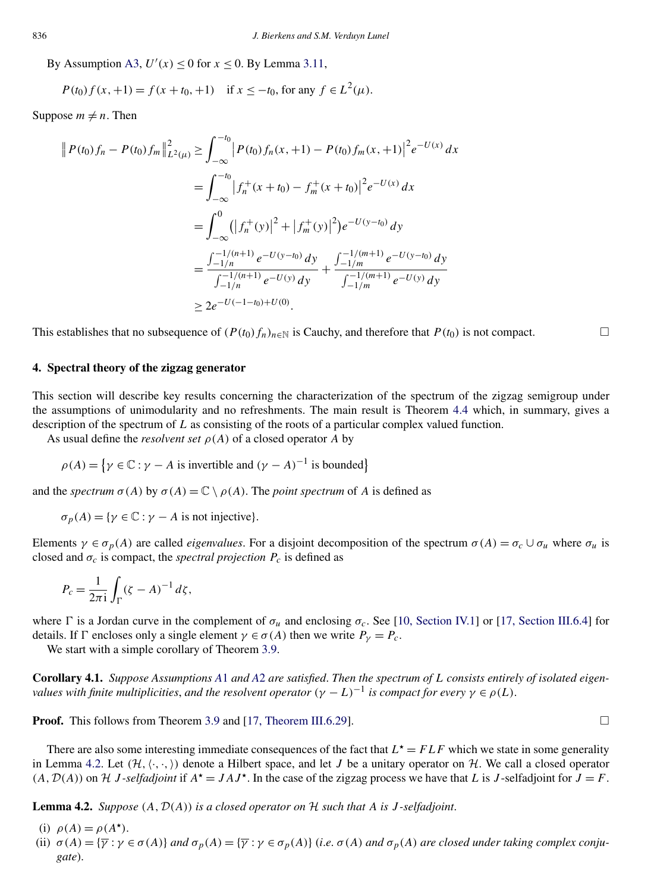By Assumption A3, $U'(x) \le 0$ for $x \le 0$. By Lemma 3.11,

$$P(t_0) f(x, +1) = f(x + t_0, +1) \quad \text{if } x \le -t_0, \text{ for any } f \in L^2(\mu).$$

Suppose $m \neq n$. Then

$$\begin{aligned}
\| P(t_0) f_n - P(t_0) f_m \|_{L^2(\mu)}^2 &\ge \int_{-\infty}^{-t_0} \left| P(t_0) f_n(x, +1) - P(t_0) f_m(x, +1) \right|^2 e^{-U(x)} \, dx \\
&= \int_{-\infty}^{-t_0} \left| f_n^+(x + t_0) - f_m^+(x + t_0) \right|^2 e^{-U(x)} \, dx \\
&= \int_{-\infty}^{0} \left( \left| f_n^+(y) \right|^2 + \left| f_m^+(y) \right|^2 \right) e^{-U(y - t_0)} \, dy \\
&= \frac{\int_{-1/n}^{-1/(n+1)} e^{-U(y-t_0)} \, dy}{\int_{-1/n}^{-1/(n+1)} e^{-U(y)} \, dy} + \frac{\int_{-1/m}^{-1/(m+1)} e^{-U(y-t_0)} \, dy}{\int_{-1/m}^{-1/(m+1)} e^{-U(y)} \, dy} \\
&\ge 2 e^{-U(-1-t_0) + U(0)}.
\end{aligned}$$

This establishes that no subsequence of $(P(t_0) f_n)_{n \in \mathbb{N}}$ is Cauchy, and therefore that $P(t_0)$ is not compact. □

## 4. Spectral theory of the zigzag generator

This section will describe key results concerning the characterization of the spectrum of the zigzag semigroup under the assumptions of unimodularity and no refreshments. The main result is Theorem 4.4 which, in summary, gives a description of the spectrum of $L$ as consisting of the roots of a particular complex valued function.

As usual define the *resolvent set* $\rho(A)$ of a closed operator $A$ by

$$\rho(A) = \left\{ \gamma \in \mathbb{C} : \gamma - A \text{ is invertible and } (\gamma - A)^{-1} \text{ is bounded} \right\}$$

and the *spectrum* $\sigma(A)$ by $\sigma(A) = \mathbb{C} \setminus \rho(A)$. The *point spectrum* of $A$ is defined as

$$\sigma_p(A) = \{ \gamma \in \mathbb{C} : \gamma - A \text{ is not injective} \}.$$

Elements $\gamma \in \sigma_p(A)$ are called *eigenvalues*. For a disjoint decomposition of the spectrum $\sigma(A) = \sigma_c \cup \sigma_u$ where $\sigma_u$ is closed and $\sigma_c$ is compact, the *spectral projection* $P_c$ is defined as

$$P_c = \frac{1}{2\pi \mathrm{i}} \int_\Gamma (\zeta - A)^{-1} \, d\zeta,$$

where $\Gamma$ is a Jordan curve in the complement of $\sigma_u$ and enclosing $\sigma_c$. See [10, Section IV.1] or [17, Section III.6.4] for details. If $\Gamma$ encloses only a single element $\gamma \in \sigma(A)$ then we write $P_\gamma = P_c$.

We start with a simple corollary of Theorem 3.9.

**Corollary 4.1.** *Suppose Assumptions A1 and A2 are satisfied. Then the spectrum of $L$ consists entirely of isolated eigenvalues with finite multiplicities, and the resolvent operator $(\gamma - L)^{-1}$ is compact for every $\gamma \in \rho(L)$.*

**Proof.** This follows from Theorem 3.9 and [17, Theorem III.6.29]. □

There are also some interesting immediate consequences of the fact that $L^\star = FLF$ which we state in some generality in Lemma 4.2. Let $(\mathcal{H}, \langle \cdot, \cdot \rangle)$ denote a Hilbert space, and let $J$ be a unitary operator on $\mathcal{H}$. We call a closed operator $(A, \mathcal{D}(A))$ on $\mathcal{H}$ *$J$-selfadjoint* if $A^\star = JAJ^\star$. In the case of the zigzag process we have that $L$ is $J$-selfadjoint for $J = F$.

**Lemma 4.2.** *Suppose $(A, \mathcal{D}(A))$ is a closed operator on $\mathcal{H}$ such that $A$ is $J$-selfadjoint.*

(i) $\rho(A) = \rho(A^\star)$.
(ii) $\sigma(A) = \{ \overline{\gamma} : \gamma \in \sigma(A) \}$ *and* $\sigma_p(A) = \{ \overline{\gamma} : \gamma \in \sigma_p(A) \}$ *(i.e. $\sigma(A)$ and $\sigma_p(A)$ are closed under taking complex conjugate).*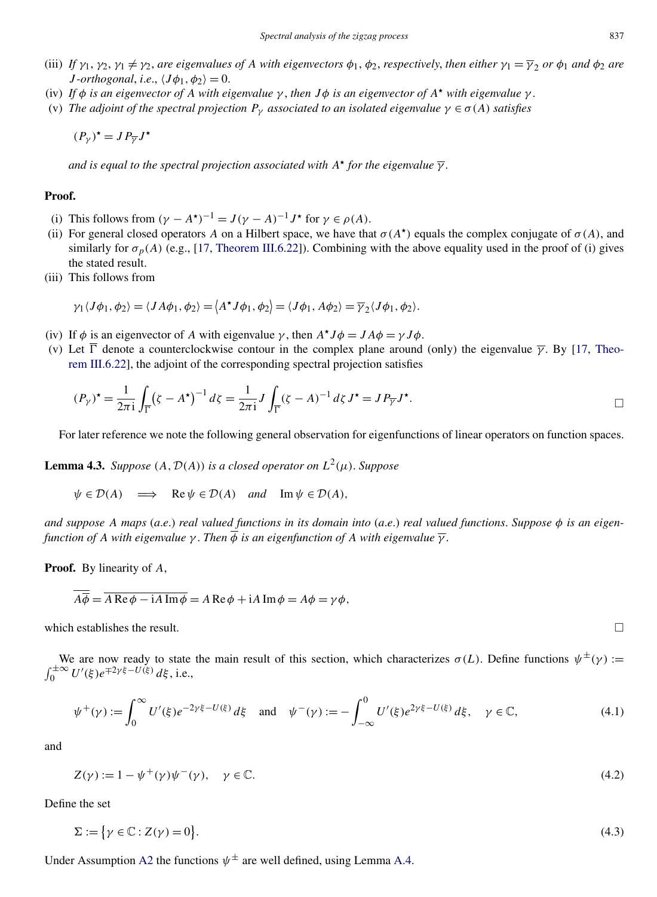(iii) *If $\gamma_1, \gamma_2, \gamma_1 \neq \gamma_2$, are eigenvalues of $A$ with eigenvectors $\phi_1, \phi_2$, respectively, then either $\gamma_1 = \overline{\gamma}_2$ or $\phi_1$ and $\phi_2$ are $J$-orthogonal, i.e., $\langle J\phi_1, \phi_2\rangle = 0$.*

(iv) *If $\phi$ is an eigenvector of $A$ with eigenvalue $\gamma$, then $J\phi$ is an eigenvector of $A^\star$ with eigenvalue $\gamma$.*

(v) *The adjoint of the spectral projection $P_\gamma$ associated to an isolated eigenvalue $\gamma \in \sigma(A)$ satisfies*

$$(P_\gamma)^\star = J P_{\overline{\gamma}} J^\star$$

*and is equal to the spectral projection associated with $A^\star$ for the eigenvalue $\overline{\gamma}$.*

**Proof.**

(i) This follows from $(\gamma - A^\star)^{-1} = J(\gamma - A)^{-1} J^\star$ for $\gamma \in \rho(A)$.

(ii) For general closed operators $A$ on a Hilbert space, we have that $\sigma(A^\star)$ equals the complex conjugate of $\sigma(A)$, and similarly for $\sigma_p(A)$ (e.g., [17, Theorem III.6.22]). Combining with the above equality used in the proof of (i) gives the stated result.

(iii) This follows from

$$\gamma_1 \langle J\phi_1, \phi_2\rangle = \langle JA\phi_1, \phi_2\rangle = \langle A^\star J\phi_1, \phi_2\rangle = \langle J\phi_1, A\phi_2\rangle = \overline{\gamma}_2 \langle J\phi_1, \phi_2\rangle.$$

(iv) If $\phi$ is an eigenvector of $A$ with eigenvalue $\gamma$, then $A^\star J\phi = JA\phi = \gamma J\phi$.

(v) Let $\overline{\Gamma}$ denote a counterclockwise contour in the complex plane around (only) the eigenvalue $\overline{\gamma}$. By [17, Theorem III.6.22], the adjoint of the corresponding spectral projection satisfies

$$(P_\gamma)^\star = \frac{1}{2\pi \mathrm{i}} \int_{\overline{\Gamma}} \left(\zeta - A^\star\right)^{-1} d\zeta = \frac{1}{2\pi \mathrm{i}} J \int_{\overline{\Gamma}} (\zeta - A)^{-1} d\zeta \, J^\star = J P_{\overline{\gamma}} J^\star. \qquad \square$$

For later reference we note the following general observation for eigenfunctions of linear operators on function spaces.

**Lemma 4.3.** *Suppose $(A, \mathcal{D}(A))$ is a closed operator on $L^2(\mu)$. Suppose*

$$\psi \in \mathcal{D}(A) \quad \Longrightarrow \quad \operatorname{Re}\psi \in \mathcal{D}(A) \quad \text{and} \quad \operatorname{Im}\psi \in \mathcal{D}(A),$$

*and suppose $A$ maps (a.e.) real valued functions in its domain into (a.e.) real valued functions. Suppose $\phi$ is an eigenfunction of $A$ with eigenvalue $\gamma$. Then $\overline{\phi}$ is an eigenfunction of $A$ with eigenvalue $\overline{\gamma}$.*

**Proof.** By linearity of $A$,

$$\overline{A\overline{\phi}} = \overline{A \operatorname{Re}\phi - \mathrm{i} A \operatorname{Im}\phi} = A\operatorname{Re}\phi + \mathrm{i} A\operatorname{Im}\phi = A\phi = \gamma\phi,$$

which establishes the result. $\square$

We are now ready to state the main result of this section, which characterizes $\sigma(L)$. Define functions $\psi^\pm(\gamma) := \int_0^{\pm\infty} U'(\xi) e^{\mp 2\gamma\xi - U(\xi)}\, d\xi$, i.e.,

$$\psi^+(\gamma) := \int_0^\infty U'(\xi) e^{-2\gamma\xi - U(\xi)}\, d\xi \quad \text{and} \quad \psi^-(\gamma) := -\int_{-\infty}^0 U'(\xi) e^{2\gamma\xi - U(\xi)}\, d\xi, \quad \gamma \in \mathbb{C}, \tag{4.1}$$

and

$$Z(\gamma) := 1 - \psi^+(\gamma)\psi^-(\gamma), \quad \gamma \in \mathbb{C}. \tag{4.2}$$

Define the set

$$\Sigma := \left\{\gamma \in \mathbb{C} : Z(\gamma) = 0\right\}. \tag{4.3}$$

Under Assumption A2 the functions $\psi^\pm$ are well defined, using Lemma A.4.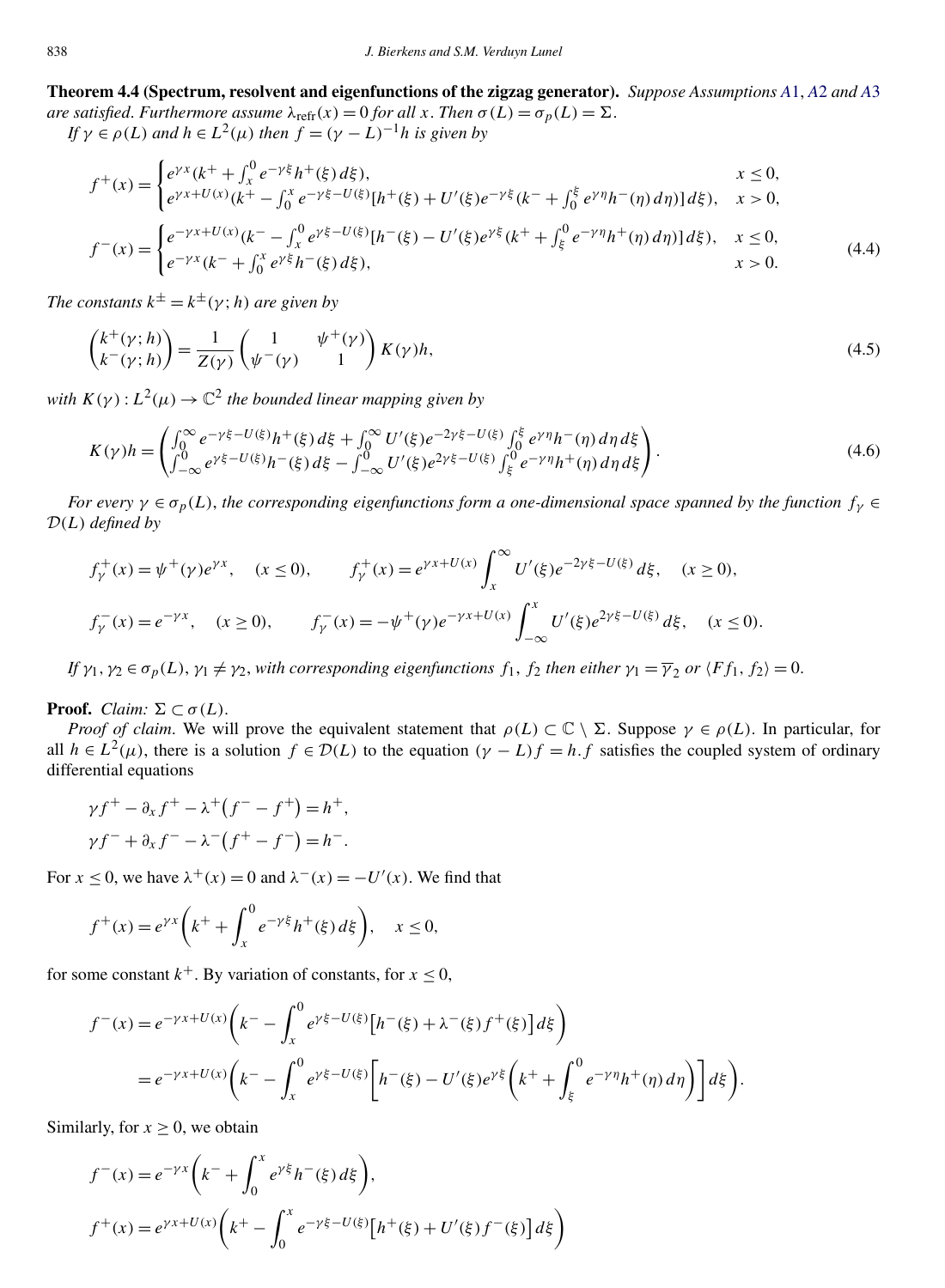**Theorem 4.4 (Spectrum, resolvent and eigenfunctions of the zigzag generator).** *Suppose Assumptions A1, A2 and A3 are satisfied. Furthermore assume $\lambda_{\mathrm{refr}}(x) = 0$ for all $x$. Then $\sigma(L) = \sigma_p(L) = \Sigma$.*

*If $\gamma \in \rho(L)$ and $h \in L^2(\mu)$ then $f = (\gamma - L)^{-1}h$ is given by*

$$
f^+(x) = \begin{cases} e^{\gamma x}(k^+ + \int_x^0 e^{-\gamma\xi} h^+(\xi)\, d\xi), & x \le 0, \\ e^{\gamma x + U(x)}(k^+ - \int_0^x e^{-\gamma \xi - U(\xi)}[h^+(\xi) + U'(\xi) e^{-\gamma\xi}(k^- + \int_0^\xi e^{\gamma\eta} h^-(\eta)\, d\eta)]\, d\xi), & x > 0, \end{cases}
$$

$$
f^-(x) = \begin{cases} e^{-\gamma x + U(x)}(k^- - \int_x^0 e^{\gamma\xi - U(\xi)}[h^-(\xi) - U'(\xi)e^{\gamma\xi}(k^+ + \int_\xi^0 e^{-\gamma\eta} h^+(\eta)\, d\eta)]\, d\xi), & x \le 0, \\ e^{-\gamma x}(k^- + \int_0^x e^{\gamma\xi} h^-(\xi)\, d\xi), & x > 0. \end{cases} \tag{4.4}
$$

*The constants $k^\pm = k^\pm(\gamma; h)$ are given by*

$$
\begin{pmatrix} k^+(\gamma; h) \\ k^-(\gamma; h) \end{pmatrix} = \frac{1}{Z(\gamma)} \begin{pmatrix} 1 & \psi^+(\gamma) \\ \psi^-(\gamma) & 1 \end{pmatrix} K(\gamma) h, \tag{4.5}
$$

*with $K(\gamma) : L^2(\mu) \to \mathbb{C}^2$ the bounded linear mapping given by*

$$
K(\gamma)h = \begin{pmatrix} \int_0^\infty e^{-\gamma\xi - U(\xi)} h^+(\xi)\, d\xi + \int_0^\infty U'(\xi) e^{-2\gamma\xi - U(\xi)} \int_0^\xi e^{\gamma\eta} h^-(\eta)\, d\eta\, d\xi \\ \int_{-\infty}^0 e^{\gamma\xi - U(\xi)} h^-(\xi)\, d\xi - \int_{-\infty}^0 U'(\xi) e^{2\gamma\xi - U(\xi)} \int_\xi^0 e^{-\gamma\eta} h^+(\eta)\, d\eta\, d\xi \end{pmatrix}. \tag{4.6}
$$

*For every $\gamma \in \sigma_p(L)$, the corresponding eigenfunctions form a one-dimensional space spanned by the function $f_\gamma \in \mathcal{D}(L)$ defined by*

$$
f_\gamma^+(x) = \psi^+(\gamma) e^{\gamma x}, \quad (x \le 0), \qquad f_\gamma^+(x) = e^{\gamma x + U(x)} \int_x^\infty U'(\xi) e^{-2\gamma\xi - U(\xi)}\, d\xi, \quad (x \ge 0),
$$

$$
f_\gamma^-(x) = e^{-\gamma x}, \quad (x \ge 0), \qquad f_\gamma^-(x) = -\psi^+(\gamma) e^{-\gamma x + U(x)} \int_{-\infty}^x U'(\xi) e^{2\gamma\xi - U(\xi)}\, d\xi, \quad (x \le 0).
$$

*If $\gamma_1, \gamma_2 \in \sigma_p(L)$, $\gamma_1 \ne \gamma_2$, with corresponding eigenfunctions $f_1$, $f_2$ then either $\gamma_1 = \overline{\gamma}_2$ or $\langle F f_1, f_2 \rangle = 0$.*

**Proof.** *Claim: $\Sigma \subset \sigma(L)$.*

*Proof of claim.* We will prove the equivalent statement that $\rho(L) \subset \mathbb{C} \setminus \Sigma$. Suppose $\gamma \in \rho(L)$. In particular, for all $h \in L^2(\mu)$, there is a solution $f \in \mathcal{D}(L)$ to the equation $(\gamma - L)f = h.f$ satisfies the coupled system of ordinary differential equations

$$
\gamma f^+ - \partial_x f^+ - \lambda^+ (f^- - f^+) = h^+,
$$
$$
\gamma f^- + \partial_x f^- - \lambda^- (f^+ - f^-) = h^-.
$$

For $x \le 0$, we have $\lambda^+(x) = 0$ and $\lambda^-(x) = -U'(x)$. We find that

$$
f^+(x) = e^{\gamma x}\left(k^+ + \int_x^0 e^{-\gamma\xi} h^+(\xi)\, d\xi\right), \quad x \le 0,
$$

for some constant $k^+$. By variation of constants, for $x \le 0$,

$$
\begin{aligned}
f^-(x) &= e^{-\gamma x + U(x)}\left(k^- - \int_x^0 e^{\gamma\xi - U(\xi)}\left[h^-(\xi) + \lambda^-(\xi) f^+(\xi)\right] d\xi\right) \\
&= e^{-\gamma x + U(x)}\left(k^- - \int_x^0 e^{\gamma\xi - U(\xi)}\left[h^-(\xi) - U'(\xi) e^{\gamma\xi}\left(k^+ + \int_\xi^0 e^{-\gamma\eta} h^+(\eta)\, d\eta\right)\right] d\xi\right).
\end{aligned}
$$

Similarly, for $x \ge 0$, we obtain

$$
f^-(x) = e^{-\gamma x}\left(k^- + \int_0^x e^{\gamma\xi} h^-(\xi)\, d\xi\right),
$$

$$
f^+(x) = e^{\gamma x + U(x)}\left(k^+ - \int_0^x e^{-\gamma\xi - U(\xi)}\left[h^+(\xi) + U'(\xi) f^-(\xi)\right] d\xi\right)
$$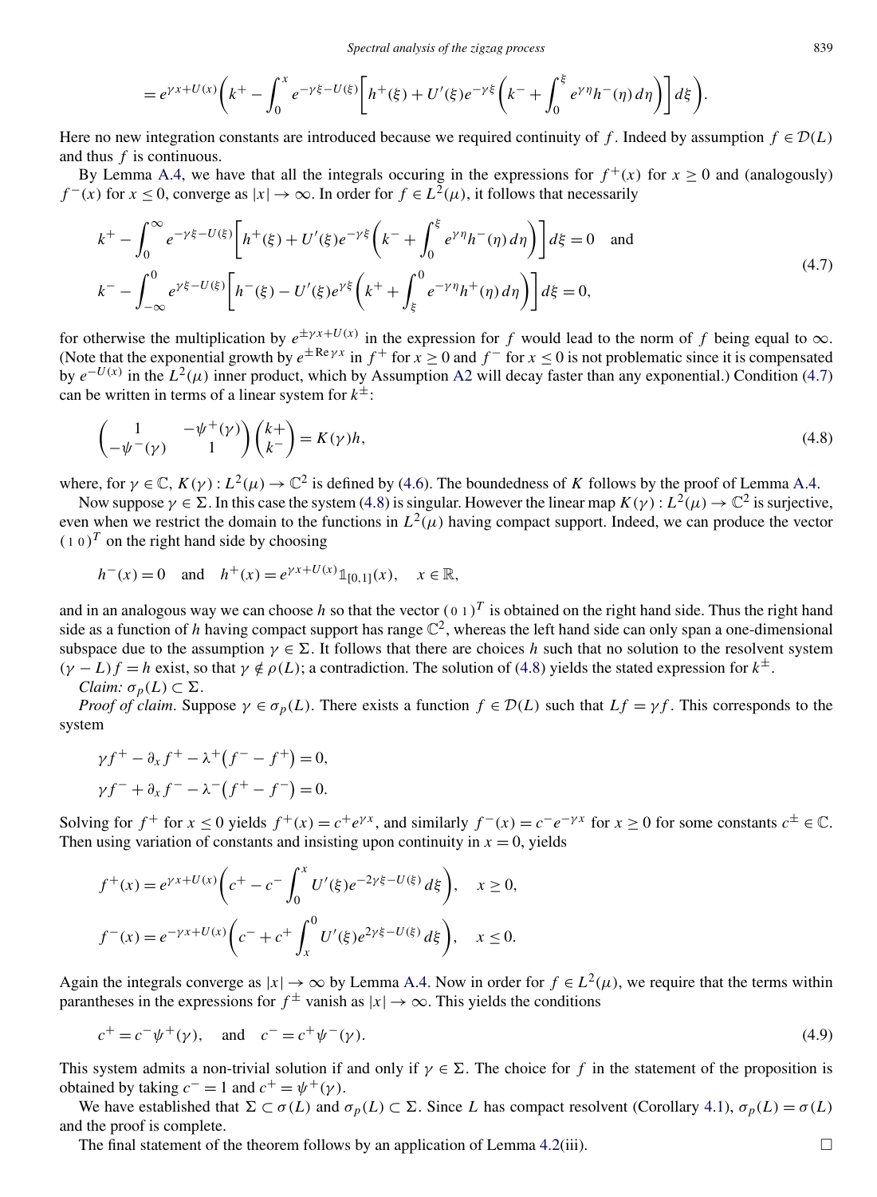$$= e^{\gamma x + U(x)} \left( k^+ - \int_0^x e^{-\gamma \xi - U(\xi)} \left[ h^+(\xi) + U'(\xi) e^{-\gamma \xi} \left( k^- + \int_0^\xi e^{\gamma \eta} h^-(\eta) \, d\eta \right) \right] d\xi \right).$$

Here no new integration constants are introduced because we required continuity of $f$. Indeed by assumption $f \in \mathcal{D}(L)$ and thus $f$ is continuous.

By Lemma A.4, we have that all the integrals occuring in the expressions for $f^+(x)$ for $x \geq 0$ and (analogously) $f^-(x)$ for $x \leq 0$, converge as $|x| \to \infty$. In order for $f \in L^2(\mu)$, it follows that necessarily

$$
\begin{aligned}
&k^+ - \int_0^\infty e^{-\gamma \xi - U(\xi)} \left[ h^+(\xi) + U'(\xi) e^{-\gamma \xi} \left( k^- + \int_0^\xi e^{\gamma \eta} h^-(\eta) \, d\eta \right) \right] d\xi = 0 \quad \text{and} \\
&k^- - \int_{-\infty}^0 e^{\gamma \xi - U(\xi)} \left[ h^-(\xi) - U'(\xi) e^{\gamma \xi} \left( k^+ + \int_\xi^0 e^{-\gamma \eta} h^+(\eta) \, d\eta \right) \right] d\xi = 0,
\end{aligned}
\tag{4.7}
$$

for otherwise the multiplication by $e^{\pm \gamma x + U(x)}$ in the expression for $f$ would lead to the norm of $f$ being equal to $\infty$. (Note that the exponential growth by $e^{\pm \operatorname{Re} \gamma x}$ in $f^+$ for $x \geq 0$ and $f^-$ for $x \leq 0$ is not problematic since it is compensated by $e^{-U(x)}$ in the $L^2(\mu)$ inner product, which by Assumption A2 will decay faster than any exponential.) Condition (4.7) can be written in terms of a linear system for $k^\pm$:

$$
\begin{pmatrix} 1 & -\psi^+(\gamma) \\ -\psi^-(\gamma) & 1 \end{pmatrix} \begin{pmatrix} k+ \\ k^- \end{pmatrix} = K(\gamma) h,
\tag{4.8}
$$

where, for $\gamma \in \mathbb{C}$, $K(\gamma) : L^2(\mu) \to \mathbb{C}^2$ is defined by (4.6). The boundedness of $K$ follows by the proof of Lemma A.4.

Now suppose $\gamma \in \Sigma$. In this case the system (4.8) is singular. However the linear map $K(\gamma) : L^2(\mu) \to \mathbb{C}^2$ is surjective, even when we restrict the domain to the functions in $L^2(\mu)$ having compact support. Indeed, we can produce the vector $(1\ 0)^T$ on the right hand side by choosing

$$h^-(x) = 0 \quad \text{and} \quad h^+(x) = e^{\gamma x + U(x)} \mathbb{1}_{[0,1]}(x), \quad x \in \mathbb{R},$$

and in an analogous way we can choose $h$ so that the vector $(0\ 1)^T$ is obtained on the right hand side. Thus the right hand side as a function of $h$ having compact support has range $\mathbb{C}^2$, whereas the left hand side can only span a one-dimensional subspace due to the assumption $\gamma \in \Sigma$. It follows that there are choices $h$ such that no solution to the resolvent system $(\gamma - L) f = h$ exist, so that $\gamma \notin \rho(L)$; a contradiction. The solution of (4.8) yields the stated expression for $k^\pm$.

*Claim:* $\sigma_p(L) \subset \Sigma$.

*Proof of claim.* Suppose $\gamma \in \sigma_p(L)$. There exists a function $f \in \mathcal{D}(L)$ such that $Lf = \gamma f$. This corresponds to the system

$$
\begin{aligned}
&\gamma f^+ - \partial_x f^+ - \lambda^+ \big( f^- - f^+ \big) = 0, \\
&\gamma f^- + \partial_x f^- - \lambda^- \big( f^+ - f^- \big) = 0.
\end{aligned}
$$

Solving for $f^+$ for $x \leq 0$ yields $f^+(x) = c^+ e^{\gamma x}$, and similarly $f^-(x) = c^- e^{-\gamma x}$ for $x \geq 0$ for some constants $c^\pm \in \mathbb{C}$. Then using variation of constants and insisting upon continuity in $x = 0$, yields

$$
\begin{aligned}
&f^+(x) = e^{\gamma x + U(x)} \left( c^+ - c^- \int_0^x U'(\xi) e^{-2\gamma \xi - U(\xi)} \, d\xi \right), \quad x \geq 0, \\
&f^-(x) = e^{-\gamma x + U(x)} \left( c^- + c^+ \int_x^0 U'(\xi) e^{2\gamma \xi - U(\xi)} \, d\xi \right), \quad x \leq 0.
\end{aligned}
$$

Again the integrals converge as $|x| \to \infty$ by Lemma A.4. Now in order for $f \in L^2(\mu)$, we require that the terms within parantheses in the expressions for $f^\pm$ vanish as $|x| \to \infty$. This yields the conditions

$$
c^+ = c^- \psi^+(\gamma), \quad \text{and} \quad c^- = c^+ \psi^-(\gamma).
\tag{4.9}
$$

This system admits a non-trivial solution if and only if $\gamma \in \Sigma$. The choice for $f$ in the statement of the proposition is obtained by taking $c^- = 1$ and $c^+ = \psi^+(\gamma)$.

We have established that $\Sigma \subset \sigma(L)$ and $\sigma_p(L) \subset \Sigma$. Since $L$ has compact resolvent (Corollary 4.1), $\sigma_p(L) = \sigma(L)$ and the proof is complete.

The final statement of the theorem follows by an application of Lemma 4.2(iii). □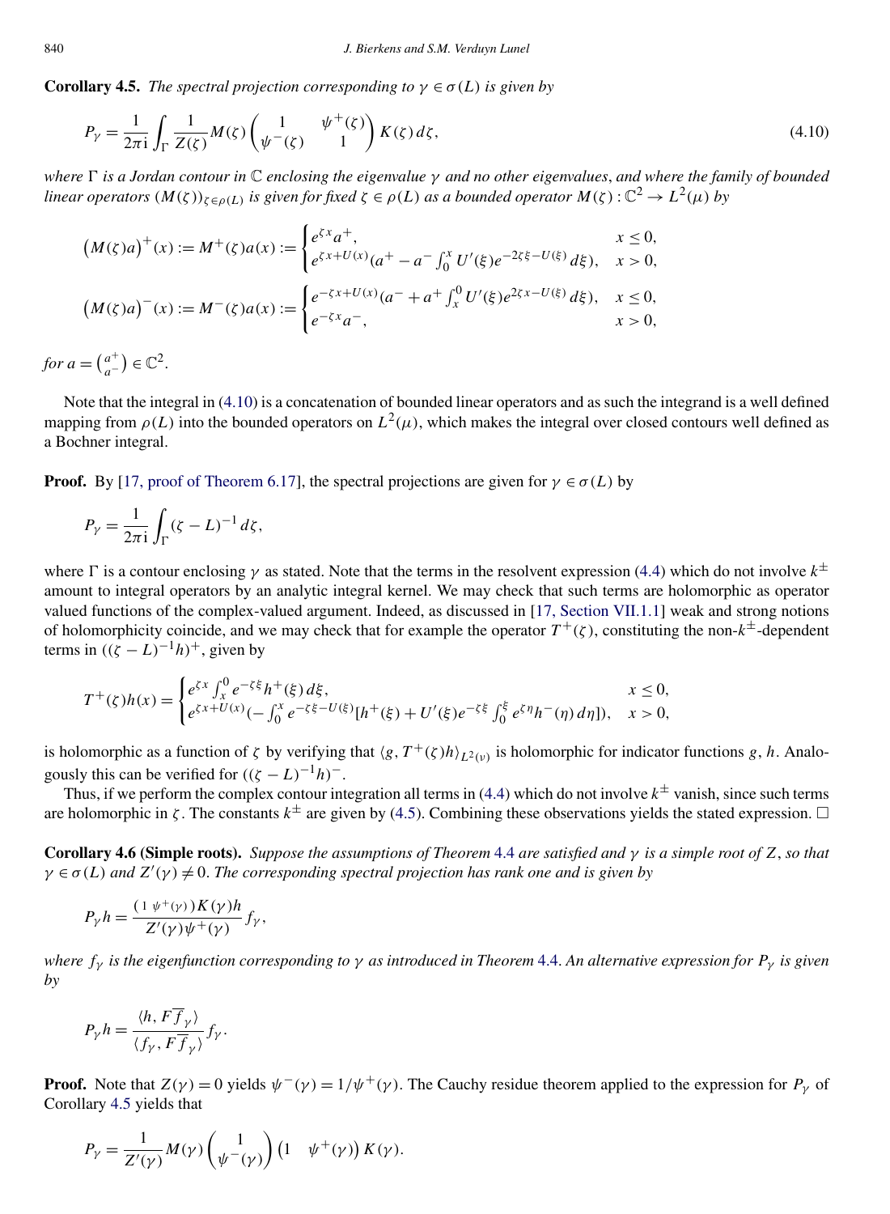**Corollary 4.5.** *The spectral projection corresponding to $\gamma \in \sigma(L)$ is given by*

$$P_\gamma = \frac{1}{2\pi \mathrm{i}} \int_\Gamma \frac{1}{Z(\zeta)} M(\zeta) \begin{pmatrix} 1 & \psi^+(\zeta) \\ \psi^-(\zeta) & 1 \end{pmatrix} K(\zeta)\, d\zeta, \tag{4.10}$$

*where $\Gamma$ is a Jordan contour in $\mathbb{C}$ enclosing the eigenvalue $\gamma$ and no other eigenvalues, and where the family of bounded linear operators $(M(\zeta))_{\zeta \in \rho(L)}$ is given for fixed $\zeta \in \rho(L)$ as a bounded operator $M(\zeta) : \mathbb{C}^2 \to L^2(\mu)$ by*

$$\big(M(\zeta)a\big)^+(x) := M^+(\zeta)a(x) := \begin{cases} e^{\zeta x} a^+, & x \le 0, \\ e^{\zeta x + U(x)}(a^+ - a^- \int_0^x U'(\xi) e^{-2\zeta\xi - U(\xi)}\, d\xi), & x > 0, \end{cases}$$

$$\big(M(\zeta)a\big)^-(x) := M^-(\zeta)a(x) := \begin{cases} e^{-\zeta x + U(x)}(a^- + a^+ \int_x^0 U'(\xi) e^{2\zeta x - U(\xi)}\, d\xi), & x \le 0, \\ e^{-\zeta x} a^-, & x > 0, \end{cases}$$

*for $a = \binom{a^+}{a^-} \in \mathbb{C}^2$.*

Note that the integral in (4.10) is a concatenation of bounded linear operators and as such the integrand is a well defined mapping from $\rho(L)$ into the bounded operators on $L^2(\mu)$, which makes the integral over closed contours well defined as a Bochner integral.

**Proof.** By [17, proof of Theorem 6.17], the spectral projections are given for $\gamma \in \sigma(L)$ by

$$P_\gamma = \frac{1}{2\pi \mathrm{i}} \int_\Gamma (\zeta - L)^{-1}\, d\zeta,$$

where $\Gamma$ is a contour enclosing $\gamma$ as stated. Note that the terms in the resolvent expression (4.4) which do not involve $k^\pm$ amount to integral operators by an analytic integral kernel. We may check that such terms are holomorphic as operator valued functions of the complex-valued argument. Indeed, as discussed in [17, Section VII.1.1] weak and strong notions of holomorphicity coincide, and we may check that for example the operator $T^+(\zeta)$, constituting the non-$k^\pm$-dependent terms in $((\zeta - L)^{-1}h)^+$, given by

$$T^+(\zeta)h(x) = \begin{cases} e^{\zeta x} \int_x^0 e^{-\zeta\xi} h^+(\xi)\, d\xi, & x \le 0, \\ e^{\zeta x + U(x)}(-\int_0^x e^{-\zeta\xi - U(\xi)}[h^+(\xi) + U'(\xi) e^{-\zeta\xi} \int_0^\xi e^{\zeta\eta} h^-(\eta)\, d\eta]), & x > 0, \end{cases}$$

is holomorphic as a function of $\zeta$ by verifying that $\langle g, T^+(\zeta)h\rangle_{L^2(\nu)}$ is holomorphic for indicator functions $g, h$. Analogously this can be verified for $((\zeta - L)^{-1}h)^-$.

Thus, if we perform the complex contour integration all terms in (4.4) which do not involve $k^\pm$ vanish, since such terms are holomorphic in $\zeta$. The constants $k^\pm$ are given by (4.5). Combining these observations yields the stated expression. $\square$

**Corollary 4.6 (Simple roots).** *Suppose the assumptions of Theorem 4.4 are satisfied and $\gamma$ is a simple root of $Z$, so that $\gamma \in \sigma(L)$ and $Z'(\gamma) \neq 0$. The corresponding spectral projection has rank one and is given by*

$$P_\gamma h = \frac{(1\ \ \psi^+(\gamma)) K(\gamma) h}{Z'(\gamma)\psi^+(\gamma)} f_\gamma,$$

*where $f_\gamma$ is the eigenfunction corresponding to $\gamma$ as introduced in Theorem 4.4. An alternative expression for $P_\gamma$ is given by*

$$P_\gamma h = \frac{\langle h, F\overline{f}_\gamma\rangle}{\langle f_\gamma, F\overline{f}_\gamma\rangle} f_\gamma.$$

**Proof.** Note that $Z(\gamma) = 0$ yields $\psi^-(\gamma) = 1/\psi^+(\gamma)$. The Cauchy residue theorem applied to the expression for $P_\gamma$ of Corollary 4.5 yields that

$$P_\gamma = \frac{1}{Z'(\gamma)} M(\gamma) \begin{pmatrix} 1 \\ \psi^-(\gamma) \end{pmatrix} \begin{pmatrix} 1 & \psi^+(\gamma) \end{pmatrix} K(\gamma).$$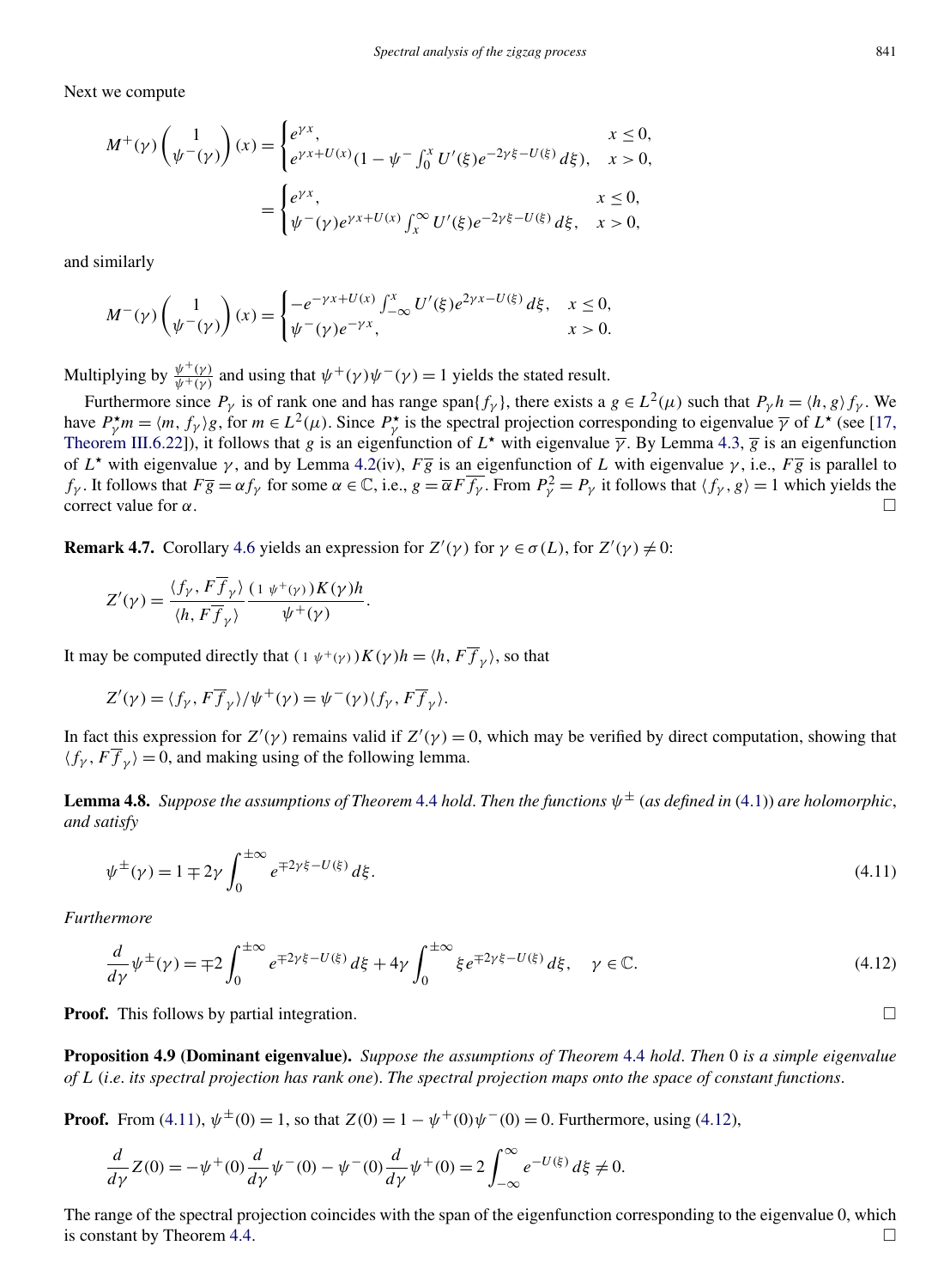Next we compute

$$M^+(\gamma)\begin{pmatrix}1\\ \psi^-(\gamma)\end{pmatrix}(x) = \begin{cases} e^{\gamma x}, & x \le 0,\\ e^{\gamma x + U(x)}(1 - \psi^- \int_0^x U'(\xi) e^{-2\gamma \xi - U(\xi)}\, d\xi), & x > 0,\end{cases}$$

$$= \begin{cases} e^{\gamma x}, & x \le 0,\\ \psi^-(\gamma) e^{\gamma x + U(x)} \int_x^\infty U'(\xi) e^{-2\gamma\xi - U(\xi)}\, d\xi, & x > 0,\end{cases}$$

and similarly

$$M^-(\gamma)\begin{pmatrix}1\\ \psi^-(\gamma)\end{pmatrix}(x) = \begin{cases} -e^{-\gamma x + U(x)} \int_{-\infty}^x U'(\xi) e^{2\gamma x - U(\xi)}\, d\xi, & x \le 0,\\ \psi^-(\gamma) e^{-\gamma x}, & x > 0.\end{cases}$$

Multiplying by $\frac{\psi^+(\gamma)}{\psi^+(\gamma)}$ and using that $\psi^+(\gamma)\psi^-(\gamma) = 1$ yields the stated result.

Furthermore since $P_\gamma$ is of rank one and has range $\operatorname{span}\{f_\gamma\}$, there exists a $g \in L^2(\mu)$ such that $P_\gamma h = \langle h, g\rangle f_\gamma$. We have $P_\gamma^\star m = \langle m, f_\gamma\rangle g$, for $m \in L^2(\mu)$. Since $P_\gamma^\star$ is the spectral projection corresponding to eigenvalue $\overline{\gamma}$ of $L^\star$ (see [17, Theorem III.6.22]), it follows that $g$ is an eigenfunction of $L^\star$ with eigenvalue $\overline{\gamma}$. By Lemma 4.3, $\overline{g}$ is an eigenfunction of $L^\star$ with eigenvalue $\gamma$, and by Lemma 4.2(iv), $F\overline{g}$ is an eigenfunction of $L$ with eigenvalue $\gamma$, i.e., $F\overline{g}$ is parallel to $f_\gamma$. It follows that $F\overline{g} = \alpha f_\gamma$ for some $\alpha \in \mathbb{C}$, i.e., $g = \overline{\alpha} F \overline{f_\gamma}$. From $P_\gamma^2 = P_\gamma$ it follows that $\langle f_\gamma, g\rangle = 1$ which yields the correct value for $\alpha$. $\square$

**Remark 4.7.** Corollary 4.6 yields an expression for $Z'(\gamma)$ for $\gamma \in \sigma(L)$, for $Z'(\gamma) \neq 0$:

$$Z'(\gamma) = \frac{\langle f_\gamma, F\overline{f}_\gamma\rangle}{\langle h, F\overline{f}_\gamma\rangle} \frac{(1\ \psi^+(\gamma))K(\gamma)h}{\psi^+(\gamma)}.$$

It may be computed directly that $(1\ \psi^+(\gamma))K(\gamma)h = \langle h, F\overline{f}_\gamma\rangle$, so that

$$Z'(\gamma) = \langle f_\gamma, F\overline{f}_\gamma\rangle / \psi^+(\gamma) = \psi^-(\gamma)\langle f_\gamma, F\overline{f}_\gamma\rangle.$$

In fact this expression for $Z'(\gamma)$ remains valid if $Z'(\gamma) = 0$, which may be verified by direct computation, showing that $\langle f_\gamma, F\overline{f}_\gamma\rangle = 0$, and making using of the following lemma.

**Lemma 4.8.** *Suppose the assumptions of Theorem 4.4 hold. Then the functions $\psi^\pm$ (as defined in (4.1)) are holomorphic, and satisfy*

$$\psi^\pm(\gamma) = 1 \mp 2\gamma \int_0^{\pm\infty} e^{\mp 2\gamma\xi - U(\xi)}\, d\xi. \tag{4.11}$$

*Furthermore*

$$\frac{d}{d\gamma}\psi^\pm(\gamma) = \mp 2 \int_0^{\pm\infty} e^{\mp 2\gamma\xi - U(\xi)}\, d\xi + 4\gamma \int_0^{\pm\infty} \xi e^{\mp 2\gamma \xi - U(\xi)}\, d\xi, \quad \gamma \in \mathbb{C}. \tag{4.12}$$

**Proof.** This follows by partial integration. $\square$

**Proposition 4.9 (Dominant eigenvalue).** *Suppose the assumptions of Theorem 4.4 hold. Then 0 is a simple eigenvalue of $L$ (i.e. its spectral projection has rank one). The spectral projection maps onto the space of constant functions.*

**Proof.** From (4.11), $\psi^\pm(0) = 1$, so that $Z(0) = 1 - \psi^+(0)\psi^-(0) = 0$. Furthermore, using (4.12),

$$\frac{d}{d\gamma}Z(0) = -\psi^+(0)\frac{d}{d\gamma}\psi^-(0) - \psi^-(0)\frac{d}{d\gamma}\psi^+(0) = 2\int_{-\infty}^\infty e^{-U(\xi)}\, d\xi \neq 0.$$

The range of the spectral projection coincides with the span of the eigenfunction corresponding to the eigenvalue 0, which is constant by Theorem 4.4. $\square$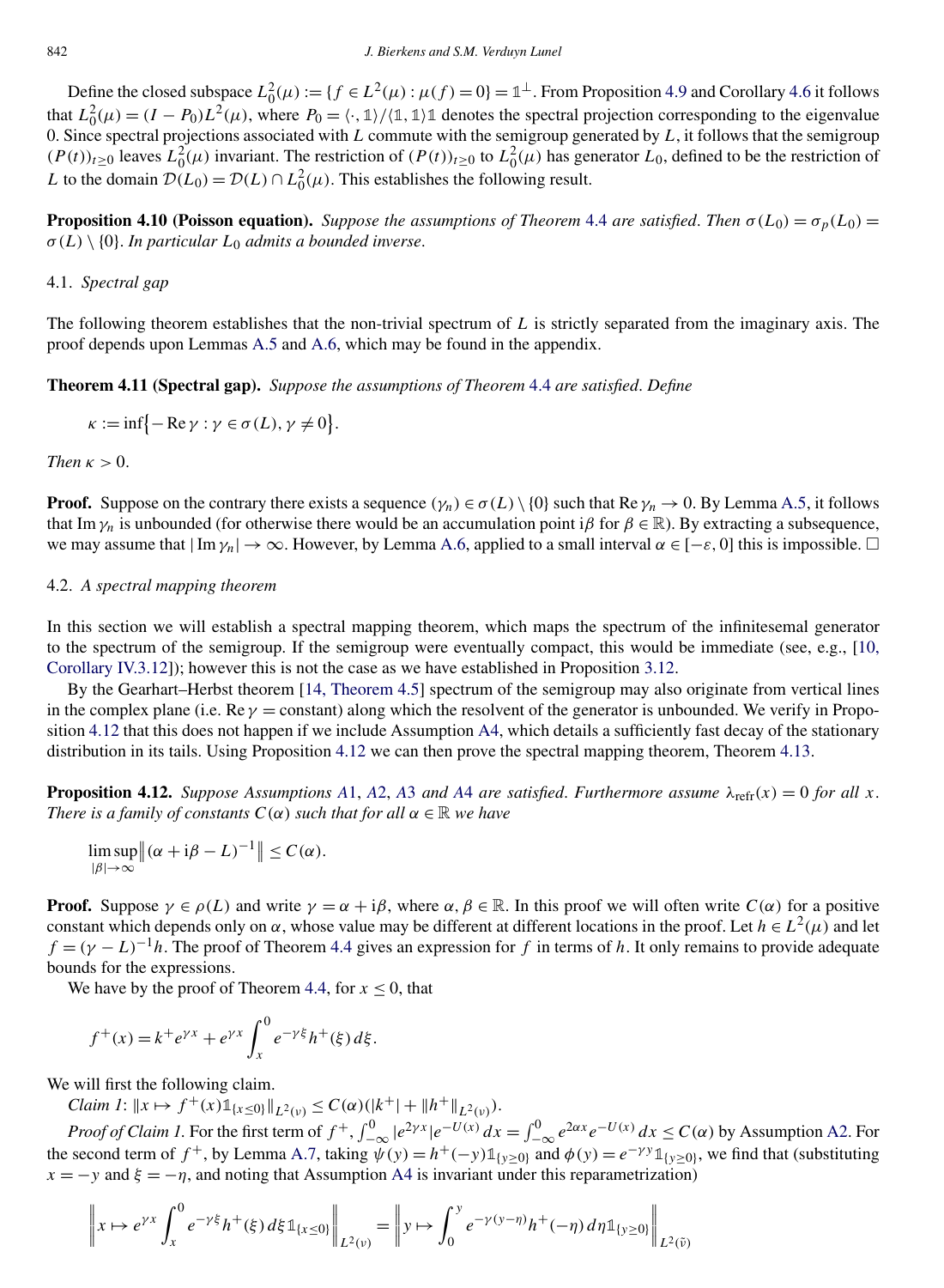Define the closed subspace $L_0^2(\mu) := \{f \in L^2(\mu) : \mu(f) = 0\} = \mathbb{1}^\perp$. From Proposition 4.9 and Corollary 4.6 it follows that $L_0^2(\mu) = (I - P_0)L^2(\mu)$, where $P_0 = \langle \cdot, \mathbb{1}\rangle / \langle \mathbb{1}, \mathbb{1}\rangle \mathbb{1}$ denotes the spectral projection corresponding to the eigenvalue 0. Since spectral projections associated with $L$ commute with the semigroup generated by $L$, it follows that the semigroup $(P(t))_{t\geq 0}$ leaves $L_0^2(\mu)$ invariant. The restriction of $(P(t))_{t\geq 0}$ to $L_0^2(\mu)$ has generator $L_0$, defined to be the restriction of $L$ to the domain $\mathcal{D}(L_0) = \mathcal{D}(L) \cap L_0^2(\mu)$. This establishes the following result.

**Proposition 4.10 (Poisson equation).** *Suppose the assumptions of Theorem 4.4 are satisfied. Then $\sigma(L_0) = \sigma_p(L_0) = \sigma(L) \setminus \{0\}$. In particular $L_0$ admits a bounded inverse.*

## 4.1. *Spectral gap*

The following theorem establishes that the non-trivial spectrum of $L$ is strictly separated from the imaginary axis. The proof depends upon Lemmas A.5 and A.6, which may be found in the appendix.

**Theorem 4.11 (Spectral gap).** *Suppose the assumptions of Theorem 4.4 are satisfied. Define*

$$\kappa := \inf\{-\operatorname{Re}\gamma : \gamma \in \sigma(L), \gamma \neq 0\}.$$

*Then $\kappa > 0$.*

**Proof.** Suppose on the contrary there exists a sequence $(\gamma_n) \in \sigma(L) \setminus \{0\}$ such that $\operatorname{Re}\gamma_n \to 0$. By Lemma A.5, it follows that $\operatorname{Im}\gamma_n$ is unbounded (for otherwise there would be an accumulation point $\mathrm{i}\beta$ for $\beta \in \mathbb{R}$). By extracting a subsequence, we may assume that $|\operatorname{Im}\gamma_n| \to \infty$. However, by Lemma A.6, applied to a small interval $\alpha \in [-\varepsilon, 0]$ this is impossible. □

## 4.2. *A spectral mapping theorem*

In this section we will establish a spectral mapping theorem, which maps the spectrum of the infinitesemal generator to the spectrum of the semigroup. If the semigroup were eventually compact, this would be immediate (see, e.g., [10, Corollary IV.3.12]); however this is not the case as we have established in Proposition 3.12.

By the Gearhart–Herbst theorem [14, Theorem 4.5] spectrum of the semigroup may also originate from vertical lines in the complex plane (i.e. $\operatorname{Re}\gamma = \text{constant}$) along which the resolvent of the generator is unbounded. We verify in Proposition 4.12 that this does not happen if we include Assumption A4, which details a sufficiently fast decay of the stationary distribution in its tails. Using Proposition 4.12 we can then prove the spectral mapping theorem, Theorem 4.13.

**Proposition 4.12.** *Suppose Assumptions A1, A2, A3 and A4 are satisfied. Furthermore assume $\lambda_{\mathrm{refr}}(x) = 0$ for all $x$. There is a family of constants $C(\alpha)$ such that for all $\alpha \in \mathbb{R}$ we have*

$$\limsup_{|\beta|\to\infty} \left\|(\alpha + \mathrm{i}\beta - L)^{-1}\right\| \leq C(\alpha).$$

**Proof.** Suppose $\gamma \in \rho(L)$ and write $\gamma = \alpha + \mathrm{i}\beta$, where $\alpha, \beta \in \mathbb{R}$. In this proof we will often write $C(\alpha)$ for a positive constant which depends only on $\alpha$, whose value may be different at different locations in the proof. Let $h \in L^2(\mu)$ and let $f = (\gamma - L)^{-1}h$. The proof of Theorem 4.4 gives an expression for $f$ in terms of $h$. It only remains to provide adequate bounds for the expressions.

We have by the proof of Theorem 4.4, for $x \leq 0$, that

$$f^+(x) = k^+ e^{\gamma x} + e^{\gamma x}\int_x^0 e^{-\gamma\xi} h^+(\xi)\, d\xi.$$

We will first the following claim.

*Claim 1*: $\|x \mapsto f^+(x)\mathbb{1}_{\{x\leq 0\}}\|_{L^2(\nu)} \leq C(\alpha)(|k^+| + \|h^+\|_{L^2(\nu)})$.

*Proof of Claim 1.* For the first term of $f^+$, $\int_{-\infty}^0 |e^{2\gamma x}| e^{-U(x)}\, dx = \int_{-\infty}^0 e^{2\alpha x} e^{-U(x)}\, dx \leq C(\alpha)$ by Assumption A2. For the second term of $f^+$, by Lemma A.7, taking $\psi(y) = h^+(-y)\mathbb{1}_{\{y\geq 0\}}$ and $\phi(y) = e^{-\gamma y}\mathbb{1}_{\{y\geq 0\}}$, we find that (substituting $x = -y$ and $\xi = -\eta$, and noting that Assumption A4 is invariant under this reparametrization)

$$\left\| x \mapsto e^{\gamma x}\int_x^0 e^{-\gamma\xi} h^+(\xi)\, d\xi \mathbb{1}_{\{x\leq 0\}} \right\|_{L^2(\nu)} = \left\| y \mapsto \int_0^y e^{-\gamma(y-\eta)} h^+(-\eta)\, d\eta \mathbb{1}_{\{y\geq 0\}} \right\|_{L^2(\tilde{\nu})}$$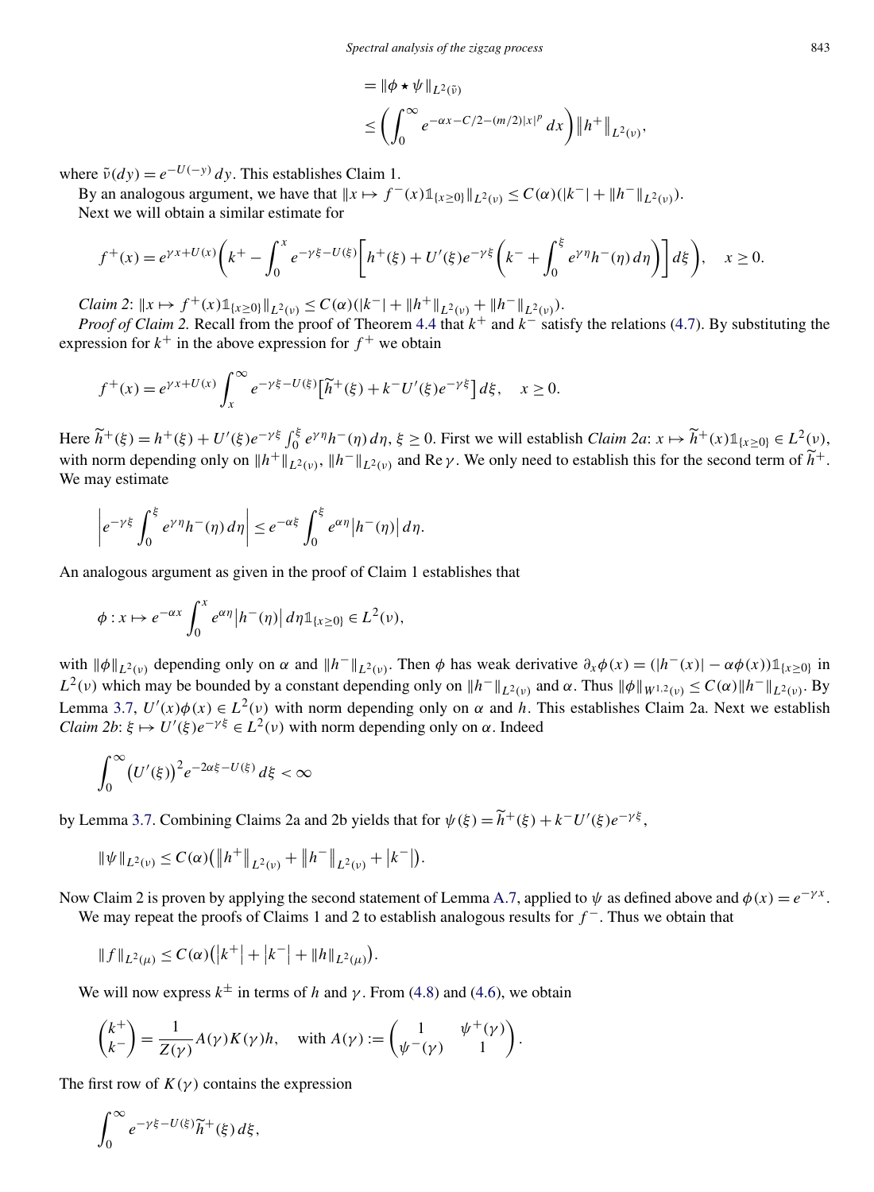$$
\begin{aligned}
&= \|\phi \star \psi\|_{L^2(\tilde{\nu})} \\
&\le \left( \int_0^\infty e^{-\alpha x - C/2 - (m/2)|x|^p} \, dx \right) \|h^+\|_{L^2(\nu)},
\end{aligned}
$$

where $\tilde{\nu}(dy) = e^{-U(-y)} \, dy$. This establishes Claim 1.

By an analogous argument, we have that $\|x \mapsto f^-(x) \mathbb{1}_{\{x \ge 0\}}\|_{L^2(\nu)} \le C(\alpha)(|k^-| + \|h^-\|_{L^2(\nu)})$.

Next we will obtain a similar estimate for

$$
f^+(x) = e^{\gamma x + U(x)} \left( k^+ - \int_0^x e^{-\gamma \xi - U(\xi)} \left[ h^+(\xi) + U'(\xi) e^{-\gamma \xi} \left( k^- + \int_0^\xi e^{\gamma \eta} h^-(\eta) \, d\eta \right) \right] d\xi \right), \quad x \ge 0.
$$

*Claim 2*: $\|x \mapsto f^+(x) \mathbb{1}_{\{x \ge 0\}}\|_{L^2(\nu)} \le C(\alpha)(|k^-| + \|h^+\|_{L^2(\nu)} + \|h^-\|_{L^2(\nu)})$.

*Proof of Claim 2.* Recall from the proof of Theorem 4.4 that $k^+$ and $k^-$ satisfy the relations (4.7). By substituting the expression for $k^+$ in the above expression for $f^+$ we obtain

$$
f^+(x) = e^{\gamma x + U(x)} \int_x^\infty e^{-\gamma \xi - U(\xi)} \left[ \widetilde{h}^+(\xi) + k^- U'(\xi) e^{-\gamma \xi} \right] d\xi, \quad x \ge 0.
$$

Here $\widetilde{h}^+(\xi) = h^+(\xi) + U'(\xi) e^{-\gamma \xi} \int_0^\xi e^{\gamma \eta} h^-(\eta) \, d\eta$, $\xi \ge 0$. First we will establish *Claim 2a*: $x \mapsto \widetilde{h}^+(x) \mathbb{1}_{\{x \ge 0\}} \in L^2(\nu)$, with norm depending only on $\|h^+\|_{L^2(\nu)}$, $\|h^-\|_{L^2(\nu)}$ and $\operatorname{Re} \gamma$. We only need to establish this for the second term of $\widetilde{h}^+$. We may estimate

$$
\left| e^{-\gamma \xi} \int_0^\xi e^{\gamma \eta} h^-(\eta) \, d\eta \right| \le e^{-\alpha \xi} \int_0^\xi e^{\alpha \eta} \left| h^-(\eta) \right| d\eta.
$$

An analogous argument as given in the proof of Claim 1 establishes that

$$
\phi : x \mapsto e^{-\alpha x} \int_0^x e^{\alpha \eta} \left| h^-(\eta) \right| d\eta \mathbb{1}_{\{x \ge 0\}} \in L^2(\nu),
$$

with $\|\phi\|_{L^2(\nu)}$ depending only on $\alpha$ and $\|h^-\|_{L^2(\nu)}$. Then $\phi$ has weak derivative $\partial_x \phi(x) = (|h^-(x)| - \alpha \phi(x)) \mathbb{1}_{\{x \ge 0\}}$ in $L^2(\nu)$ which may be bounded by a constant depending only on $\|h^-\|_{L^2(\nu)}$ and $\alpha$. Thus $\|\phi\|_{W^{1,2}(\nu)} \le C(\alpha) \|h^-\|_{L^2(\nu)}$. By Lemma 3.7, $U'(x)\phi(x) \in L^2(\nu)$ with norm depending only on $\alpha$ and $h$. This establishes Claim 2a. Next we establish *Claim 2b*: $\xi \mapsto U'(\xi) e^{-\gamma \xi} \in L^2(\nu)$ with norm depending only on $\alpha$. Indeed

$$
\int_0^\infty \left( U'(\xi) \right)^2 e^{-2\alpha \xi - U(\xi)} \, d\xi < \infty
$$

by Lemma 3.7. Combining Claims 2a and 2b yields that for $\psi(\xi) = \widetilde{h}^+(\xi) + k^- U'(\xi) e^{-\gamma \xi}$,

$$
\|\psi\|_{L^2(\nu)} \le C(\alpha) \left( \|h^+\|_{L^2(\nu)} + \|h^-\|_{L^2(\nu)} + |k^-| \right).
$$

Now Claim 2 is proven by applying the second statement of Lemma A.7, applied to $\psi$ as defined above and $\phi(x) = e^{-\gamma x}$.

We may repeat the proofs of Claims 1 and 2 to establish analogous results for $f^-$. Thus we obtain that

$$
\|f\|_{L^2(\mu)} \le C(\alpha) \left( |k^+| + |k^-| + \|h\|_{L^2(\mu)} \right).
$$

We will now express $k^\pm$ in terms of $h$ and $\gamma$. From (4.8) and (4.6), we obtain

$$
\begin{pmatrix} k^+ \\ k^- \end{pmatrix} = \frac{1}{Z(\gamma)} A(\gamma) K(\gamma) h, \quad \text{with } A(\gamma) := \begin{pmatrix} 1 & \psi^+(\gamma) \\ \psi^-(\gamma) & 1 \end{pmatrix}.
$$

The first row of $K(\gamma)$ contains the expression

$$
\int_0^\infty e^{-\gamma \xi - U(\xi)} \widetilde{h}^+(\xi) \, d\xi,
$$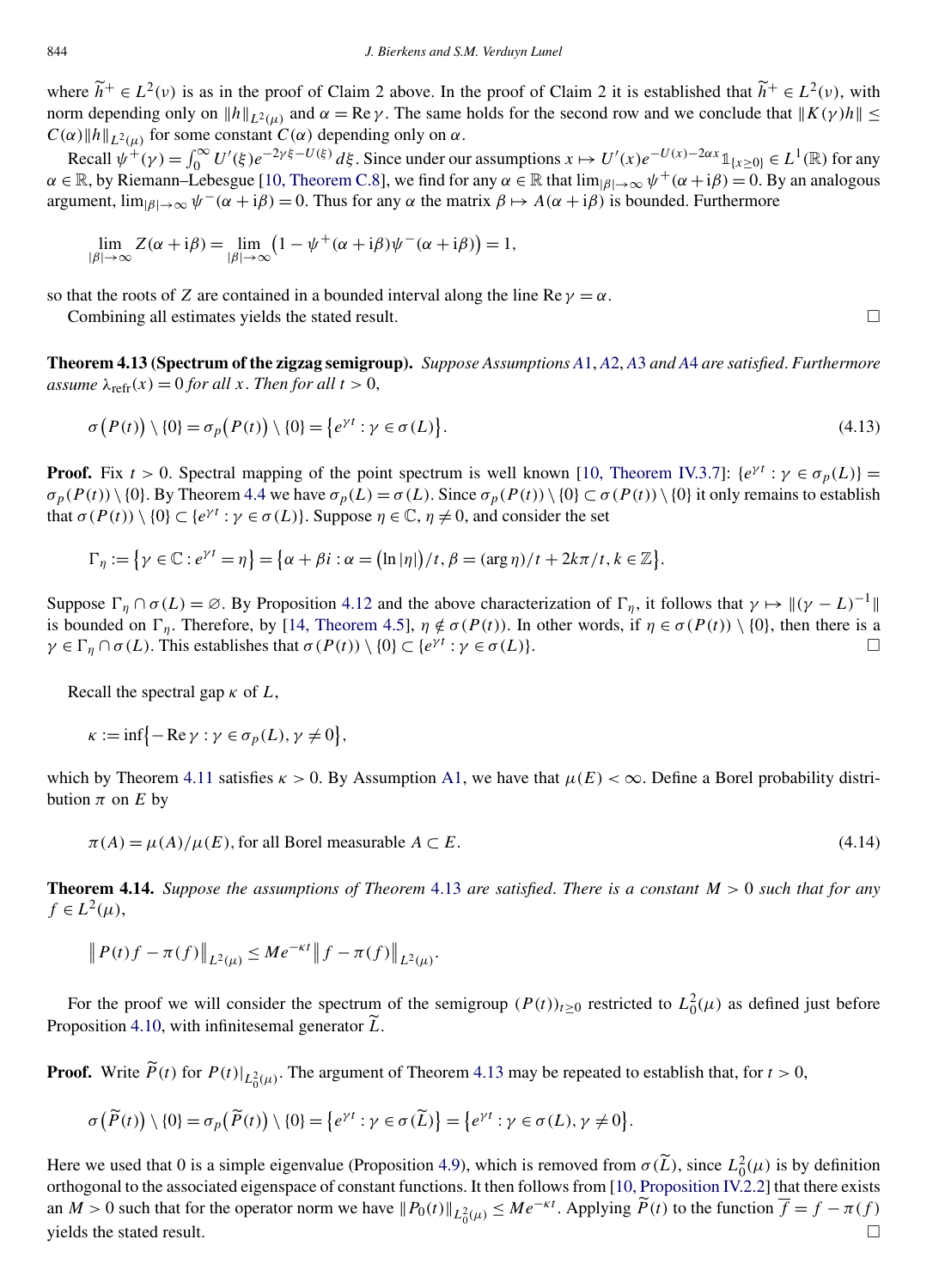where $\widetilde{h}^+ \in L^2(\nu)$ is as in the proof of Claim 2 above. In the proof of Claim 2 it is established that $\widetilde{h}^+ \in L^2(\nu)$, with norm depending only on $\|h\|_{L^2(\mu)}$ and $\alpha = \operatorname{Re}\gamma$. The same holds for the second row and we conclude that $\|K(\gamma)h\| \leq C(\alpha)\|h\|_{L^2(\mu)}$ for some constant $C(\alpha)$ depending only on $\alpha$.

Recall $\psi^+(\gamma) = \int_0^\infty U'(\xi)e^{-2\gamma\xi - U(\xi)}\,d\xi$. Since under our assumptions $x \mapsto U'(x)e^{-U(x)-2\alpha x}\mathbb{1}_{\{x\geq 0\}} \in L^1(\mathbb{R})$ for any $\alpha \in \mathbb{R}$, by Riemann–Lebesgue [10, Theorem C.8], we find for any $\alpha \in \mathbb{R}$ that $\lim_{|\beta|\to\infty}\psi^+(\alpha + \mathrm{i}\beta) = 0$. By an analogous argument, $\lim_{|\beta|\to\infty}\psi^-(\alpha+\mathrm{i}\beta) = 0$. Thus for any $\alpha$ the matrix $\beta \mapsto A(\alpha + \mathrm{i}\beta)$ is bounded. Furthermore

$$\lim_{|\beta|\to\infty} Z(\alpha + \mathrm{i}\beta) = \lim_{|\beta|\to\infty}\bigl(1 - \psi^+(\alpha+\mathrm{i}\beta)\psi^-(\alpha+\mathrm{i}\beta)\bigr) = 1,$$

so that the roots of $Z$ are contained in a bounded interval along the line $\operatorname{Re}\gamma = \alpha$.

Combining all estimates yields the stated result. □

**Theorem 4.13 (Spectrum of the zigzag semigroup).** *Suppose Assumptions A1, A2, A3 and A4 are satisfied. Furthermore assume $\lambda_{\mathrm{refr}}(x) = 0$ for all $x$. Then for all $t > 0$,*

$$\sigma\bigl(P(t)\bigr)\setminus\{0\} = \sigma_p\bigl(P(t)\bigr)\setminus\{0\} = \bigl\{e^{\gamma t} : \gamma \in \sigma(L)\bigr\}. \tag{4.13}$$

**Proof.** Fix $t > 0$. Spectral mapping of the point spectrum is well known [10, Theorem IV.3.7]: $\{e^{\gamma t} : \gamma \in \sigma_p(L)\} = \sigma_p(P(t))\setminus\{0\}$. By Theorem 4.4 we have $\sigma_p(L) = \sigma(L)$. Since $\sigma_p(P(t))\setminus\{0\} \subset \sigma(P(t))\setminus\{0\}$ it only remains to establish that $\sigma(P(t))\setminus\{0\} \subset \{e^{\gamma t} : \gamma \in \sigma(L)\}$. Suppose $\eta \in \mathbb{C}$, $\eta \neq 0$, and consider the set

$$\Gamma_\eta := \bigl\{\gamma \in \mathbb{C} : e^{\gamma t} = \eta\bigr\} = \bigl\{\alpha + \beta i : \alpha = \bigl(\ln|\eta|\bigr)/t, \beta = (\arg\eta)/t + 2k\pi/t, k \in \mathbb{Z}\bigr\}.$$

Suppose $\Gamma_\eta \cap \sigma(L) = \varnothing$. By Proposition 4.12 and the above characterization of $\Gamma_\eta$, it follows that $\gamma \mapsto \|(\gamma - L)^{-1}\|$ is bounded on $\Gamma_\eta$. Therefore, by [14, Theorem 4.5], $\eta \notin \sigma(P(t))$. In other words, if $\eta \in \sigma(P(t))\setminus\{0\}$, then there is a $\gamma \in \Gamma_\eta \cap \sigma(L)$. This establishes that $\sigma(P(t))\setminus\{0\} \subset \{e^{\gamma t} : \gamma \in \sigma(L)\}$. □

Recall the spectral gap $\kappa$ of $L$,

$$\kappa := \inf\bigl\{-\operatorname{Re}\gamma : \gamma \in \sigma_p(L), \gamma \neq 0\bigr\},$$

which by Theorem 4.11 satisfies $\kappa > 0$. By Assumption A1, we have that $\mu(E) < \infty$. Define a Borel probability distribution $\pi$ on $E$ by

$$\pi(A) = \mu(A)/\mu(E), \text{for all Borel measurable } A \subset E. \tag{4.14}$$

**Theorem 4.14.** *Suppose the assumptions of Theorem 4.13 are satisfied. There is a constant $M > 0$ such that for any $f \in L^2(\mu)$,*

$$\bigl\|P(t)f - \pi(f)\bigr\|_{L^2(\mu)} \leq Me^{-\kappa t}\bigl\|f - \pi(f)\bigr\|_{L^2(\mu)}.$$

For the proof we will consider the spectrum of the semigroup $(P(t))_{t\geq 0}$ restricted to $L_0^2(\mu)$ as defined just before Proposition 4.10, with infinitesimal generator $\widetilde{L}$.

**Proof.** Write $\widetilde{P}(t)$ for $P(t)|_{L_0^2(\mu)}$. The argument of Theorem 4.13 may be repeated to establish that, for $t > 0$,

$$\sigma\bigl(\widetilde{P}(t)\bigr)\setminus\{0\} = \sigma_p\bigl(\widetilde{P}(t)\bigr)\setminus\{0\} = \bigl\{e^{\gamma t} : \gamma \in \sigma(\widetilde{L})\bigr\} = \bigl\{e^{\gamma t} : \gamma \in \sigma(L), \gamma \neq 0\bigr\}.$$

Here we used that 0 is a simple eigenvalue (Proposition 4.9), which is removed from $\sigma(\widetilde{L})$, since $L_0^2(\mu)$ is by definition orthogonal to the associated eigenspace of constant functions. It then follows from [10, Proposition IV.2.2] that there exists an $M > 0$ such that for the operator norm we have $\|P_0(t)\|_{L_0^2(\mu)} \leq Me^{-\kappa t}$. Applying $\widetilde{P}(t)$ to the function $\overline{f} = f - \pi(f)$ yields the stated result. □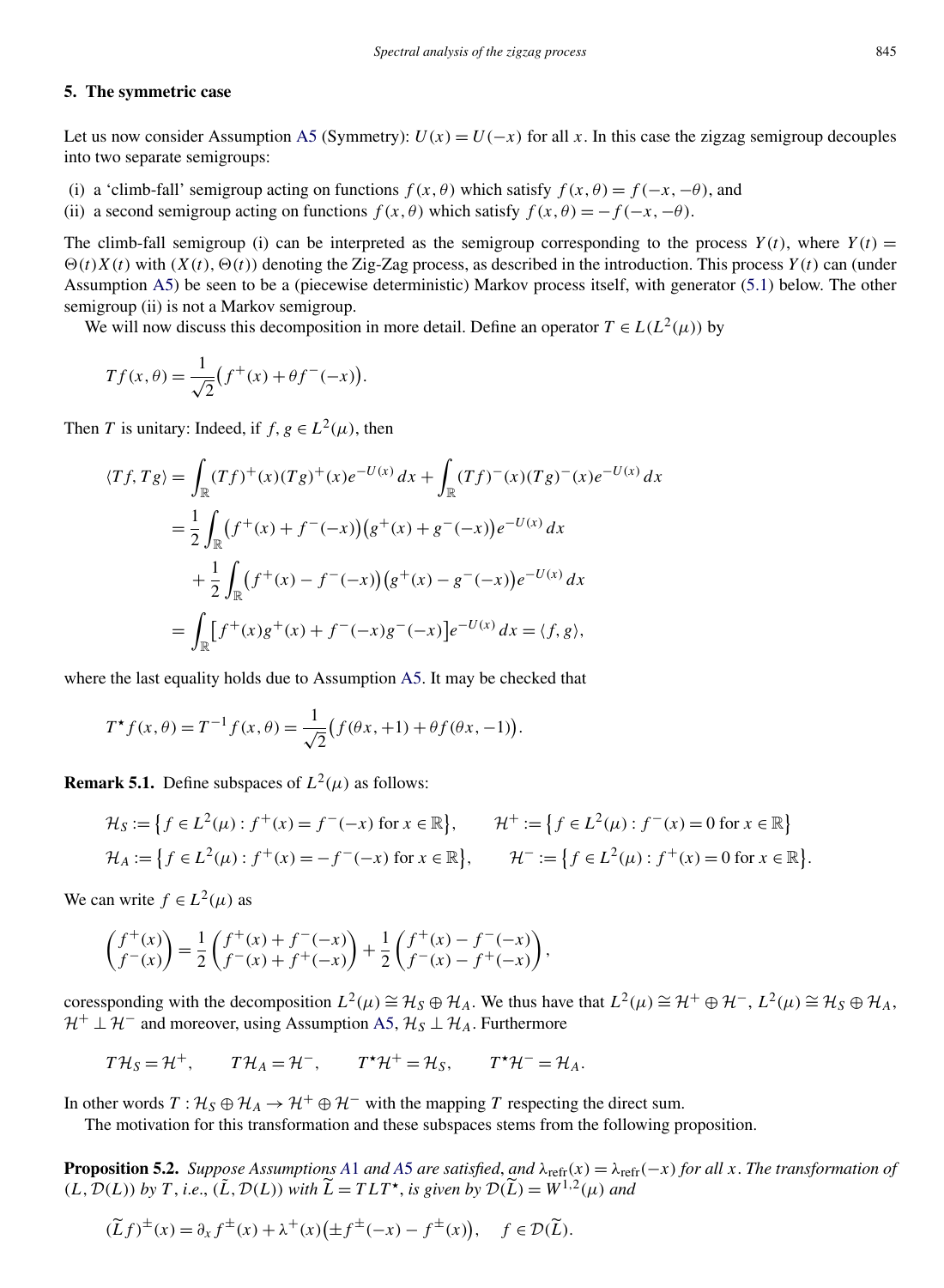## 5. The symmetric case

Let us now consider Assumption A5 (Symmetry): $U(x) = U(-x)$ for all $x$. In this case the zigzag semigroup decouples into two separate semigroups:

(i) a 'climb-fall' semigroup acting on functions $f(x,\theta)$ which satisfy $f(x,\theta) = f(-x,-\theta)$, and
(ii) a second semigroup acting on functions $f(x,\theta)$ which satisfy $f(x,\theta) = -f(-x,-\theta)$.

The climb-fall semigroup (i) can be interpreted as the semigroup corresponding to the process $Y(t)$, where $Y(t) = \Theta(t)X(t)$ with $(X(t),\Theta(t))$ denoting the Zig-Zag process, as described in the introduction. This process $Y(t)$ can (under Assumption A5) be seen to be a (piecewise deterministic) Markov process itself, with generator (5.1) below. The other semigroup (ii) is not a Markov semigroup.

We will now discuss this decomposition in more detail. Define an operator $T \in L(L^2(\mu))$ by

$$Tf(x,\theta) = \frac{1}{\sqrt{2}}\big(f^+(x) + \theta f^-(-x)\big).$$

Then $T$ is unitary: Indeed, if $f, g \in L^2(\mu)$, then

$$
\begin{aligned}
\langle Tf, Tg\rangle &= \int_{\mathbb{R}} (Tf)^+(x)(Tg)^+(x)e^{-U(x)}\,dx + \int_{\mathbb{R}} (Tf)^-(x)(Tg)^-(x)e^{-U(x)}\,dx \\
&= \frac{1}{2}\int_{\mathbb{R}} \big(f^+(x) + f^-(-x)\big)\big(g^+(x) + g^-(-x)\big)e^{-U(x)}\,dx \\
&\quad + \frac{1}{2}\int_{\mathbb{R}} \big(f^+(x) - f^-(-x)\big)\big(g^+(x) - g^-(-x)\big)e^{-U(x)}\,dx \\
&= \int_{\mathbb{R}} \big[f^+(x)g^+(x) + f^-(-x)g^-(-x)\big]e^{-U(x)}\,dx = \langle f, g\rangle,
\end{aligned}
$$

where the last equality holds due to Assumption A5. It may be checked that

$$T^\star f(x,\theta) = T^{-1}f(x,\theta) = \frac{1}{\sqrt{2}}\big(f(\theta x, +1) + \theta f(\theta x, -1)\big).$$

**Remark 5.1.** Define subspaces of $L^2(\mu)$ as follows:

$$
\begin{aligned}
\mathcal{H}_S &:= \big\{f \in L^2(\mu) : f^+(x) = f^-(-x) \text{ for } x \in \mathbb{R}\big\}, \qquad \mathcal{H}^+ := \big\{f \in L^2(\mu) : f^-(x) = 0 \text{ for } x \in \mathbb{R}\big\} \\
\mathcal{H}_A &:= \big\{f \in L^2(\mu) : f^+(x) = -f^-(-x) \text{ for } x \in \mathbb{R}\big\}, \qquad \mathcal{H}^- := \big\{f \in L^2(\mu) : f^+(x) = 0 \text{ for } x \in \mathbb{R}\big\}.
\end{aligned}
$$

We can write $f \in L^2(\mu)$ as

$$\begin{pmatrix} f^+(x) \\ f^-(x) \end{pmatrix} = \frac{1}{2}\begin{pmatrix} f^+(x) + f^-(-x) \\ f^-(x) + f^+(-x) \end{pmatrix} + \frac{1}{2}\begin{pmatrix} f^+(x) - f^-(-x) \\ f^-(x) - f^+(-x) \end{pmatrix},$$

coressponding with the decomposition $L^2(\mu) \cong \mathcal{H}_S \oplus \mathcal{H}_A$. We thus have that $L^2(\mu) \cong \mathcal{H}^+ \oplus \mathcal{H}^-$, $L^2(\mu) \cong \mathcal{H}_S \oplus \mathcal{H}_A$, $\mathcal{H}^+ \perp \mathcal{H}^-$ and moreover, using Assumption A5, $\mathcal{H}_S \perp \mathcal{H}_A$. Furthermore

$$T\mathcal{H}_S = \mathcal{H}^+, \qquad T\mathcal{H}_A = \mathcal{H}^-, \qquad T^\star\mathcal{H}^+ = \mathcal{H}_S, \qquad T^\star\mathcal{H}^- = \mathcal{H}_A.$$

In other words $T : \mathcal{H}_S \oplus \mathcal{H}_A \to \mathcal{H}^+ \oplus \mathcal{H}^-$ with the mapping $T$ respecting the direct sum.

The motivation for this transformation and these subspaces stems from the following proposition.

**Proposition 5.2.** *Suppose Assumptions A1 and A5 are satisfied, and $\lambda_{\text{refr}}(x) = \lambda_{\text{refr}}(-x)$ for all $x$. The transformation of $(L, \mathcal{D}(L))$ by $T$, i.e., $(\widetilde{L}, \mathcal{D}(L))$ with $\widetilde{L} = TLT^\star$, is given by $\mathcal{D}(\widetilde{L}) = W^{1,2}(\mu)$ and*

$$(\widetilde{L}f)^\pm(x) = \partial_x f^\pm(x) + \lambda^+(x)\big(\pm f^\pm(-x) - f^\pm(x)\big), \quad f \in \mathcal{D}(\widetilde{L}).$$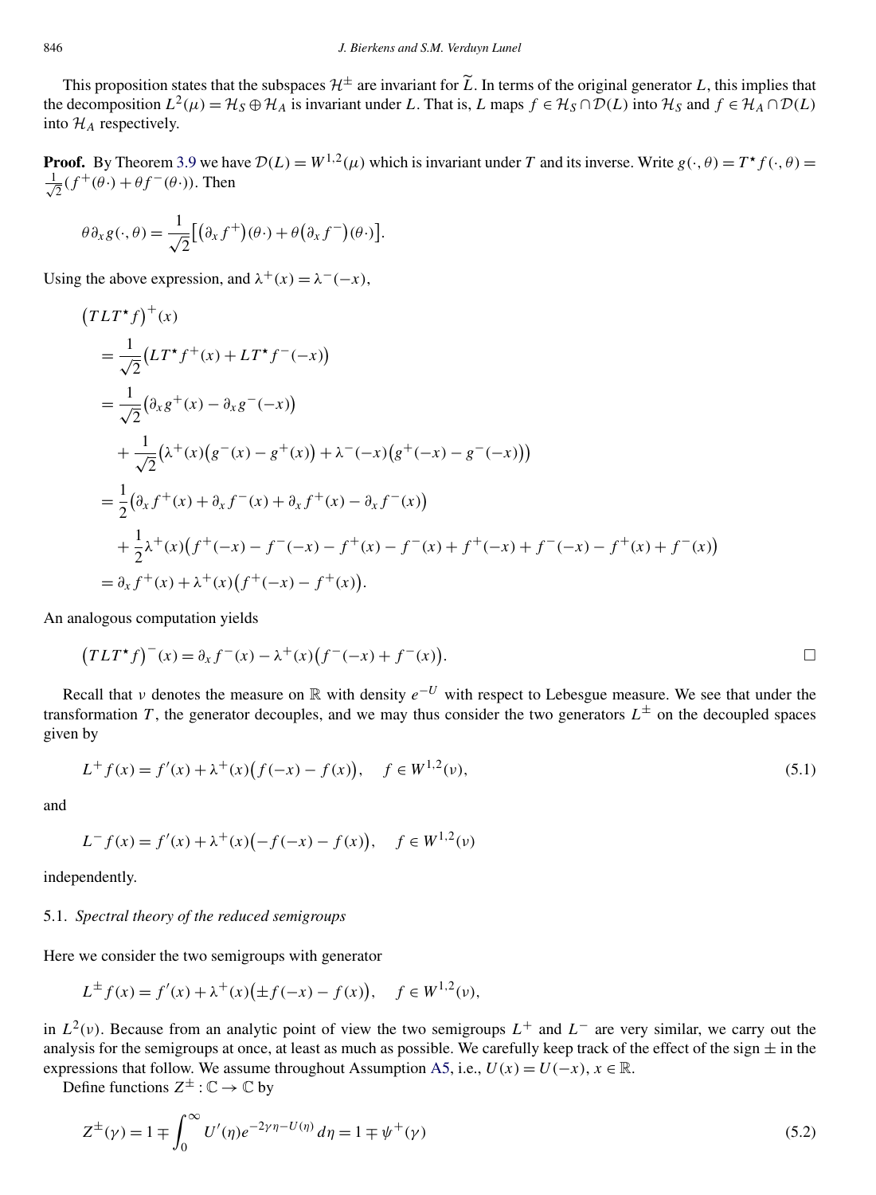This proposition states that the subspaces $\mathcal{H}^\pm$ are invariant for $\widetilde{L}$. In terms of the original generator $L$, this implies that the decomposition $L^2(\mu) = \mathcal{H}_S \oplus \mathcal{H}_A$ is invariant under $L$. That is, $L$ maps $f \in \mathcal{H}_S \cap \mathcal{D}(L)$ into $\mathcal{H}_S$ and $f \in \mathcal{H}_A \cap \mathcal{D}(L)$ into $\mathcal{H}_A$ respectively.

**Proof.** By Theorem 3.9 we have $\mathcal{D}(L) = W^{1,2}(\mu)$ which is invariant under $T$ and its inverse. Write $g(\cdot,\theta) = T^\star f(\cdot,\theta) = \frac{1}{\sqrt{2}}(f^+(\theta\cdot) + \theta f^-(\theta\cdot))$. Then

$$\theta \partial_x g(\cdot,\theta) = \frac{1}{\sqrt{2}}\big[\big(\partial_x f^+\big)(\theta\cdot) + \theta\big(\partial_x f^-\big)(\theta\cdot)\big].$$

Using the above expression, and $\lambda^+(x) = \lambda^-(-x)$,

$$\begin{aligned}
&\big(TLT^\star f\big)^+(x) \\
&\quad = \frac{1}{\sqrt{2}}\big(LT^\star f^+(x) + LT^\star f^-(-x)\big) \\
&\quad = \frac{1}{\sqrt{2}}\big(\partial_x g^+(x) - \partial_x g^-(-x)\big) \\
&\qquad + \frac{1}{\sqrt{2}}\big(\lambda^+(x)\big(g^-(x) - g^+(x)\big) + \lambda^-(-x)\big(g^+(-x) - g^-(-x)\big)\big) \\
&\quad = \frac{1}{2}\big(\partial_x f^+(x) + \partial_x f^-(x) + \partial_x f^+(x) - \partial_x f^-(x)\big) \\
&\qquad + \frac{1}{2}\lambda^+(x)\big(f^+(-x) - f^-(-x) - f^+(x) - f^-(x) + f^+(-x) + f^-(-x) - f^+(x) + f^-(x)\big) \\
&\quad = \partial_x f^+(x) + \lambda^+(x)\big(f^+(-x) - f^+(x)\big).
\end{aligned}$$

An analogous computation yields

$$\big(TLT^\star f\big)^-(x) = \partial_x f^-(x) - \lambda^+(x)\big(f^-(-x) + f^-(x)\big). \qquad \square$$

Recall that $\nu$ denotes the measure on $\mathbb{R}$ with density $e^{-U}$ with respect to Lebesgue measure. We see that under the transformation $T$, the generator decouples, and we may thus consider the two generators $L^\pm$ on the decoupled spaces given by

$$L^+ f(x) = f'(x) + \lambda^+(x)\big(f(-x) - f(x)\big), \quad f \in W^{1,2}(\nu), \tag{5.1}$$

and

$$L^- f(x) = f'(x) + \lambda^+(x)\big(-f(-x) - f(x)\big), \quad f \in W^{1,2}(\nu)$$

independently.

### 5.1. *Spectral theory of the reduced semigroups*

Here we consider the two semigroups with generator

$$L^\pm f(x) = f'(x) + \lambda^+(x)\big(\pm f(-x) - f(x)\big), \quad f \in W^{1,2}(\nu),$$

in $L^2(\nu)$. Because from an analytic point of view the two semigroups $L^+$ and $L^-$ are very similar, we carry out the analysis for the semigroups at once, at least as much as possible. We carefully keep track of the effect of the sign $\pm$ in the expressions that follow. We assume throughout Assumption A5, i.e., $U(x) = U(-x)$, $x \in \mathbb{R}$.

Define functions $Z^\pm : \mathbb{C} \to \mathbb{C}$ by

$$Z^\pm(\gamma) = 1 \mp \int_0^\infty U'(\eta) e^{-2\gamma\eta - U(\eta)}\, d\eta = 1 \mp \psi^+(\gamma) \tag{5.2}$$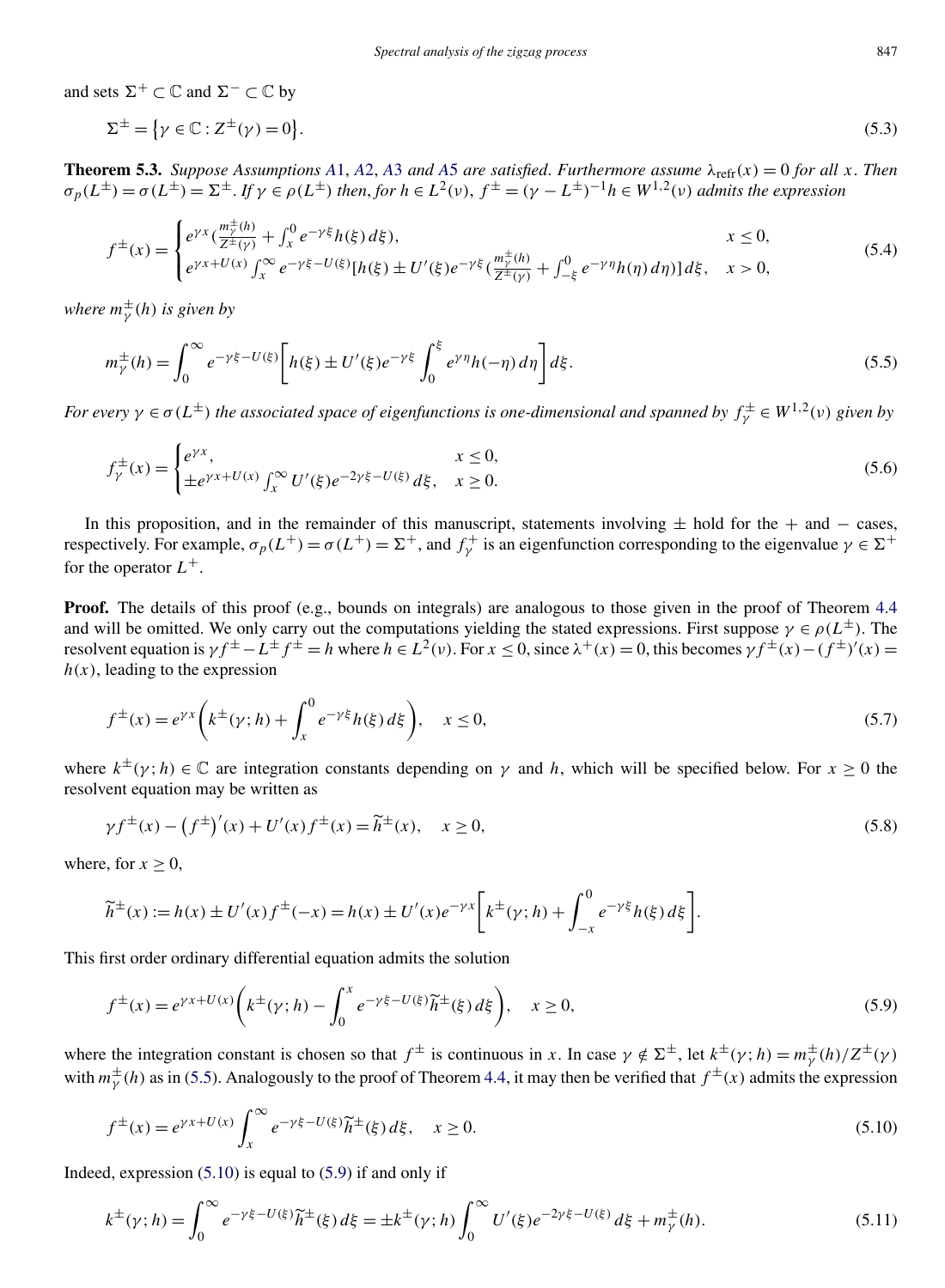and sets $\Sigma^+ \subset \mathbb{C}$ and $\Sigma^- \subset \mathbb{C}$ by

$$\Sigma^\pm = \{\gamma \in \mathbb{C} : Z^\pm(\gamma) = 0\}. \tag{5.3}$$

**Theorem 5.3.** *Suppose Assumptions A1, A2, A3 and A5 are satisfied. Furthermore assume $\lambda_{\mathrm{refr}}(x) = 0$ for all $x$. Then $\sigma_p(L^\pm) = \sigma(L^\pm) = \Sigma^\pm$. If $\gamma \in \rho(L^\pm)$ then, for $h \in L^2(\nu)$, $f^\pm = (\gamma - L^\pm)^{-1} h \in W^{1,2}(\nu)$ admits the expression*

$$f^\pm(x) = \begin{cases} e^{\gamma x}\left(\frac{m_\gamma^\pm(h)}{Z^\pm(\gamma)} + \int_x^0 e^{-\gamma\xi} h(\xi)\, d\xi\right), & x \le 0, \\ e^{\gamma x + U(x)} \int_x^\infty e^{-\gamma\xi - U(\xi)}[h(\xi) \pm U'(\xi) e^{-\gamma\xi}(\frac{m_\gamma^\pm(h)}{Z^\pm(\gamma)} + \int_{-\xi}^0 e^{-\gamma\eta} h(\eta)\, d\eta)]\, d\xi, & x > 0, \end{cases} \tag{5.4}$$

*where $m_\gamma^\pm(h)$ is given by*

$$m_\gamma^\pm(h) = \int_0^\infty e^{-\gamma\xi - U(\xi)}\left[h(\xi) \pm U'(\xi) e^{-\gamma\xi} \int_0^\xi e^{\gamma\eta} h(-\eta)\, d\eta\right] d\xi. \tag{5.5}$$

*For every $\gamma \in \sigma(L^\pm)$ the associated space of eigenfunctions is one-dimensional and spanned by $f_\gamma^\pm \in W^{1,2}(\nu)$ given by*

$$f_\gamma^\pm(x) = \begin{cases} e^{\gamma x}, & x \le 0, \\ \pm e^{\gamma x + U(x)} \int_x^\infty U'(\xi) e^{-2\gamma\xi - U(\xi)}\, d\xi, & x \ge 0. \end{cases} \tag{5.6}$$

In this proposition, and in the remainder of this manuscript, statements involving $\pm$ hold for the $+$ and $-$ cases, respectively. For example, $\sigma_p(L^+) = \sigma(L^+) = \Sigma^+$, and $f_\gamma^+$ is an eigenfunction corresponding to the eigenvalue $\gamma \in \Sigma^+$ for the operator $L^+$.

**Proof.** The details of this proof (e.g., bounds on integrals) are analogous to those given in the proof of Theorem 4.4 and will be omitted. We only carry out the computations yielding the stated expressions. First suppose $\gamma \in \rho(L^\pm)$. The resolvent equation is $\gamma f^\pm - L^\pm f^\pm = h$ where $h \in L^2(\nu)$. For $x \le 0$, since $\lambda^+(x) = 0$, this becomes $\gamma f^\pm(x) - (f^\pm)'(x) = h(x)$, leading to the expression

$$f^\pm(x) = e^{\gamma x}\left(k^\pm(\gamma; h) + \int_x^0 e^{-\gamma\xi} h(\xi)\, d\xi\right), \quad x \le 0, \tag{5.7}$$

where $k^\pm(\gamma; h) \in \mathbb{C}$ are integration constants depending on $\gamma$ and $h$, which will be specified below. For $x \ge 0$ the resolvent equation may be written as

$$\gamma f^\pm(x) - (f^\pm)'(x) + U'(x) f^\pm(x) = \widetilde{h}^\pm(x), \quad x \ge 0, \tag{5.8}$$

where, for $x \ge 0$,

$$\widetilde{h}^\pm(x) := h(x) \pm U'(x) f^\pm(-x) = h(x) \pm U'(x) e^{-\gamma x}\left[k^\pm(\gamma; h) + \int_{-x}^0 e^{-\gamma\xi} h(\xi)\, d\xi\right].$$

This first order ordinary differential equation admits the solution

$$f^\pm(x) = e^{\gamma x + U(x)}\left(k^\pm(\gamma; h) - \int_0^x e^{-\gamma\xi - U(\xi)} \widetilde{h}^\pm(\xi)\, d\xi\right), \quad x \ge 0, \tag{5.9}$$

where the integration constant is chosen so that $f^\pm$ is continuous in $x$. In case $\gamma \notin \Sigma^\pm$, let $k^\pm(\gamma; h) = m_\gamma^\pm(h)/Z^\pm(\gamma)$ with $m_\gamma^\pm(h)$ as in (5.5). Analogously to the proof of Theorem 4.4, it may then be verified that $f^\pm(x)$ admits the expression

$$f^\pm(x) = e^{\gamma x + U(x)} \int_x^\infty e^{-\gamma\xi - U(\xi)} \widetilde{h}^\pm(\xi)\, d\xi, \quad x \ge 0. \tag{5.10}$$

Indeed, expression (5.10) is equal to (5.9) if and only if

$$k^\pm(\gamma; h) = \int_0^\infty e^{-\gamma\xi - U(\xi)} \widetilde{h}^\pm(\xi)\, d\xi = \pm k^\pm(\gamma; h) \int_0^\infty U'(\xi) e^{-2\gamma\xi - U(\xi)}\, d\xi + m_\gamma^\pm(h). \tag{5.11}$$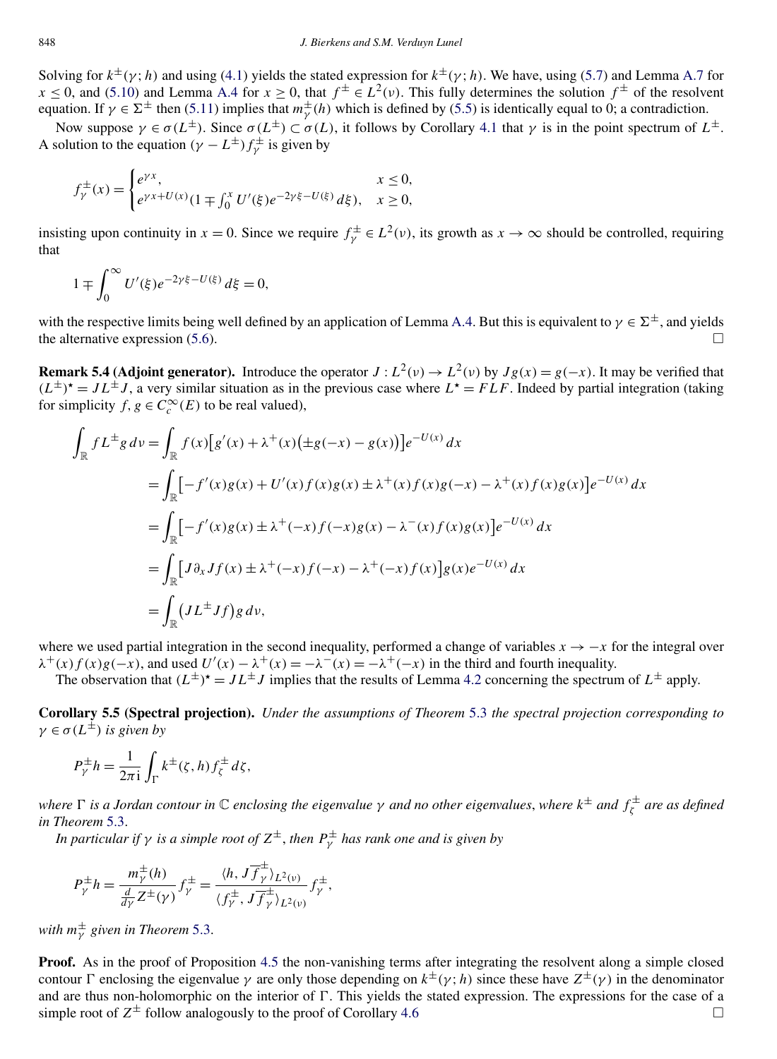Solving for $k^{\pm}(\gamma; h)$ and using (4.1) yields the stated expression for $k^{\pm}(\gamma; h)$. We have, using (5.7) and Lemma A.7 for $x \leq 0$, and (5.10) and Lemma A.4 for $x \geq 0$, that $f^{\pm} \in L^2(\nu)$. This fully determines the solution $f^{\pm}$ of the resolvent equation. If $\gamma \in \Sigma^{\pm}$ then (5.11) implies that $m_{\gamma}^{\pm}(h)$ which is defined by (5.5) is identically equal to 0; a contradiction.

Now suppose $\gamma \in \sigma(L^{\pm})$. Since $\sigma(L^{\pm}) \subset \sigma(L)$, it follows by Corollary 4.1 that $\gamma$ is in the point spectrum of $L^{\pm}$. A solution to the equation $(\gamma - L^{\pm}) f_{\gamma}^{\pm}$ is given by

$$
f_{\gamma}^{\pm}(x) = \begin{cases} e^{\gamma x}, & x \leq 0, \\ e^{\gamma x + U(x)}\left(1 \mp \int_0^x U'(\xi) e^{-2\gamma \xi - U(\xi)}\, d\xi\right), & x \geq 0, \end{cases}
$$

insisting upon continuity in $x = 0$. Since we require $f_{\gamma}^{\pm} \in L^2(\nu)$, its growth as $x \to \infty$ should be controlled, requiring that

$$
1 \mp \int_0^{\infty} U'(\xi) e^{-2\gamma\xi - U(\xi)}\, d\xi = 0,
$$

with the respective limits being well defined by an application of Lemma A.4. But this is equivalent to $\gamma \in \Sigma^{\pm}$, and yields the alternative expression (5.6). $\square$

**Remark 5.4 (Adjoint generator).** Introduce the operator $J : L^2(\nu) \to L^2(\nu)$ by $Jg(x) = g(-x)$. It may be verified that $(L^{\pm})^{\star} = JL^{\pm}J$, a very similar situation as in the previous case where $L^{\star} = FLF$. Indeed by partial integration (taking for simplicity $f, g \in C_c^{\infty}(E)$ to be real valued),

$$
\begin{aligned}
\int_{\mathbb{R}} f L^{\pm} g \, d\nu &= \int_{\mathbb{R}} f(x)\left[g'(x) + \lambda^{+}(x)\left(\pm g(-x) - g(x)\right)\right] e^{-U(x)}\, dx \\
&= \int_{\mathbb{R}} \left[-f'(x)g(x) + U'(x) f(x) g(x) \pm \lambda^{+}(x) f(x) g(-x) - \lambda^{+}(x) f(x) g(x)\right] e^{-U(x)}\, dx \\
&= \int_{\mathbb{R}} \left[-f'(x) g(x) \pm \lambda^{+}(-x) f(-x) g(x) - \lambda^{-}(x) f(x) g(x)\right] e^{-U(x)}\, dx \\
&= \int_{\mathbb{R}} \left[J \partial_x J f(x) \pm \lambda^{+}(-x) f(-x) - \lambda^{+}(-x) f(x)\right] g(x) e^{-U(x)}\, dx \\
&= \int_{\mathbb{R}} \left(J L^{\pm} J f\right) g \, d\nu,
\end{aligned}
$$

where we used partial integration in the second inequality, performed a change of variables $x \to -x$ for the integral over $\lambda^{+}(x) f(x) g(-x)$, and used $U'(x) - \lambda^{+}(x) = -\lambda^{-}(x) = -\lambda^{+}(-x)$ in the third and fourth inequality.

The observation that $(L^{\pm})^{\star} = JL^{\pm}J$ implies that the results of Lemma 4.2 concerning the spectrum of $L^{\pm}$ apply.

**Corollary 5.5 (Spectral projection).** *Under the assumptions of Theorem 5.3 the spectral projection corresponding to $\gamma \in \sigma(L^{\pm})$ is given by*

$$
P_{\gamma}^{\pm} h = \frac{1}{2\pi \mathrm{i}} \int_{\Gamma} k^{\pm}(\zeta, h) f_{\zeta}^{\pm}\, d\zeta,
$$

*where $\Gamma$ is a Jordan contour in $\mathbb{C}$ enclosing the eigenvalue $\gamma$ and no other eigenvalues, where $k^{\pm}$ and $f_{\zeta}^{\pm}$ are as defined in Theorem 5.3.*

*In particular if $\gamma$ is a simple root of $Z^{\pm}$, then $P_{\gamma}^{\pm}$ has rank one and is given by*

$$
P_{\gamma}^{\pm} h = \frac{m_{\gamma}^{\pm}(h)}{\frac{d}{d\gamma} Z^{\pm}(\gamma)} f_{\gamma}^{\pm} = \frac{\langle h, J\overline{f_{\gamma}^{\pm}}\rangle_{L^2(\nu)}}{\langle f_{\gamma}^{\pm}, J\overline{f_{\gamma}^{\pm}}\rangle_{L^2(\nu)}} f_{\gamma}^{\pm},
$$

*with $m_{\gamma}^{\pm}$ given in Theorem 5.3.*

**Proof.** As in the proof of Proposition 4.5 the non-vanishing terms after integrating the resolvent along a simple closed contour $\Gamma$ enclosing the eigenvalue $\gamma$ are only those depending on $k^{\pm}(\gamma; h)$ since these have $Z^{\pm}(\gamma)$ in the denominator and are thus non-holomorphic on the interior of $\Gamma$. This yields the stated expression. The expressions for the case of a simple root of $Z^{\pm}$ follow analogously to the proof of Corollary 4.6 $\square$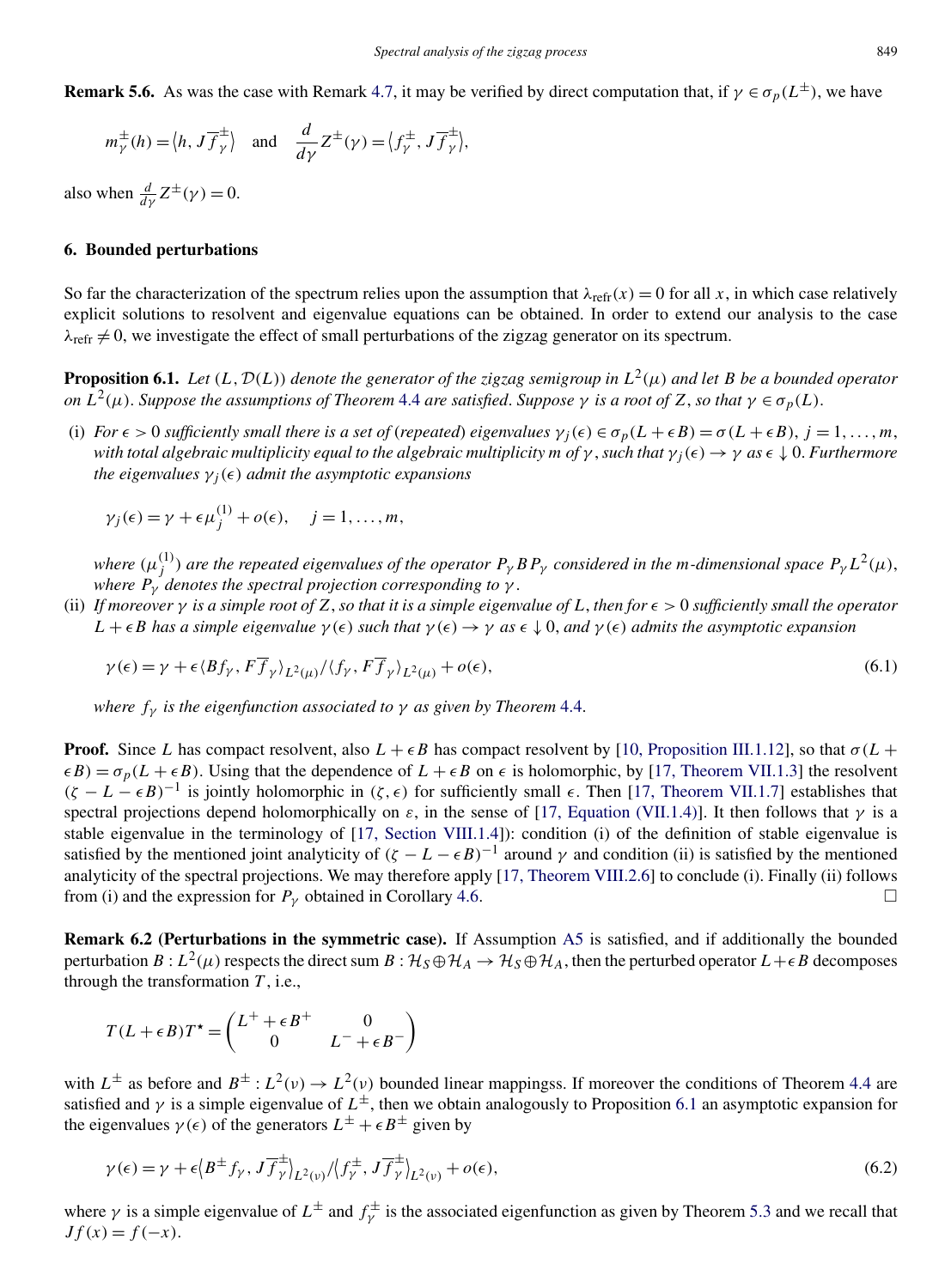**Remark 5.6.** As was the case with Remark 4.7, it may be verified by direct computation that, if $\gamma \in \sigma_p(L^{\pm})$, we have

$$m^{\pm}_{\gamma}(h) = \langle h, J\overline{f}^{\pm}_{\gamma}\rangle \quad \text{and} \quad \frac{d}{d\gamma}Z^{\pm}(\gamma) = \langle f^{\pm}_{\gamma}, J\overline{f}^{\pm}_{\gamma}\rangle,$$

also when $\frac{d}{d\gamma}Z^{\pm}(\gamma) = 0$.

## 6. Bounded perturbations

So far the characterization of the spectrum relies upon the assumption that $\lambda_{\mathrm{refr}}(x) = 0$ for all $x$, in which case relatively explicit solutions to resolvent and eigenvalue equations can be obtained. In order to extend our analysis to the case $\lambda_{\mathrm{refr}} \neq 0$, we investigate the effect of small perturbations of the zigzag generator on its spectrum.

**Proposition 6.1.** *Let $(L, \mathcal{D}(L))$ denote the generator of the zigzag semigroup in $L^2(\mu)$ and let $B$ be a bounded operator on $L^2(\mu)$. Suppose the assumptions of Theorem 4.4 are satisfied. Suppose $\gamma$ is a root of $Z$, so that $\gamma \in \sigma_p(L)$.*

(i) *For $\epsilon > 0$ sufficiently small there is a set of (repeated) eigenvalues $\gamma_j(\epsilon) \in \sigma_p(L + \epsilon B) = \sigma(L + \epsilon B)$, $j = 1, \dots, m$, with total algebraic multiplicity equal to the algebraic multiplicity $m$ of $\gamma$, such that $\gamma_j(\epsilon) \to \gamma$ as $\epsilon \downarrow 0$. Furthermore the eigenvalues $\gamma_j(\epsilon)$ admit the asymptotic expansions*

$$\gamma_j(\epsilon) = \gamma + \epsilon\mu^{(1)}_j + o(\epsilon), \quad j = 1, \dots, m,$$

*where $(\mu^{(1)}_j)$ are the repeated eigenvalues of the operator $P_\gamma B P_\gamma$ considered in the $m$-dimensional space $P_\gamma L^2(\mu)$, where $P_\gamma$ denotes the spectral projection corresponding to $\gamma$.*

(ii) *If moreover $\gamma$ is a simple root of $Z$, so that it is a simple eigenvalue of $L$, then for $\epsilon > 0$ sufficiently small the operator $L + \epsilon B$ has a simple eigenvalue $\gamma(\epsilon)$ such that $\gamma(\epsilon) \to \gamma$ as $\epsilon \downarrow 0$, and $\gamma(\epsilon)$ admits the asymptotic expansion*

$$\gamma(\epsilon) = \gamma + \epsilon\langle Bf_\gamma, F\overline{f}_\gamma\rangle_{L^2(\mu)}/\langle f_\gamma, F\overline{f}_\gamma\rangle_{L^2(\mu)} + o(\epsilon), \tag{6.1}$$

*where $f_\gamma$ is the eigenfunction associated to $\gamma$ as given by Theorem 4.4.*

**Proof.** Since $L$ has compact resolvent, also $L + \epsilon B$ has compact resolvent by [10, Proposition III.1.12], so that $\sigma(L + \epsilon B) = \sigma_p(L + \epsilon B)$. Using that the dependence of $L + \epsilon B$ on $\epsilon$ is holomorphic, by [17, Theorem VII.1.3] the resolvent $(\zeta - L - \epsilon B)^{-1}$ is jointly holomorphic in $(\zeta, \epsilon)$ for sufficiently small $\epsilon$. Then [17, Theorem VII.1.7] establishes that spectral projections depend holomorphically on $\varepsilon$, in the sense of [17, Equation (VII.1.4)]. It then follows that $\gamma$ is a stable eigenvalue in the terminology of [17, Section VIII.1.4]): condition (i) of the definition of stable eigenvalue is satisfied by the mentioned joint analyticity of $(\zeta - L - \epsilon B)^{-1}$ around $\gamma$ and condition (ii) is satisfied by the mentioned analyticity of the spectral projections. We may therefore apply [17, Theorem VIII.2.6] to conclude (i). Finally (ii) follows from (i) and the expression for $P_\gamma$ obtained in Corollary 4.6. □

**Remark 6.2 (Perturbations in the symmetric case).** If Assumption A5 is satisfied, and if additionally the bounded perturbation $B : L^2(\mu)$ respects the direct sum $B : \mathcal{H}_S \oplus \mathcal{H}_A \to \mathcal{H}_S \oplus \mathcal{H}_A$, then the perturbed operator $L + \epsilon B$ decomposes through the transformation $T$, i.e.,

$$T(L + \epsilon B)T^\star = \begin{pmatrix} L^+ + \epsilon B^+ & 0 \\ 0 & L^- + \epsilon B^- \end{pmatrix}$$

with $L^{\pm}$ as before and $B^{\pm} : L^2(\nu) \to L^2(\nu)$ bounded linear mappingss. If moreover the conditions of Theorem 4.4 are satisfied and $\gamma$ is a simple eigenvalue of $L^{\pm}$, then we obtain analogously to Proposition 6.1 an asymptotic expansion for the eigenvalues $\gamma(\epsilon)$ of the generators $L^{\pm} + \epsilon B^{\pm}$ given by

$$\gamma(\epsilon) = \gamma + \epsilon\langle B^{\pm} f_\gamma, J\overline{f}^{\pm}_{\gamma}\rangle_{L^2(\nu)}/\langle f^{\pm}_{\gamma}, J\overline{f}^{\pm}_{\gamma}\rangle_{L^2(\nu)} + o(\epsilon), \tag{6.2}$$

where $\gamma$ is a simple eigenvalue of $L^{\pm}$ and $f^{\pm}_{\gamma}$ is the associated eigenfunction as given by Theorem 5.3 and we recall that $Jf(x) = f(-x)$.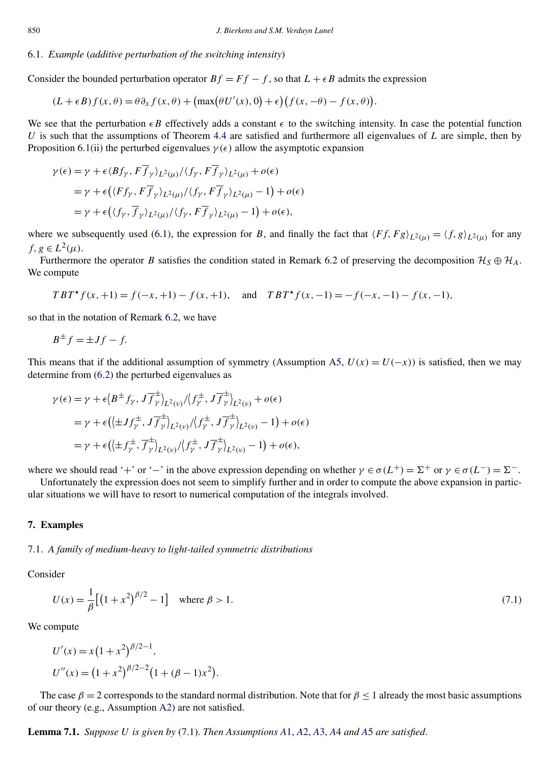### 6.1. *Example* (*additive perturbation of the switching intensity*)

Consider the bounded perturbation operator $Bf = Ff - f$, so that $L + \epsilon B$ admits the expression

$$(L+\epsilon B)f(x,\theta) = \theta\partial_x f(x,\theta) + \big(\max\big(\theta U'(x),0\big)+\epsilon\big)\big(f(x,-\theta)-f(x,\theta)\big).$$

We see that the perturbation $\epsilon B$ effectively adds a constant $\epsilon$ to the switching intensity. In case the potential function $U$ is such that the assumptions of Theorem 4.4 are satisfied and furthermore all eigenvalues of $L$ are simple, then by Proposition 6.1(ii) the perturbed eigenvalues $\gamma(\epsilon)$ allow the asymptotic expansion

$$\begin{aligned}
\gamma(\epsilon) &= \gamma + \epsilon\langle Bf_\gamma, F\overline{f}_\gamma\rangle_{L^2(\mu)}/\langle f_\gamma, F\overline{f}_\gamma\rangle_{L^2(\mu)} + o(\epsilon)\\
&= \gamma + \epsilon\big(\langle Ff_\gamma, F\overline{f}_\gamma\rangle_{L^2(\mu)}/\langle f_\gamma, F\overline{f}_\gamma\rangle_{L^2(\mu)} - 1\big) + o(\epsilon)\\
&= \gamma + \epsilon\big(\langle f_\gamma, \overline{f}_\gamma\rangle_{L^2(\mu)}/\langle f_\gamma, F\overline{f}_\gamma\rangle_{L^2(\mu)} - 1\big) + o(\epsilon),
\end{aligned}$$

where we subsequently used (6.1), the expression for $B$, and finally the fact that $\langle Ff, Fg\rangle_{L^2(\mu)} = \langle f, g\rangle_{L^2(\mu)}$ for any $f, g \in L^2(\mu)$.

Furthermore the operator $B$ satisfies the condition stated in Remark 6.2 of preserving the decomposition $\mathcal{H}_S \oplus \mathcal{H}_A$. We compute

$$TBT^\star f(x,+1) = f(-x,+1) - f(x,+1), \quad \text{and} \quad TBT^\star f(x,-1) = -f(-x,-1) - f(x,-1),$$

so that in the notation of Remark 6.2, we have

$$B^\pm f = \pm Jf - f.$$

This means that if the additional assumption of symmetry (Assumption A5, $U(x) = U(-x)$) is satisfied, then we may determine from (6.2) the perturbed eigenvalues as

$$\begin{aligned}
\gamma(\epsilon) &= \gamma + \epsilon\big\langle B^\pm f_\gamma, J\overline{f}^\pm_\gamma\big\rangle_{L^2(\nu)}/\big\langle f^\pm_\gamma, J\overline{f}^\pm_\gamma\big\rangle_{L^2(\nu)} + o(\epsilon)\\
&= \gamma + \epsilon\big(\big\langle \pm Jf^\pm_\gamma, J\overline{f}^\pm_\gamma\big\rangle_{L^2(\nu)}/\big\langle f^\pm_\gamma, J\overline{f}^\pm_\gamma\big\rangle_{L^2(\nu)} - 1\big) + o(\epsilon)\\
&= \gamma + \epsilon\big(\big\langle \pm f^\pm_\gamma, \overline{f}^\pm_\gamma\big\rangle_{L^2(\nu)}/\big\langle f^\pm_\gamma, J\overline{f}^\pm_\gamma\big\rangle_{L^2(\nu)} - 1\big) + o(\epsilon),
\end{aligned}$$

where we should read '+' or '−' in the above expression depending on whether $\gamma \in \sigma(L^+) = \Sigma^+$ or $\gamma \in \sigma(L^-) = \Sigma^-$.

Unfortunately the expression does not seem to simplify further and in order to compute the above expansion in particular situations we will have to resort to numerical computation of the integrals involved.

## 7. Examples

### 7.1. *A family of medium-heavy to light-tailed symmetric distributions*

Consider

$$U(x) = \frac{1}{\beta}\big[\big(1+x^2\big)^{\beta/2} - 1\big] \quad \text{where } \beta > 1. \tag{7.1}$$

We compute

$$\begin{aligned}
U'(x) &= x\big(1+x^2\big)^{\beta/2-1},\\
U''(x) &= \big(1+x^2\big)^{\beta/2-2}\big(1+(\beta-1)x^2\big).
\end{aligned}$$

The case $\beta = 2$ corresponds to the standard normal distribution. Note that for $\beta \le 1$ already the most basic assumptions of our theory (e.g., Assumption A2) are not satisfied.

**Lemma 7.1.** *Suppose $U$ is given by (7.1). Then Assumptions A1, A2, A3, A4 and A5 are satisfied.*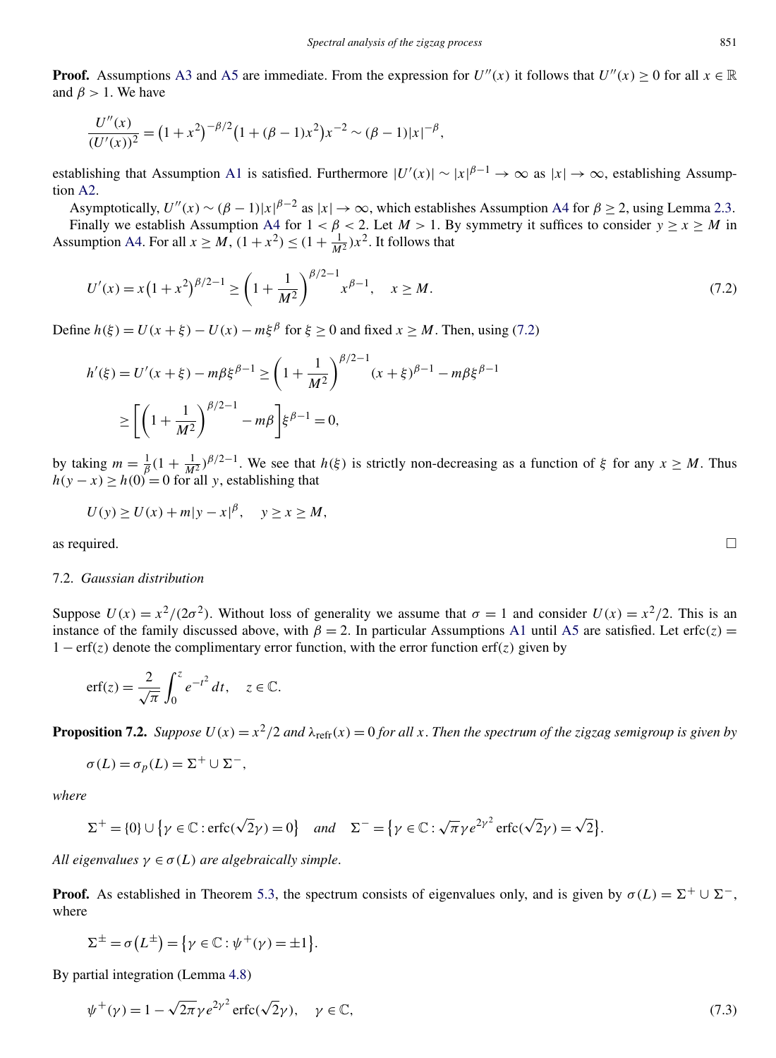**Proof.** Assumptions A3 and A5 are immediate. From the expression for $U''(x)$ it follows that $U''(x) \geq 0$ for all $x \in \mathbb{R}$ and $\beta > 1$. We have

$$\frac{U''(x)}{(U'(x))^2} = \left(1+x^2\right)^{-\beta/2}\left(1+(\beta-1)x^2\right)x^{-2} \sim (\beta-1)|x|^{-\beta},$$

establishing that Assumption A1 is satisfied. Furthermore $|U'(x)| \sim |x|^{\beta-1} \to \infty$ as $|x| \to \infty$, establishing Assumption A2.

Asymptotically, $U''(x) \sim (\beta-1)|x|^{\beta-2}$ as $|x| \to \infty$, which establishes Assumption A4 for $\beta \geq 2$, using Lemma 2.3.

Finally we establish Assumption A4 for $1 < \beta < 2$. Let $M > 1$. By symmetry it suffices to consider $y \geq x \geq M$ in Assumption A4. For all $x \geq M$, $(1+x^2) \leq (1+\frac{1}{M^2})x^2$. It follows that

$$U'(x) = x\left(1+x^2\right)^{\beta/2-1} \geq \left(1+\frac{1}{M^2}\right)^{\beta/2-1} x^{\beta-1}, \quad x \geq M. \tag{7.2}$$

Define $h(\xi) = U(x+\xi) - U(x) - m\xi^\beta$ for $\xi \geq 0$ and fixed $x \geq M$. Then, using (7.2)

$$\begin{aligned}
h'(\xi) = U'(x+\xi) - m\beta\xi^{\beta-1} &\geq \left(1+\frac{1}{M^2}\right)^{\beta/2-1}(x+\xi)^{\beta-1} - m\beta\xi^{\beta-1} \\
&\geq \left[\left(1+\frac{1}{M^2}\right)^{\beta/2-1} - m\beta\right]\xi^{\beta-1} = 0,
\end{aligned}$$

by taking $m = \frac{1}{\beta}(1+\frac{1}{M^2})^{\beta/2-1}$. We see that $h(\xi)$ is strictly non-decreasing as a function of $\xi$ for any $x \geq M$. Thus $h(y-x) \geq h(0) = 0$ for all $y$, establishing that

$$U(y) \geq U(x) + m|y-x|^\beta, \quad y \geq x \geq M,$$

as required. □

### 7.2. *Gaussian distribution*

Suppose $U(x) = x^2/(2\sigma^2)$. Without loss of generality we assume that $\sigma = 1$ and consider $U(x) = x^2/2$. This is an instance of the family discussed above, with $\beta = 2$. In particular Assumptions A1 until A5 are satisfied. Let $\operatorname{erfc}(z) = 1 - \operatorname{erf}(z)$ denote the complimentary error function, with the error function $\operatorname{erf}(z)$ given by

$$\operatorname{erf}(z) = \frac{2}{\sqrt{\pi}}\int_0^z e^{-t^2}\,dt, \quad z \in \mathbb{C}.$$

**Proposition 7.2.** *Suppose $U(x) = x^2/2$ and $\lambda_{\text{refr}}(x) = 0$ for all $x$. Then the spectrum of the zigzag semigroup is given by*

$$\sigma(L) = \sigma_p(L) = \Sigma^+ \cup \Sigma^-,$$

*where*

$$\Sigma^+ = \{0\} \cup \left\{\gamma \in \mathbb{C} : \operatorname{erfc}(\sqrt{2}\gamma) = 0\right\} \quad \textit{and} \quad \Sigma^- = \left\{\gamma \in \mathbb{C} : \sqrt{\pi}\gamma e^{2\gamma^2}\operatorname{erfc}(\sqrt{2}\gamma) = \sqrt{2}\right\}.$$

*All eigenvalues $\gamma \in \sigma(L)$ are algebraically simple.*

**Proof.** As established in Theorem 5.3, the spectrum consists of eigenvalues only, and is given by $\sigma(L) = \Sigma^+ \cup \Sigma^-$, where

$$\Sigma^\pm = \sigma\left(L^\pm\right) = \left\{\gamma \in \mathbb{C} : \psi^+(\gamma) = \pm 1\right\}.$$

By partial integration (Lemma 4.8)

$$\psi^+(\gamma) = 1 - \sqrt{2\pi}\gamma e^{2\gamma^2}\operatorname{erfc}(\sqrt{2}\gamma), \quad \gamma \in \mathbb{C}, \tag{7.3}$$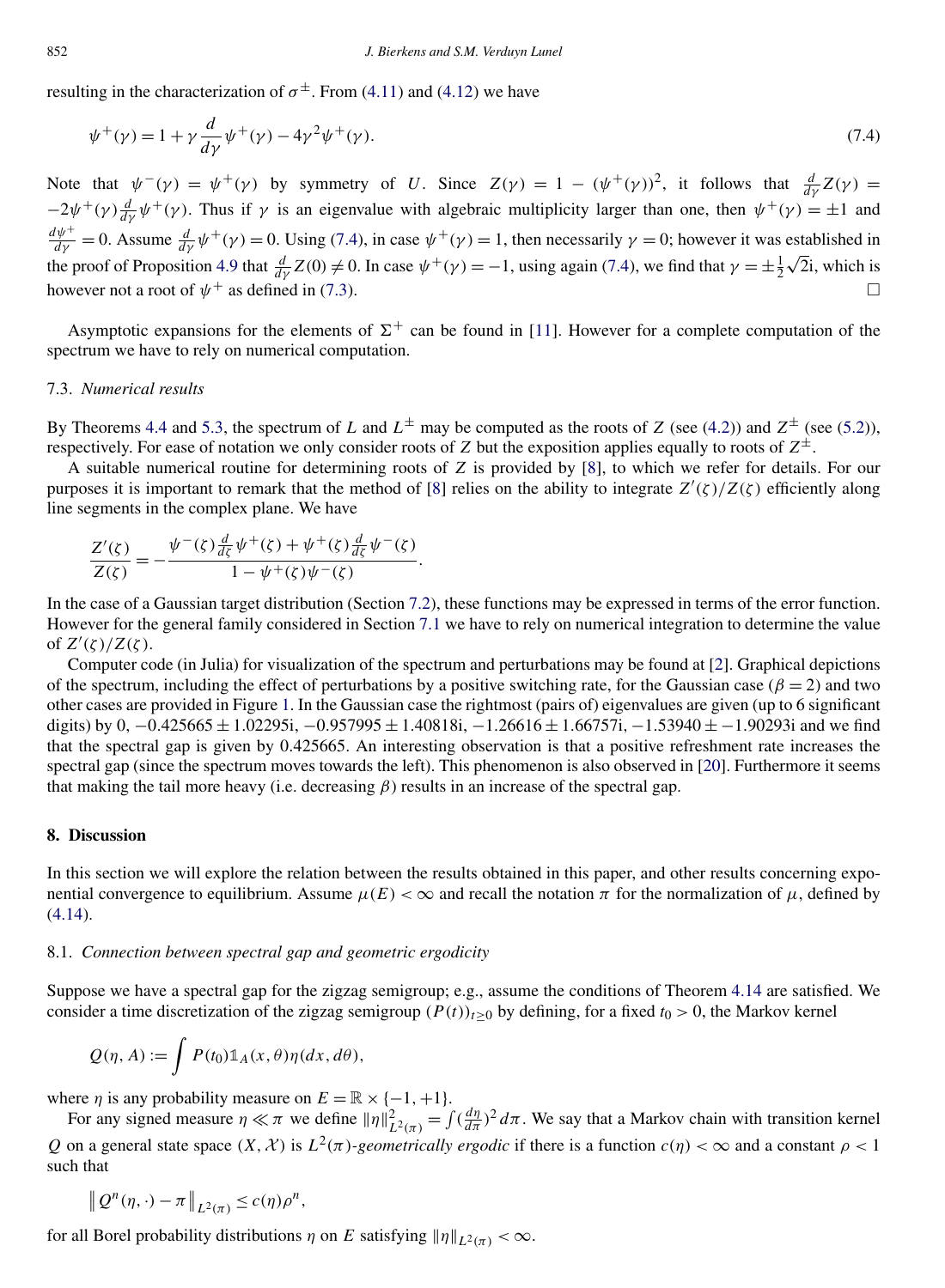resulting in the characterization of $\sigma^{\pm}$. From (4.11) and (4.12) we have

$$\psi^{+}(\gamma) = 1 + \gamma \frac{d}{d\gamma}\psi^{+}(\gamma) - 4\gamma^2 \psi^{+}(\gamma). \tag{7.4}$$

Note that $\psi^{-}(\gamma) = \psi^{+}(\gamma)$ by symmetry of $U$. Since $Z(\gamma) = 1 - (\psi^{+}(\gamma))^2$, it follows that $\frac{d}{d\gamma}Z(\gamma) = -2\psi^{+}(\gamma)\frac{d}{d\gamma}\psi^{+}(\gamma)$. Thus if $\gamma$ is an eigenvalue with algebraic multiplicity larger than one, then $\psi^{+}(\gamma) = \pm 1$ and $\frac{d\psi^{+}}{d\gamma} = 0$. Assume $\frac{d}{d\gamma}\psi^{+}(\gamma) = 0$. Using (7.4), in case $\psi^{+}(\gamma) = 1$, then necessarily $\gamma = 0$; however it was established in the proof of Proposition 4.9 that $\frac{d}{d\gamma}Z(0) \neq 0$. In case $\psi^{+}(\gamma) = -1$, using again (7.4), we find that $\gamma = \pm\frac{1}{2}\sqrt{2}\mathrm{i}$, which is however not a root of $\psi^{+}$ as defined in (7.3). $\square$

Asymptotic expansions for the elements of $\Sigma^{+}$ can be found in [11]. However for a complete computation of the spectrum we have to rely on numerical computation.

### 7.3. *Numerical results*

By Theorems 4.4 and 5.3, the spectrum of $L$ and $L^{\pm}$ may be computed as the roots of $Z$ (see (4.2)) and $Z^{\pm}$ (see (5.2)), respectively. For ease of notation we only consider roots of $Z$ but the exposition applies equally to roots of $Z^{\pm}$.

A suitable numerical routine for determining roots of $Z$ is provided by [8], to which we refer for details. For our purposes it is important to remark that the method of [8] relies on the ability to integrate $Z'(\zeta)/Z(\zeta)$ efficiently along line segments in the complex plane. We have

$$\frac{Z'(\zeta)}{Z(\zeta)} = -\frac{\psi^{-}(\zeta)\frac{d}{d\zeta}\psi^{+}(\zeta) + \psi^{+}(\zeta)\frac{d}{d\zeta}\psi^{-}(\zeta)}{1 - \psi^{+}(\zeta)\psi^{-}(\zeta)}.$$

In the case of a Gaussian target distribution (Section 7.2), these functions may be expressed in terms of the error function. However for the general family considered in Section 7.1 we have to rely on numerical integration to determine the value of $Z'(\zeta)/Z(\zeta)$.

Computer code (in Julia) for visualization of the spectrum and perturbations may be found at [2]. Graphical depictions of the spectrum, including the effect of perturbations by a positive switching rate, for the Gaussian case ($\beta = 2$) and two other cases are provided in Figure 1. In the Gaussian case the rightmost (pairs of) eigenvalues are given (up to 6 significant digits) by $0$, $-0.425665 \pm 1.02295\mathrm{i}$, $-0.957995 \pm 1.40818\mathrm{i}$, $-1.26616 \pm 1.66757\mathrm{i}$, $-1.53940 \pm -1.90293\mathrm{i}$ and we find that the spectral gap is given by $0.425665$. An interesting observation is that a positive refreshment rate increases the spectral gap (since the spectrum moves towards the left). This phenomenon is also observed in [20]. Furthermore it seems that making the tail more heavy (i.e. decreasing $\beta$) results in an increase of the spectral gap.

## 8. Discussion

In this section we will explore the relation between the results obtained in this paper, and other results concerning exponential convergence to equilibrium. Assume $\mu(E) < \infty$ and recall the notation $\pi$ for the normalization of $\mu$, defined by (4.14).

### 8.1. *Connection between spectral gap and geometric ergodicity*

Suppose we have a spectral gap for the zigzag semigroup; e.g., assume the conditions of Theorem 4.14 are satisfied. We consider a time discretization of the zigzag semigroup $(P(t))_{t\geq 0}$ by defining, for a fixed $t_0 > 0$, the Markov kernel

$$Q(\eta, A) := \int P(t_0)\mathbb{1}_A(x,\theta)\eta(dx, d\theta),$$

where $\eta$ is any probability measure on $E = \mathbb{R} \times \{-1, +1\}$.

For any signed measure $\eta \ll \pi$ we define $\|\eta\|^2_{L^2(\pi)} = \int (\frac{d\eta}{d\pi})^2 \, d\pi$. We say that a Markov chain with transition kernel $Q$ on a general state space $(X, \mathcal{X})$ is $L^2(\pi)$-*geometrically ergodic* if there is a function $c(\eta) < \infty$ and a constant $\rho < 1$ such that

$$\left\| Q^n(\eta, \cdot) - \pi \right\|_{L^2(\pi)} \leq c(\eta)\rho^n,$$

for all Borel probability distributions $\eta$ on $E$ satisfying $\|\eta\|_{L^2(\pi)} < \infty$.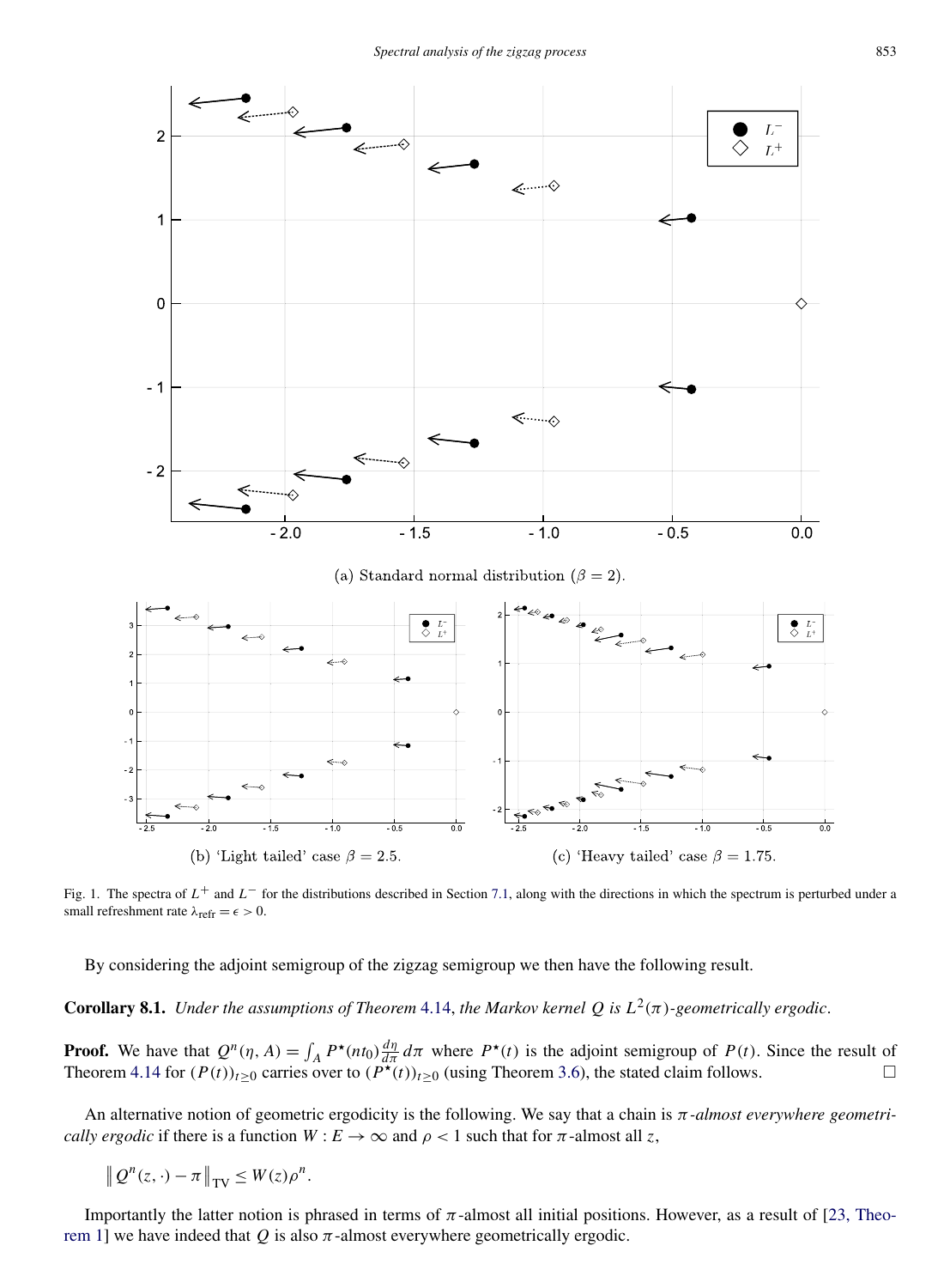(a) Standard normal distribution ($\beta = 2$).

(b) 'Light tailed' case $\beta = 2.5$.

(c) 'Heavy tailed' case $\beta = 1.75$.

Fig. 1. The spectra of $L^+$ and $L^-$ for the distributions described in Section 7.1, along with the directions in which the spectrum is perturbed under a small refreshment rate $\lambda_{\text{refr}} = \epsilon > 0$.

By considering the adjoint semigroup of the zigzag semigroup we then have the following result.

**Corollary 8.1.** *Under the assumptions of Theorem 4.14, the Markov kernel $Q$ is $L^2(\pi)$-geometrically ergodic.*

**Proof.** We have that $Q^n(\eta, A) = \int_A P^\star(nt_0)\frac{d\eta}{d\pi}\,d\pi$ where $P^\star(t)$ is the adjoint semigroup of $P(t)$. Since the result of Theorem 4.14 for $(P(t))_{t\geq 0}$ carries over to $(P^\star(t))_{t\geq 0}$ (using Theorem 3.6), the stated claim follows. □

An alternative notion of geometric ergodicity is the following. We say that a chain is *$\pi$-almost everywhere geometrically ergodic* if there is a function $W : E \to \infty$ and $\rho < 1$ such that for $\pi$-almost all $z$,

$$\left\| Q^n(z,\cdot) - \pi \right\|_{\text{TV}} \leq W(z)\rho^n.$$

Importantly the latter notion is phrased in terms of $\pi$-almost all initial positions. However, as a result of [23, Theorem 1] we have indeed that $Q$ is also $\pi$-almost everywhere geometrically ergodic.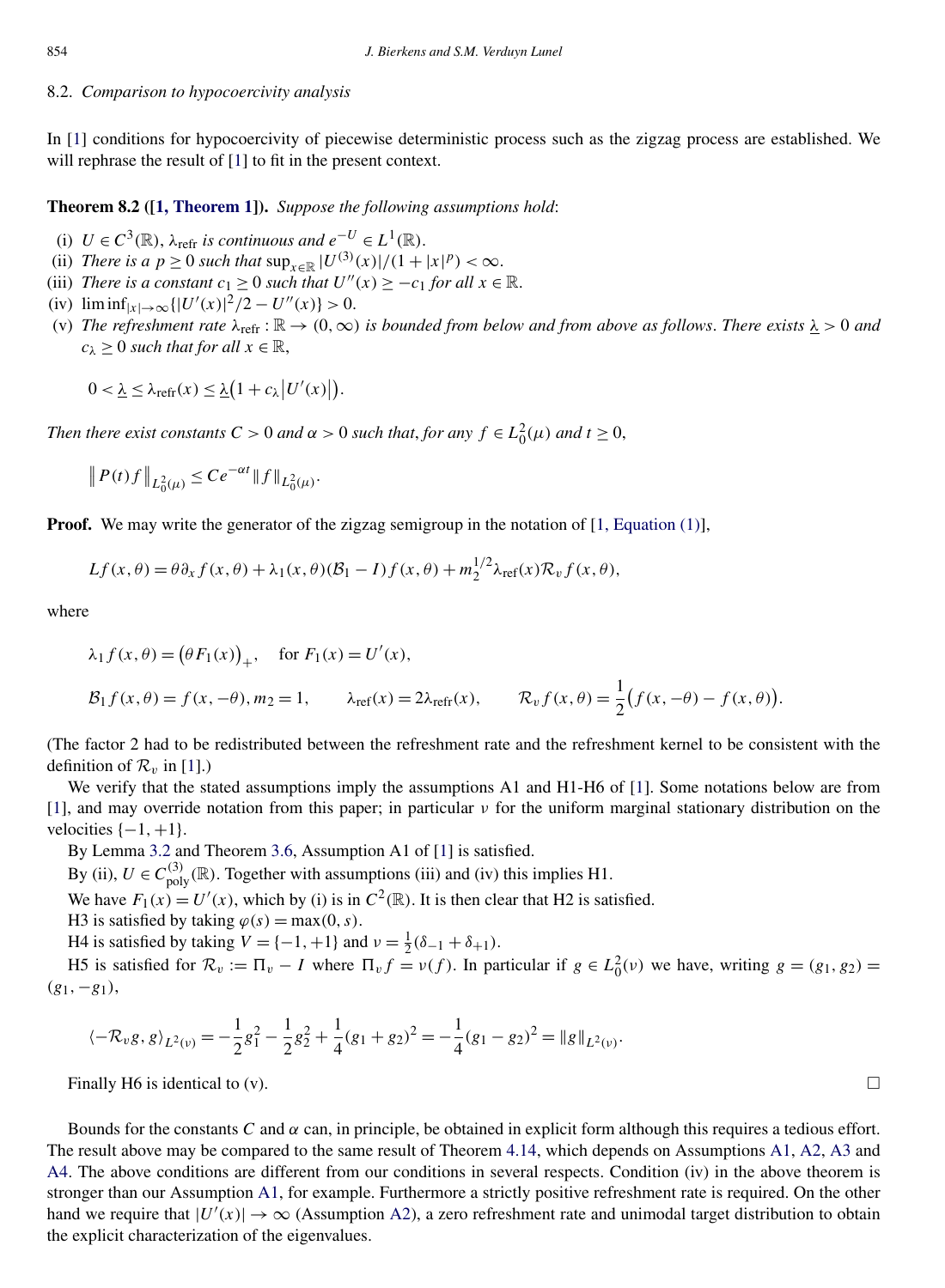## 8.2. *Comparison to hypocoercivity analysis*

In [1] conditions for hypocoercivity of piecewise deterministic process such as the zigzag process are established. We will rephrase the result of [1] to fit in the present context.

**Theorem 8.2 ([1, Theorem 1]).** *Suppose the following assumptions hold*:

(i) $U \in C^3(\mathbb{R})$, $\lambda_{\text{refr}}$ *is continuous and* $e^{-U} \in L^1(\mathbb{R})$.

(ii) *There is a* $p \geq 0$ *such that* $\sup_{x\in\mathbb{R}} |U^{(3)}(x)|/(1+|x|^p) < \infty$.

(iii) *There is a constant* $c_1 \geq 0$ *such that* $U''(x) \geq -c_1$ *for all* $x \in \mathbb{R}$.

(iv) $\liminf_{|x|\to\infty}\{|U'(x)|^2/2 - U''(x)\} > 0$.

(v) *The refreshment rate* $\lambda_{\text{refr}} : \mathbb{R} \to (0,\infty)$ *is bounded from below and from above as follows. There exists* $\underline{\lambda} > 0$ *and* $c_\lambda \geq 0$ *such that for all* $x \in \mathbb{R}$,

$$0 < \underline{\lambda} \leq \lambda_{\text{refr}}(x) \leq \underline{\lambda}\big(1 + c_\lambda \big|U'(x)\big|\big).$$

*Then there exist constants* $C > 0$ *and* $\alpha > 0$ *such that, for any* $f \in L_0^2(\mu)$ *and* $t \geq 0$,

$$\big\| P(t) f \big\|_{L_0^2(\mu)} \leq C e^{-\alpha t} \| f \|_{L_0^2(\mu)}.$$

**Proof.** We may write the generator of the zigzag semigroup in the notation of [1, Equation (1)],

$$Lf(x,\theta) = \theta \partial_x f(x,\theta) + \lambda_1(x,\theta)(\mathcal{B}_1 - I) f(x,\theta) + m_2^{1/2} \lambda_{\text{ref}}(x) \mathcal{R}_v f(x,\theta),$$

where

$$\lambda_1 f(x,\theta) = \big(\theta F_1(x)\big)_+, \quad \text{for } F_1(x) = U'(x),$$

$$\mathcal{B}_1 f(x,\theta) = f(x,-\theta), m_2 = 1, \qquad \lambda_{\text{ref}}(x) = 2\lambda_{\text{refr}}(x), \qquad \mathcal{R}_v f(x,\theta) = \frac{1}{2}\big(f(x,-\theta) - f(x,\theta)\big).$$

(The factor 2 had to be redistributed between the refreshment rate and the refreshment kernel to be consistent with the definition of $\mathcal{R}_v$ in [1].)

We verify that the stated assumptions imply the assumptions A1 and H1-H6 of [1]. Some notations below are from [1], and may override notation from this paper; in particular $\nu$ for the uniform marginal stationary distribution on the velocities $\{-1,+1\}$.

By Lemma 3.2 and Theorem 3.6, Assumption A1 of [1] is satisfied.

By (ii), $U \in C^{(3)}_{\text{poly}}(\mathbb{R})$. Together with assumptions (iii) and (iv) this implies H1.

We have $F_1(x) = U'(x)$, which by (i) is in $C^2(\mathbb{R})$. It is then clear that H2 is satisfied.

H3 is satisfied by taking $\varphi(s) = \max(0,s)$.

H4 is satisfied by taking $V = \{-1,+1\}$ and $\nu = \frac{1}{2}(\delta_{-1} + \delta_{+1})$.

H5 is satisfied for $\mathcal{R}_v := \Pi_v - I$ where $\Pi_v f = \nu(f)$. In particular if $g \in L_0^2(\nu)$ we have, writing $g = (g_1, g_2) = (g_1, -g_1)$,

$$\langle -\mathcal{R}_v g, g\rangle_{L^2(\nu)} = -\frac{1}{2}g_1^2 - \frac{1}{2}g_2^2 + \frac{1}{4}(g_1+g_2)^2 = -\frac{1}{4}(g_1-g_2)^2 = \|g\|_{L^2(\nu)}.$$

Finally H6 is identical to (v). $\square$

Bounds for the constants $C$ and $\alpha$ can, in principle, be obtained in explicit form although this requires a tedious effort. The result above may be compared to the same result of Theorem 4.14, which depends on Assumptions A1, A2, A3 and A4. The above conditions are different from our conditions in several respects. Condition (iv) in the above theorem is stronger than our Assumption A1, for example. Furthermore a strictly positive refreshment rate is required. On the other hand we require that $|U'(x)| \to \infty$ (Assumption A2), a zero refreshment rate and unimodal target distribution to obtain the explicit characterization of the eigenvalues.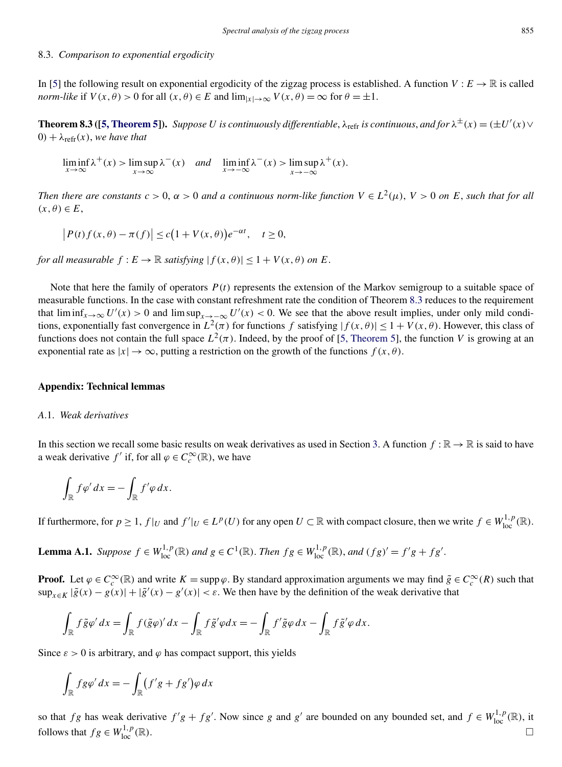### 8.3. *Comparison to exponential ergodicity*

In [5] the following result on exponential ergodicity of the zigzag process is established. A function $V : E \to \mathbb{R}$ is called *norm-like* if $V(x,\theta) > 0$ for all $(x,\theta) \in E$ and $\lim_{|x|\to\infty} V(x,\theta) = \infty$ for $\theta = \pm 1$.

**Theorem 8.3 ([5, Theorem 5]).** *Suppose $U$ is continuously differentiable, $\lambda_{\mathrm{refr}}$ is continuous, and for $\lambda^{\pm}(x) = (\pm U'(x) \vee 0) + \lambda_{\mathrm{refr}}(x)$, we have that*

$$\liminf_{x\to\infty} \lambda^+(x) > \limsup_{x\to\infty} \lambda^-(x) \quad \text{and} \quad \liminf_{x\to-\infty} \lambda^-(x) > \limsup_{x\to-\infty} \lambda^+(x).$$

*Then there are constants $c > 0$, $\alpha > 0$ and a continuous norm-like function $V \in L^2(\mu)$, $V > 0$ on $E$, such that for all $(x,\theta) \in E$,*

$$\left| P(t) f(x,\theta) - \pi(f) \right| \le c\big(1 + V(x,\theta)\big) e^{-\alpha t}, \quad t \ge 0,$$

*for all measurable $f : E \to \mathbb{R}$ satisfying $|f(x,\theta)| \le 1 + V(x,\theta)$ on $E$.*

Note that here the family of operators $P(t)$ represents the extension of the Markov semigroup to a suitable space of measurable functions. In the case with constant refreshment rate the condition of Theorem 8.3 reduces to the requirement that $\liminf_{x\to\infty} U'(x) > 0$ and $\limsup_{x\to-\infty} U'(x) < 0$. We see that the above result implies, under only mild conditions, exponentially fast convergence in $L^2(\pi)$ for functions $f$ satisfying $|f(x,\theta)| \le 1 + V(x,\theta)$. However, this class of functions does not contain the full space $L^2(\pi)$. Indeed, by the proof of [5, Theorem 5], the function $V$ is growing at an exponential rate as $|x| \to \infty$, putting a restriction on the growth of the functions $f(x,\theta)$.

## Appendix: Technical lemmas

### A.1. *Weak derivatives*

In this section we recall some basic results on weak derivatives as used in Section 3. A function $f : \mathbb{R} \to \mathbb{R}$ is said to have a weak derivative $f'$ if, for all $\varphi \in C_c^\infty(\mathbb{R})$, we have

$$\int_{\mathbb{R}} f\varphi' \, dx = -\int_{\mathbb{R}} f'\varphi \, dx.$$

If furthermore, for $p \ge 1$, $f|_U$ and $f'|_U \in L^p(U)$ for any open $U \subset \mathbb{R}$ with compact closure, then we write $f \in W^{1,p}_{\mathrm{loc}}(\mathbb{R})$.

**Lemma A.1.** *Suppose $f \in W^{1,p}_{\mathrm{loc}}(\mathbb{R})$ and $g \in C^1(\mathbb{R})$. Then $fg \in W^{1,p}_{\mathrm{loc}}(\mathbb{R})$, and $(fg)' = f'g + fg'$.*

**Proof.** Let $\varphi \in C_c^\infty(\mathbb{R})$ and write $K = \operatorname{supp} \varphi$. By standard approximation arguments we may find $\tilde{g} \in C_c^\infty(R)$ such that $\sup_{x\in K} |\tilde{g}(x) - g(x)| + |\tilde{g}'(x) - g'(x)| < \varepsilon$. We then have by the definition of the weak derivative that

$$\int_{\mathbb{R}} f\tilde{g}\varphi' \, dx = \int_{\mathbb{R}} f(\tilde{g}\varphi)' \, dx - \int_{\mathbb{R}} f\tilde{g}'\varphi dx = -\int_{\mathbb{R}} f'\tilde{g}\varphi \, dx - \int_{\mathbb{R}} f\tilde{g}'\varphi \, dx.$$

Since $\varepsilon > 0$ is arbitrary, and $\varphi$ has compact support, this yields

$$\int_{\mathbb{R}} fg\varphi' \, dx = -\int_{\mathbb{R}} \big(f'g + fg'\big)\varphi \, dx$$

so that $fg$ has weak derivative $f'g + fg'$. Now since $g$ and $g'$ are bounded on any bounded set, and $f \in W^{1,p}_{\mathrm{loc}}(\mathbb{R})$, it follows that $fg \in W^{1,p}_{\mathrm{loc}}(\mathbb{R})$. □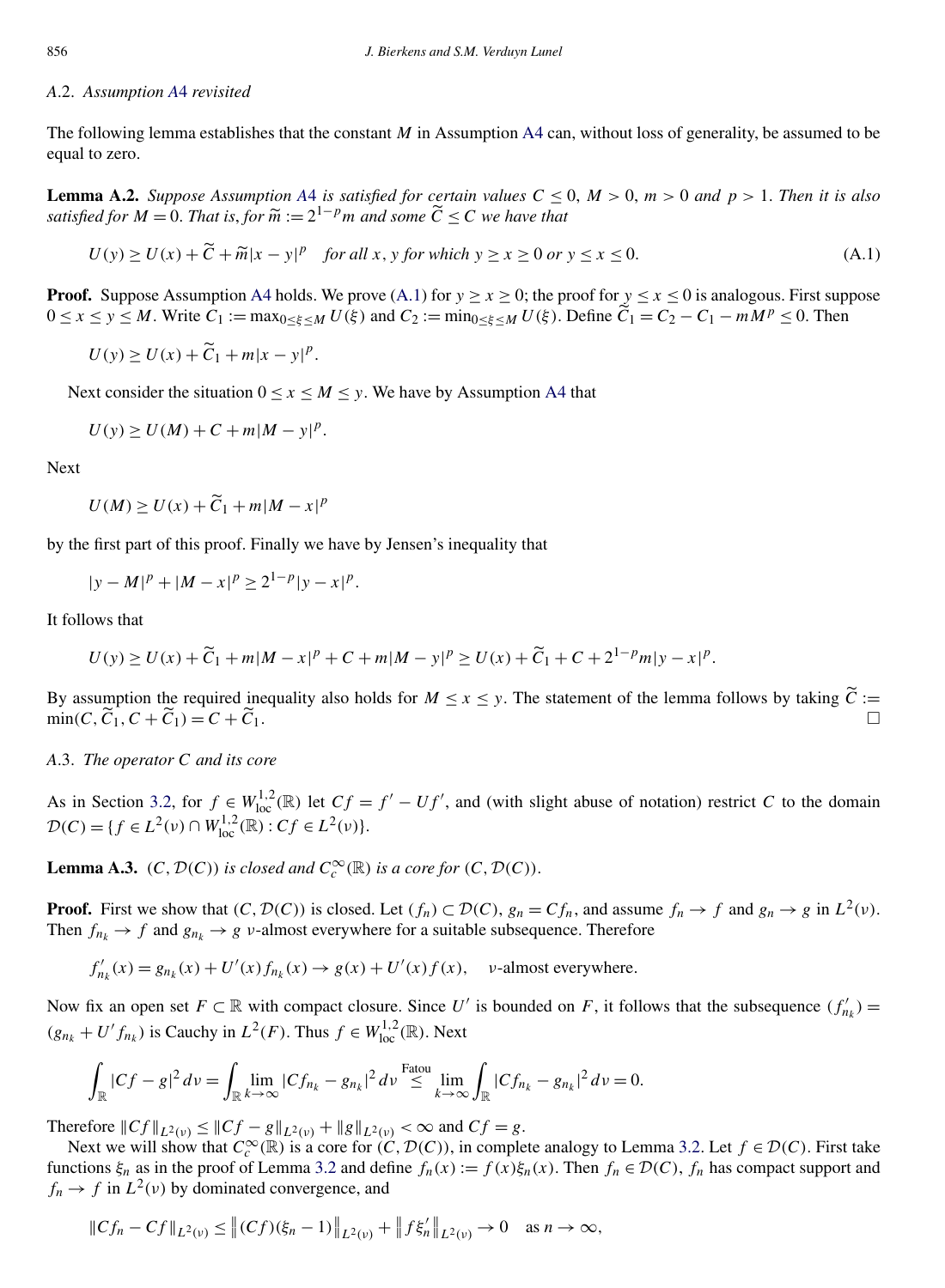### A.2. *Assumption A4 revisited*

The following lemma establishes that the constant $M$ in Assumption A4 can, without loss of generality, be assumed to be equal to zero.

**Lemma A.2.** *Suppose Assumption A4 is satisfied for certain values $C \le 0$, $M > 0$, $m > 0$ and $p > 1$. Then it is also satisfied for $M = 0$. That is, for $\widetilde{m} := 2^{1-p} m$ and some $\widetilde{C} \le C$ we have that*

$$U(y) \ge U(x) + \widetilde{C} + \widetilde{m}|x - y|^p \quad \text{for all } x, y \text{ for which } y \ge x \ge 0 \text{ or } y \le x \le 0. \tag{A.1}$$

**Proof.** Suppose Assumption A4 holds. We prove (A.1) for $y \ge x \ge 0$; the proof for $y \le x \le 0$ is analogous. First suppose $0 \le x \le y \le M$. Write $C_1 := \max_{0 \le \xi \le M} U(\xi)$ and $C_2 := \min_{0 \le \xi \le M} U(\xi)$. Define $\widetilde{C}_1 = C_2 - C_1 - mM^p \le 0$. Then

$$U(y) \ge U(x) + \widetilde{C}_1 + m|x - y|^p.$$

Next consider the situation $0 \le x \le M \le y$. We have by Assumption A4 that

$$U(y) \ge U(M) + C + m|M - y|^p.$$

Next

$$U(M) \ge U(x) + \widetilde{C}_1 + m|M - x|^p$$

by the first part of this proof. Finally we have by Jensen's inequality that

$$|y - M|^p + |M - x|^p \ge 2^{1-p}|y - x|^p.$$

It follows that

$$U(y) \ge U(x) + \widetilde{C}_1 + m|M - x|^p + C + m|M - y|^p \ge U(x) + \widetilde{C}_1 + C + 2^{1-p} m|y - x|^p.$$

By assumption the required inequality also holds for $M \le x \le y$. The statement of the lemma follows by taking $\widetilde{C} := \min(C, \widetilde{C}_1, C + \widetilde{C}_1) = C + \widetilde{C}_1$. □

### A.3. *The operator C and its core*

As in Section 3.2, for $f \in W^{1,2}_{\text{loc}}(\mathbb{R})$ let $Cf = f' - Uf'$, and (with slight abuse of notation) restrict $C$ to the domain $\mathcal{D}(C) = \{f \in L^2(\nu) \cap W^{1,2}_{\text{loc}}(\mathbb{R}) : Cf \in L^2(\nu)\}$.

**Lemma A.3.** *$(C, \mathcal{D}(C))$ is closed and $C_c^\infty(\mathbb{R})$ is a core for $(C, \mathcal{D}(C))$.*

**Proof.** First we show that $(C, \mathcal{D}(C))$ is closed. Let $(f_n) \subset \mathcal{D}(C)$, $g_n = Cf_n$, and assume $f_n \to f$ and $g_n \to g$ in $L^2(\nu)$. Then $f_{n_k} \to f$ and $g_{n_k} \to g$ $\nu$-almost everywhere for a suitable subsequence. Therefore

$$f'_{n_k}(x) = g_{n_k}(x) + U'(x) f_{n_k}(x) \to g(x) + U'(x) f(x), \quad \nu\text{-almost everywhere.}$$

Now fix an open set $F \subset \mathbb{R}$ with compact closure. Since $U'$ is bounded on $F$, it follows that the subsequence $(f'_{n_k}) = (g_{n_k} + U' f_{n_k})$ is Cauchy in $L^2(F)$. Thus $f \in W^{1,2}_{\text{loc}}(\mathbb{R})$. Next

$$\int_{\mathbb{R}} |Cf - g|^2 \, d\nu = \int_{\mathbb{R}} \lim_{k \to \infty} |Cf_{n_k} - g_{n_k}|^2 \, d\nu \overset{\text{Fatou}}{\le} \lim_{k \to \infty} \int_{\mathbb{R}} |Cf_{n_k} - g_{n_k}|^2 \, d\nu = 0.$$

Therefore $\|Cf\|_{L^2(\nu)} \le \|Cf - g\|_{L^2(\nu)} + \|g\|_{L^2(\nu)} < \infty$ and $Cf = g$.

Next we will show that $C_c^\infty(\mathbb{R})$ is a core for $(C, \mathcal{D}(C))$, in complete analogy to Lemma 3.2. Let $f \in \mathcal{D}(C)$. First take functions $\xi_n$ as in the proof of Lemma 3.2 and define $f_n(x) := f(x)\xi_n(x)$. Then $f_n \in \mathcal{D}(C)$, $f_n$ has compact support and $f_n \to f$ in $L^2(\nu)$ by dominated convergence, and

$$\|Cf_n - Cf\|_{L^2(\nu)} \le \left\|(Cf)(\xi_n - 1)\right\|_{L^2(\nu)} + \left\|f \xi'_n\right\|_{L^2(\nu)} \to 0 \quad \text{as } n \to \infty,$$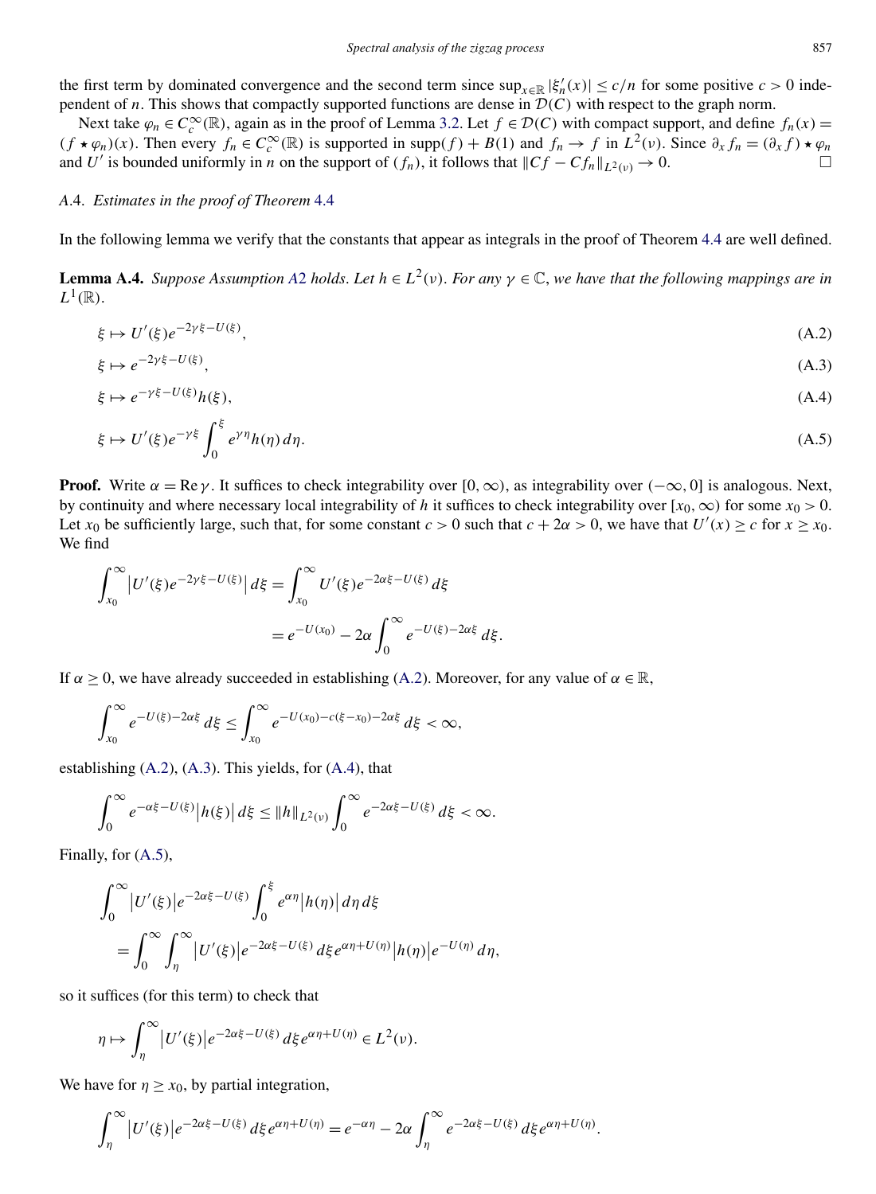the first term by dominated convergence and the second term since $\sup_{x\in\mathbb{R}} |\xi_n'(x)| \le c/n$ for some positive $c > 0$ independent of $n$. This shows that compactly supported functions are dense in $\mathcal{D}(C)$ with respect to the graph norm.

Next take $\varphi_n \in C_c^\infty(\mathbb{R})$, again as in the proof of Lemma 3.2. Let $f \in \mathcal{D}(C)$ with compact support, and define $f_n(x) = (f \star \varphi_n)(x)$. Then every $f_n \in C_c^\infty(\mathbb{R})$ is supported in $\operatorname{supp}(f) + B(1)$ and $f_n \to f$ in $L^2(\nu)$. Since $\partial_x f_n = (\partial_x f) \star \varphi_n$ and $U'$ is bounded uniformly in $n$ on the support of $(f_n)$, it follows that $\|Cf - Cf_n\|_{L^2(\nu)} \to 0$. □

### A.4. *Estimates in the proof of Theorem 4.4*

In the following lemma we verify that the constants that appear as integrals in the proof of Theorem 4.4 are well defined.

**Lemma A.4.** *Suppose Assumption A2 holds. Let $h \in L^2(\nu)$. For any $\gamma \in \mathbb{C}$, we have that the following mappings are in $L^1(\mathbb{R})$.*

$$\xi \mapsto U'(\xi) e^{-2\gamma\xi - U(\xi)}, \tag{A.2}$$

$$\xi \mapsto e^{-2\gamma\xi - U(\xi)}, \tag{A.3}$$

$$\xi \mapsto e^{-\gamma\xi - U(\xi)} h(\xi), \tag{A.4}$$

$$\xi \mapsto U'(\xi) e^{-\gamma\xi} \int_0^\xi e^{\gamma\eta} h(\eta)\, d\eta. \tag{A.5}$$

**Proof.** Write $\alpha = \operatorname{Re}\gamma$. It suffices to check integrability over $[0,\infty)$, as integrability over $(-\infty, 0]$ is analogous. Next, by continuity and where necessary local integrability of $h$ it suffices to check integrability over $[x_0,\infty)$ for some $x_0 > 0$. Let $x_0$ be sufficiently large, such that, for some constant $c > 0$ such that $c + 2\alpha > 0$, we have that $U'(x) \ge c$ for $x \ge x_0$. We find

$$\begin{aligned}
\int_{x_0}^\infty \left|U'(\xi) e^{-2\gamma\xi - U(\xi)}\right| d\xi &= \int_{x_0}^\infty U'(\xi) e^{-2\alpha\xi - U(\xi)}\, d\xi \\
&= e^{-U(x_0)} - 2\alpha \int_0^\infty e^{-U(\xi) - 2\alpha\xi}\, d\xi.
\end{aligned}$$

If $\alpha \ge 0$, we have already succeeded in establishing (A.2). Moreover, for any value of $\alpha \in \mathbb{R}$,

$$\int_{x_0}^\infty e^{-U(\xi) - 2\alpha\xi}\, d\xi \le \int_{x_0}^\infty e^{-U(x_0) - c(\xi - x_0) - 2\alpha\xi}\, d\xi < \infty,$$

establishing (A.2), (A.3). This yields, for (A.4), that

$$\int_0^\infty e^{-\alpha\xi - U(\xi)} \left|h(\xi)\right| d\xi \le \|h\|_{L^2(\nu)} \int_0^\infty e^{-2\alpha\xi - U(\xi)}\, d\xi < \infty.$$

Finally, for (A.5),

$$\begin{aligned}
&\int_0^\infty \left|U'(\xi)\right| e^{-2\alpha\xi - U(\xi)} \int_0^\xi e^{\alpha\eta} \left|h(\eta)\right| d\eta\, d\xi \\
&\quad = \int_0^\infty \int_\eta^\infty \left|U'(\xi)\right| e^{-2\alpha\xi - U(\xi)}\, d\xi\, e^{\alpha\eta + U(\eta)} \left|h(\eta)\right| e^{-U(\eta)}\, d\eta,
\end{aligned}$$

so it suffices (for this term) to check that

$$\eta \mapsto \int_\eta^\infty \left|U'(\xi)\right| e^{-2\alpha\xi - U(\xi)}\, d\xi\, e^{\alpha\eta + U(\eta)} \in L^2(\nu).$$

We have for $\eta \ge x_0$, by partial integration,

$$\int_\eta^\infty \left|U'(\xi)\right| e^{-2\alpha\xi - U(\xi)}\, d\xi\, e^{\alpha\eta + U(\eta)} = e^{-\alpha\eta} - 2\alpha \int_\eta^\infty e^{-2\alpha\xi - U(\xi)}\, d\xi\, e^{\alpha\eta + U(\eta)}.$$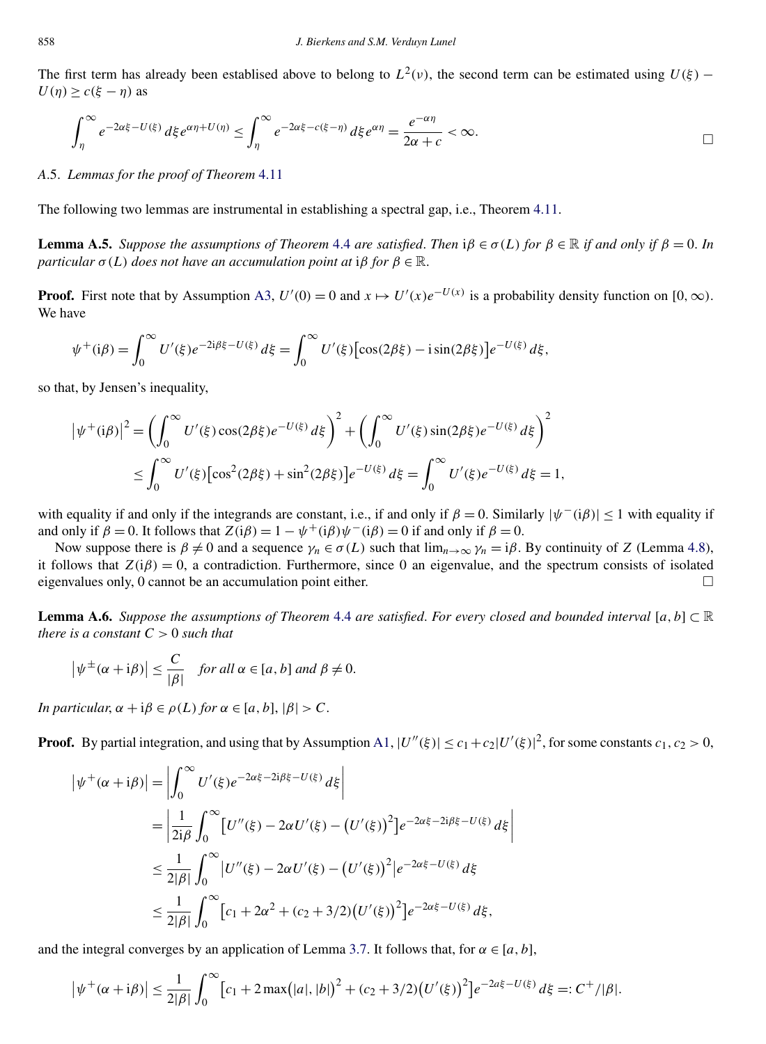The first term has already been establised above to belong to $L^2(\nu)$, the second term can be estimated using $U(\xi) - U(\eta) \geq c(\xi - \eta)$ as

$$\int_\eta^\infty e^{-2\alpha\xi - U(\xi)}\,d\xi\, e^{\alpha\eta + U(\eta)} \leq \int_\eta^\infty e^{-2\alpha\xi - c(\xi-\eta)}\,d\xi\, e^{\alpha\eta} = \frac{e^{-\alpha\eta}}{2\alpha + c} < \infty. \qquad \square$$

*A.5. Lemmas for the proof of Theorem 4.11*

The following two lemmas are instrumental in establishing a spectral gap, i.e., Theorem 4.11.

**Lemma A.5.** *Suppose the assumptions of Theorem 4.4 are satisfied. Then* $\mathrm{i}\beta \in \sigma(L)$ *for* $\beta \in \mathbb{R}$ *if and only if* $\beta = 0$. *In particular* $\sigma(L)$ *does not have an accumulation point at* $\mathrm{i}\beta$ *for* $\beta \in \mathbb{R}$.

**Proof.** First note that by Assumption A3, $U'(0) = 0$ and $x \mapsto U'(x)e^{-U(x)}$ is a probability density function on $[0, \infty)$. We have

$$\psi^+(\mathrm{i}\beta) = \int_0^\infty U'(\xi)e^{-2\mathrm{i}\beta\xi - U(\xi)}\,d\xi = \int_0^\infty U'(\xi)\big[\cos(2\beta\xi) - \mathrm{i}\sin(2\beta\xi)\big]e^{-U(\xi)}\,d\xi,$$

so that, by Jensen's inequality,

$$\begin{aligned}
\big|\psi^+(\mathrm{i}\beta)\big|^2 &= \left(\int_0^\infty U'(\xi)\cos(2\beta\xi)e^{-U(\xi)}\,d\xi\right)^2 + \left(\int_0^\infty U'(\xi)\sin(2\beta\xi)e^{-U(\xi)}\,d\xi\right)^2 \\
&\leq \int_0^\infty U'(\xi)\big[\cos^2(2\beta\xi) + \sin^2(2\beta\xi)\big]e^{-U(\xi)}\,d\xi = \int_0^\infty U'(\xi)e^{-U(\xi)}\,d\xi = 1,
\end{aligned}$$

with equality if and only if the integrands are constant, i.e., if and only if $\beta = 0$. Similarly $|\psi^-(\mathrm{i}\beta)| \leq 1$ with equality if and only if $\beta = 0$. It follows that $Z(\mathrm{i}\beta) = 1 - \psi^+(\mathrm{i}\beta)\psi^-(\mathrm{i}\beta) = 0$ if and only if $\beta = 0$.

Now suppose there is $\beta \neq 0$ and a sequence $\gamma_n \in \sigma(L)$ such that $\lim_{n\to\infty}\gamma_n = \mathrm{i}\beta$. By continuity of $Z$ (Lemma 4.8), it follows that $Z(\mathrm{i}\beta) = 0$, a contradiction. Furthermore, since 0 an eigenvalue, and the spectrum consists of isolated eigenvalues only, 0 cannot be an accumulation point either. $\square$

**Lemma A.6.** *Suppose the assumptions of Theorem 4.4 are satisfied. For every closed and bounded interval* $[a, b] \subset \mathbb{R}$ *there is a constant* $C > 0$ *such that*

$$\big|\psi^\pm(\alpha + \mathrm{i}\beta)\big| \leq \frac{C}{|\beta|} \quad \text{for all } \alpha \in [a, b] \text{ and } \beta \neq 0.$$

*In particular,* $\alpha + \mathrm{i}\beta \in \rho(L)$ *for* $\alpha \in [a, b]$, $|\beta| > C$.

**Proof.** By partial integration, and using that by Assumption A1, $|U''(\xi)| \leq c_1 + c_2|U'(\xi)|^2$, for some constants $c_1, c_2 > 0$,

$$\begin{aligned}
\big|\psi^+(\alpha + \mathrm{i}\beta)\big| &= \left|\int_0^\infty U'(\xi)e^{-2\alpha\xi - 2\mathrm{i}\beta\xi - U(\xi)}\,d\xi\right| \\
&= \left|\frac{1}{2\mathrm{i}\beta}\int_0^\infty \big[U''(\xi) - 2\alpha U'(\xi) - \big(U'(\xi)\big)^2\big]e^{-2\alpha\xi - 2\mathrm{i}\beta\xi - U(\xi)}\,d\xi\right| \\
&\leq \frac{1}{2|\beta|}\int_0^\infty \big|U''(\xi) - 2\alpha U'(\xi) - \big(U'(\xi)\big)^2\big|e^{-2\alpha\xi - U(\xi)}\,d\xi \\
&\leq \frac{1}{2|\beta|}\int_0^\infty \big[c_1 + 2\alpha^2 + (c_2 + 3/2)\big(U'(\xi)\big)^2\big]e^{-2\alpha\xi - U(\xi)}\,d\xi,
\end{aligned}$$

and the integral converges by an application of Lemma 3.7. It follows that, for $\alpha \in [a, b]$,

$$\big|\psi^+(\alpha + \mathrm{i}\beta)\big| \leq \frac{1}{2|\beta|}\int_0^\infty \big[c_1 + 2\max\big(|a|, |b|\big)^2 + (c_2 + 3/2)\big(U'(\xi)\big)^2\big]e^{-2\alpha\xi - U(\xi)}\,d\xi =: C^+/|\beta|.$$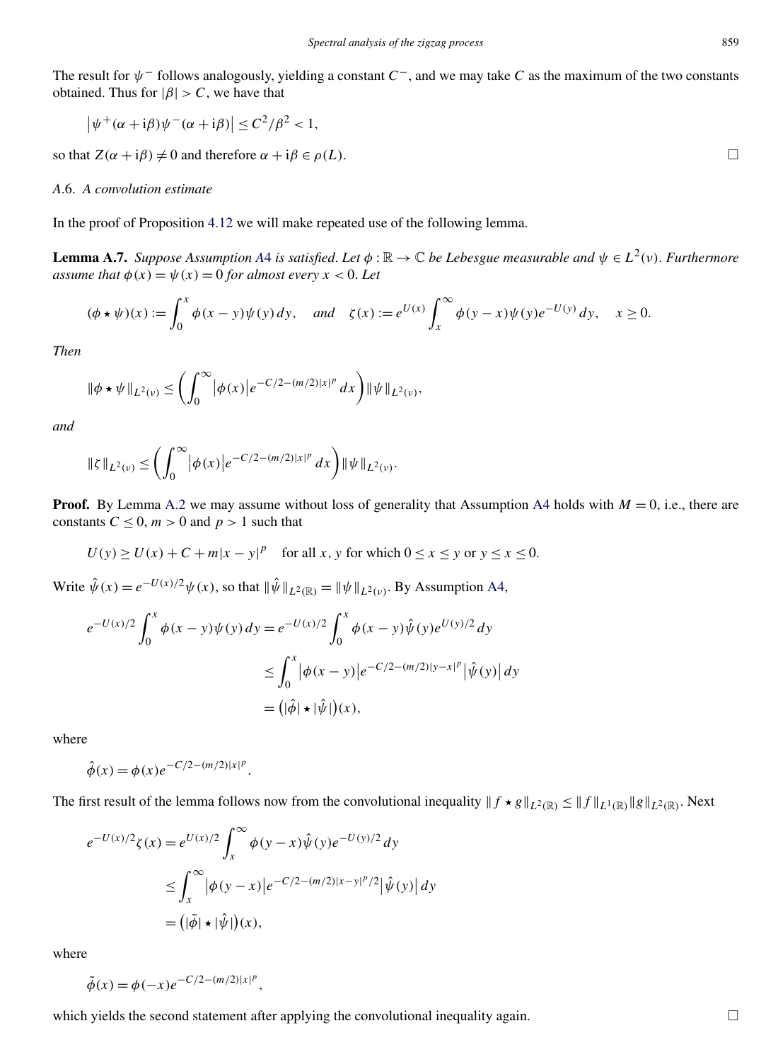The result for $\psi^-$ follows analogously, yielding a constant $C^-$, and we may take $C$ as the maximum of the two constants obtained. Thus for $|\beta| > C$, we have that

$$\left|\psi^+(\alpha + \mathrm{i}\beta)\psi^-(\alpha + \mathrm{i}\beta)\right| \le C^2/\beta^2 < 1,$$

so that $Z(\alpha + \mathrm{i}\beta) \neq 0$ and therefore $\alpha + \mathrm{i}\beta \in \rho(L)$. □

### A.6. *A convolution estimate*

In the proof of Proposition 4.12 we will make repeated use of the following lemma.

**Lemma A.7.** *Suppose Assumption A4 is satisfied. Let $\phi : \mathbb{R} \to \mathbb{C}$ be Lebesgue measurable and $\psi \in L^2(\nu)$. Furthermore assume that $\phi(x) = \psi(x) = 0$ for almost every $x < 0$. Let*

$$(\phi \star \psi)(x) := \int_0^x \phi(x - y)\psi(y)\, dy, \quad \text{and} \quad \zeta(x) := e^{U(x)} \int_x^\infty \phi(y - x)\psi(y) e^{-U(y)}\, dy, \quad x \ge 0.$$

*Then*

$$\|\phi \star \psi\|_{L^2(\nu)} \le \left(\int_0^\infty \left|\phi(x)\right| e^{-C/2 - (m/2)|x|^p}\, dx\right) \|\psi\|_{L^2(\nu)},$$

*and*

$$\|\zeta\|_{L^2(\nu)} \le \left(\int_0^\infty \left|\phi(x)\right| e^{-C/2 - (m/2)|x|^p}\, dx\right) \|\psi\|_{L^2(\nu)}.$$

**Proof.** By Lemma A.2 we may assume without loss of generality that Assumption A4 holds with $M = 0$, i.e., there are constants $C \le 0$, $m > 0$ and $p > 1$ such that

$$U(y) \ge U(x) + C + m|x - y|^p \quad \text{for all } x, y \text{ for which } 0 \le x \le y \text{ or } y \le x \le 0.$$

Write $\hat{\psi}(x) = e^{-U(x)/2}\psi(x)$, so that $\|\hat{\psi}\|_{L^2(\mathbb{R})} = \|\psi\|_{L^2(\nu)}$. By Assumption A4,

$$\begin{aligned}
e^{-U(x)/2} \int_0^x \phi(x - y)\psi(y)\, dy &= e^{-U(x)/2} \int_0^x \phi(x - y)\hat{\psi}(y) e^{U(y)/2}\, dy \\
&\le \int_0^x \left|\phi(x - y)\right| e^{-C/2 - (m/2)|y - x|^p} \left|\hat{\psi}(y)\right| dy \\
&= \left(|\hat{\phi}| \star |\hat{\psi}|\right)(x),
\end{aligned}$$

where

$$\hat{\phi}(x) = \phi(x) e^{-C/2 - (m/2)|x|^p}.$$

The first result of the lemma follows now from the convolutional inequality $\|f \star g\|_{L^2(\mathbb{R})} \le \|f\|_{L^1(\mathbb{R})} \|g\|_{L^2(\mathbb{R})}$. Next

$$\begin{aligned}
e^{-U(x)/2}\zeta(x) &= e^{U(x)/2} \int_x^\infty \phi(y - x)\hat{\psi}(y) e^{-U(y)/2}\, dy \\
&\le \int_x^\infty \left|\phi(y - x)\right| e^{-C/2 - (m/2)|x - y|^p/2} \left|\hat{\psi}(y)\right| dy \\
&= \left(|\tilde{\phi}| \star |\hat{\psi}|\right)(x),
\end{aligned}$$

where

$$\tilde{\phi}(x) = \phi(-x) e^{-C/2 - (m/2)|x|^p},$$

which yields the second statement after applying the convolutional inequality again. □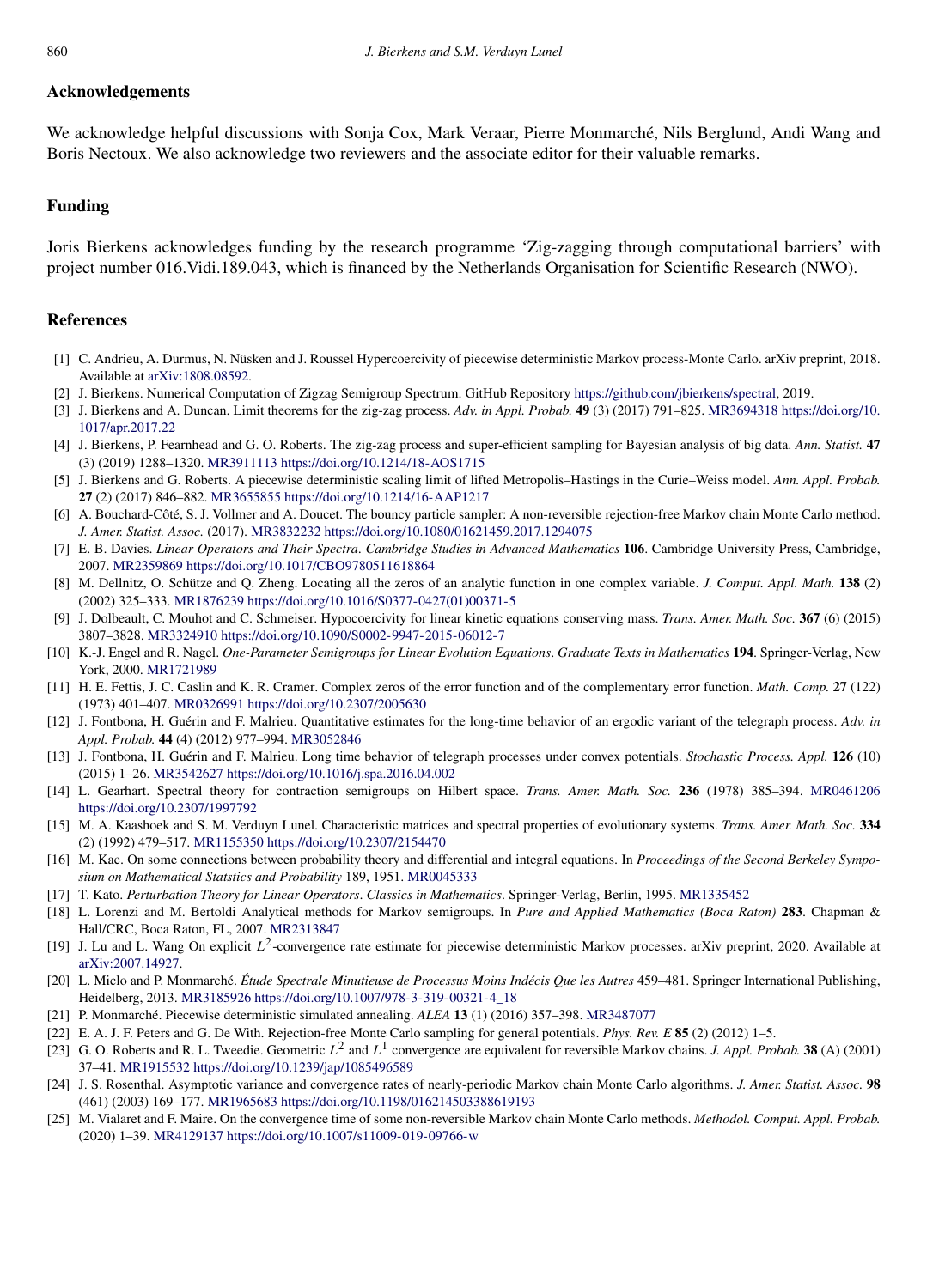## Acknowledgements

We acknowledge helpful discussions with Sonja Cox, Mark Veraar, Pierre Monmarché, Nils Berglund, Andi Wang and Boris Nectoux. We also acknowledge two reviewers and the associate editor for their valuable remarks.

## Funding

Joris Bierkens acknowledges funding by the research programme 'Zig-zagging through computational barriers' with project number 016.Vidi.189.043, which is financed by the Netherlands Organisation for Scientific Research (NWO).

## References

[1] C. Andrieu, A. Durmus, N. Nüsken and J. Roussel Hypercoercivity of piecewise deterministic Markov process-Monte Carlo. arXiv preprint, 2018. Available at arXiv:1808.08592.

[2] J. Bierkens. Numerical Computation of Zigzag Semigroup Spectrum. GitHub Repository https://github.com/jbierkens/spectral, 2019.

[3] J. Bierkens and A. Duncan. Limit theorems for the zig-zag process. *Adv. in Appl. Probab.* **49** (3) (2017) 791–825. MR3694318 https://doi.org/10.1017/apr.2017.22

[4] J. Bierkens, P. Fearnhead and G. O. Roberts. The zig-zag process and super-efficient sampling for Bayesian analysis of big data. *Ann. Statist.* **47** (3) (2019) 1288–1320. MR3911113 https://doi.org/10.1214/18-AOS1715

[5] J. Bierkens and G. Roberts. A piecewise deterministic scaling limit of lifted Metropolis–Hastings in the Curie–Weiss model. *Ann. Appl. Probab.* **27** (2) (2017) 846–882. MR3655855 https://doi.org/10.1214/16-AAP1217

[6] A. Bouchard-Côté, S. J. Vollmer and A. Doucet. The bouncy particle sampler: A non-reversible rejection-free Markov chain Monte Carlo method. *J. Amer. Statist. Assoc.* (2017). MR3832232 https://doi.org/10.1080/01621459.2017.1294075

[7] E. B. Davies. *Linear Operators and Their Spectra*. *Cambridge Studies in Advanced Mathematics* **106**. Cambridge University Press, Cambridge, 2007. MR2359869 https://doi.org/10.1017/CBO9780511618864

[8] M. Dellnitz, O. Schütze and Q. Zheng. Locating all the zeros of an analytic function in one complex variable. *J. Comput. Appl. Math.* **138** (2) (2002) 325–333. MR1876239 https://doi.org/10.1016/S0377-0427(01)00371-5

[9] J. Dolbeault, C. Mouhot and C. Schmeiser. Hypocoercivity for linear kinetic equations conserving mass. *Trans. Amer. Math. Soc.* **367** (6) (2015) 3807–3828. MR3324910 https://doi.org/10.1090/S0002-9947-2015-06012-7

[10] K.-J. Engel and R. Nagel. *One-Parameter Semigroups for Linear Evolution Equations*. *Graduate Texts in Mathematics* **194**. Springer-Verlag, New York, 2000. MR1721989

[11] H. E. Fettis, J. C. Caslin and K. R. Cramer. Complex zeros of the error function and of the complementary error function. *Math. Comp.* **27** (122) (1973) 401–407. MR0326991 https://doi.org/10.2307/2005630

[12] J. Fontbona, H. Guérin and F. Malrieu. Quantitative estimates for the long-time behavior of an ergodic variant of the telegraph process. *Adv. in Appl. Probab.* **44** (4) (2012) 977–994. MR3052846

[13] J. Fontbona, H. Guérin and F. Malrieu. Long time behavior of telegraph processes under convex potentials. *Stochastic Process. Appl.* **126** (10) (2015) 1–26. MR3542627 https://doi.org/10.1016/j.spa.2016.04.002

[14] L. Gearhart. Spectral theory for contraction semigroups on Hilbert space. *Trans. Amer. Math. Soc.* **236** (1978) 385–394. MR0461206 https://doi.org/10.2307/1997792

[15] M. A. Kaashoek and S. M. Verduyn Lunel. Characteristic matrices and spectral properties of evolutionary systems. *Trans. Amer. Math. Soc.* **334** (2) (1992) 479–517. MR1155350 https://doi.org/10.2307/2154470

[16] M. Kac. On some connections between probability theory and differential and integral equations. In *Proceedings of the Second Berkeley Symposium on Mathematical Statstics and Probability* 189, 1951. MR0045333

[17] T. Kato. *Perturbation Theory for Linear Operators*. *Classics in Mathematics*. Springer-Verlag, Berlin, 1995. MR1335452

[18] L. Lorenzi and M. Bertoldi Analytical methods for Markov semigroups. In *Pure and Applied Mathematics (Boca Raton)* **283**. Chapman & Hall/CRC, Boca Raton, FL, 2007. MR2313847

[19] J. Lu and L. Wang On explicit $L^2$-convergence rate estimate for piecewise deterministic Markov processes. arXiv preprint, 2020. Available at arXiv:2007.14927.

[20] L. Miclo and P. Monmarché. *Étude Spectrale Minutieuse de Processus Moins Indécis Que les Autres* 459–481. Springer International Publishing, Heidelberg, 2013. MR3185926 https://doi.org/10.1007/978-3-319-00321-4_18

[21] P. Monmarché. Piecewise deterministic simulated annealing. *ALEA* **13** (1) (2016) 357–398. MR3487077

[22] E. A. J. F. Peters and G. De With. Rejection-free Monte Carlo sampling for general potentials. *Phys. Rev. E* **85** (2) (2012) 1–5.

[23] G. O. Roberts and R. L. Tweedie. Geometric $L^2$ and $L^1$ convergence are equivalent for reversible Markov chains. *J. Appl. Probab.* **38** (A) (2001) 37–41. MR1915532 https://doi.org/10.1239/jap/1085496589

[24] J. S. Rosenthal. Asymptotic variance and convergence rates of nearly-periodic Markov chain Monte Carlo algorithms. *J. Amer. Statist. Assoc.* **98** (461) (2003) 169–177. MR1965683 https://doi.org/10.1198/016214503388619193

[25] M. Vialaret and F. Maire. On the convergence time of some non-reversible Markov chain Monte Carlo methods. *Methodol. Comput. Appl. Probab.* (2020) 1–39. MR4129137 https://doi.org/10.1007/s11009-019-09766-w